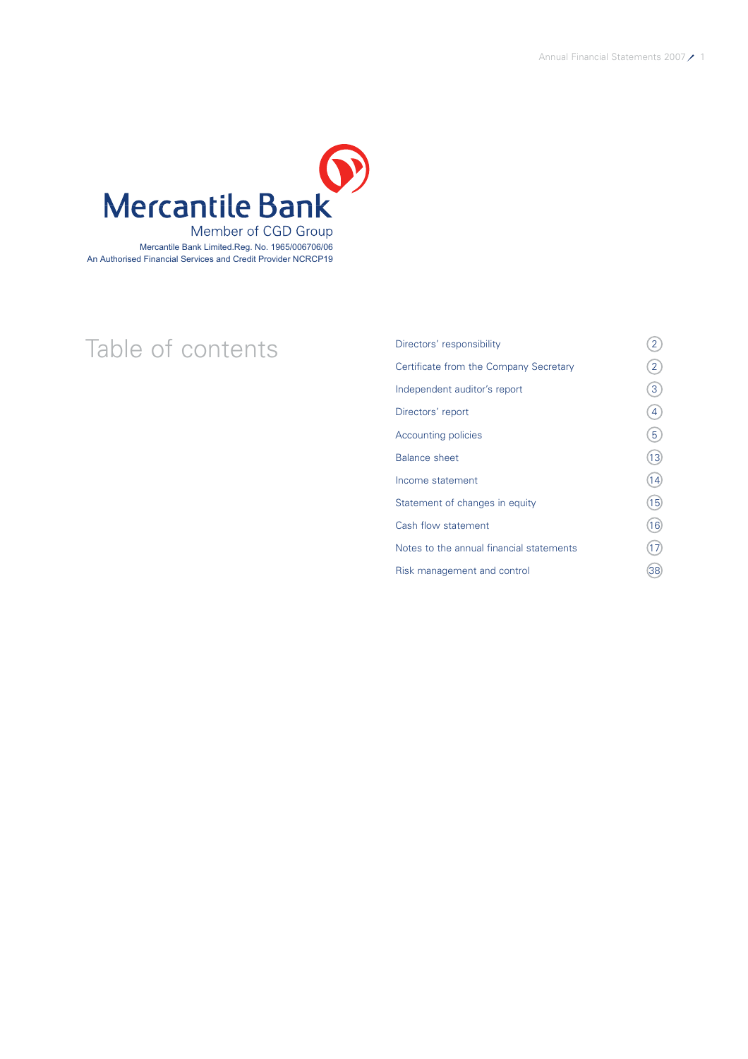# Mercantile Bank

Member of CGD Group

Mercantile Bank Limited.Reg. No. 1965/006706/06
An Authorised Financial Services and Credit Provider NCRCP19

## Table of contents

| | |
|---|---|
| Directors' responsibility | 2 |
| Certificate from the Company Secretary | 2 |
| Independent auditor's report | 3 |
| Directors' report | 4 |
| Accounting policies | 5 |
| Balance sheet | 13 |
| Income statement | 14 |
| Statement of changes in equity | 15 |
| Cash flow statement | 16 |
| Notes to the annual financial statements | 17 |
| Risk management and control | 38 |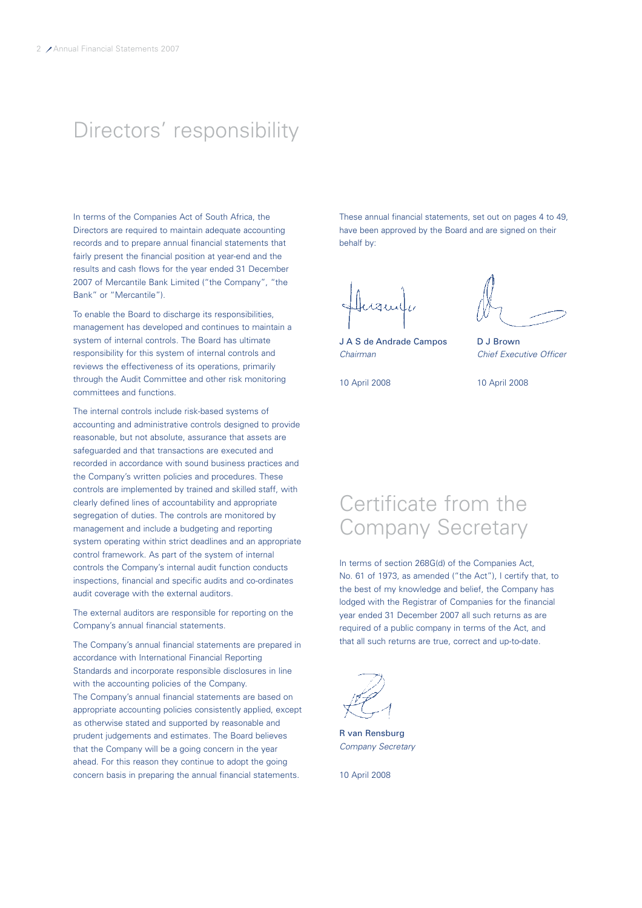# Directors' responsibility

In terms of the Companies Act of South Africa, the Directors are required to maintain adequate accounting records and to prepare annual financial statements that fairly present the financial position at year-end and the results and cash flows for the year ended 31 December 2007 of Mercantile Bank Limited ("the Company", "the Bank" or "Mercantile").

To enable the Board to discharge its responsibilities, management has developed and continues to maintain a system of internal controls. The Board has ultimate responsibility for this system of internal controls and reviews the effectiveness of its operations, primarily through the Audit Committee and other risk monitoring committees and functions.

The internal controls include risk-based systems of accounting and administrative controls designed to provide reasonable, but not absolute, assurance that assets are safeguarded and that transactions are executed and recorded in accordance with sound business practices and the Company's written policies and procedures. These controls are implemented by trained and skilled staff, with clearly defined lines of accountability and appropriate segregation of duties. The controls are monitored by management and include a budgeting and reporting system operating within strict deadlines and an appropriate control framework. As part of the system of internal controls the Company's internal audit function conducts inspections, financial and specific audits and co-ordinates audit coverage with the external auditors.

The external auditors are responsible for reporting on the Company's annual financial statements.

The Company's annual financial statements are prepared in accordance with International Financial Reporting Standards and incorporate responsible disclosures in line with the accounting policies of the Company.
The Company's annual financial statements are based on appropriate accounting policies consistently applied, except as otherwise stated and supported by reasonable and prudent judgements and estimates. The Board believes that the Company will be a going concern in the year ahead. For this reason they continue to adopt the going concern basis in preparing the annual financial statements.

These annual financial statements, set out on pages 4 to 49, have been approved by the Board and are signed on their behalf by:

J A S de Andrade Campos
*Chairman*

10 April 2008

D J Brown
*Chief Executive Officer*

10 April 2008

# Certificate from the Company Secretary

In terms of section 268G(d) of the Companies Act, No. 61 of 1973, as amended ("the Act"), I certify that, to the best of my knowledge and belief, the Company has lodged with the Registrar of Companies for the financial year ended 31 December 2007 all such returns as are required of a public company in terms of the Act, and that all such returns are true, correct and up-to-date.

R van Rensburg
*Company Secretary*

10 April 2008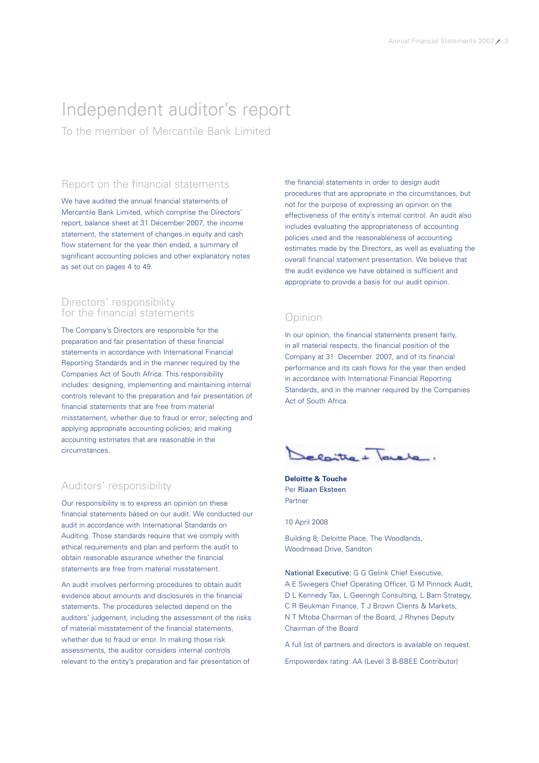# Independent auditor's report

To the member of Mercantile Bank Limited

## Report on the financial statements

We have audited the annual financial statements of Mercantile Bank Limited, which comprise the Directors' report, balance sheet at 31 December 2007, the income statement, the statement of changes in equity and cash flow statement for the year then ended, a summary of significant accounting policies and other explanatory notes as set out on pages 4 to 49.

## Directors' responsibility for the financial statements

The Company's Directors are responsible for the preparation and fair presentation of these financial statements in accordance with International Financial Reporting Standards and in the manner required by the Companies Act of South Africa. This responsibility includes: designing, implementing and maintaining internal controls relevant to the preparation and fair presentation of financial statements that are free from material misstatement, whether due to fraud or error; selecting and applying appropriate accounting policies; and making accounting estimates that are reasonable in the circumstances.

## Auditors' responsibility

Our responsibility is to express an opinion on these financial statements based on our audit. We conducted our audit in accordance with International Standards on Auditing. Those standards require that we comply with ethical requirements and plan and perform the audit to obtain reasonable assurance whether the financial statements are free from material misstatement.

An audit involves performing procedures to obtain audit evidence about amounts and disclosures in the financial statements. The procedures selected depend on the auditors' judgement, including the assessment of the risks of material misstatement of the financial statements, whether due to fraud or error. In making those risk assessments, the auditor considers internal controls relevant to the entity's preparation and fair presentation of the financial statements in order to design audit procedures that are appropriate in the circumstances, but not for the purpose of expressing an opinion on the effectiveness of the entity's internal control. An audit also includes evaluating the appropriateness of accounting policies used and the reasonableness of accounting estimates made by the Directors, as well as evaluating the overall financial statement presentation. We believe that the audit evidence we have obtained is sufficient and appropriate to provide a basis for our audit opinion.

## Opinion

In our opinion, the financial statements present fairly, in all material respects, the financial position of the Company at 31 December 2007, and of its financial performance and its cash flows for the year then ended in accordance with International Financial Reporting Standards, and in the manner required by the Companies Act of South Africa.

**Deloitte & Touche**
Per Riaan Eksteen
Partner

10 April 2008

Building 8, Deloitte Place, The Woodlands, Woodmead Drive, Sandton

National Executive: G G Gelink Chief Executive, A E Swiegers Chief Operating Officer, G M Pinnock Audit, D L Kennedy Tax, L Geeringh Consulting, L Bam Strategy, C R Beukman Finance, T J Brown Clients & Markets, N T Mtoba Chairman of the Board, J Rhynes Deputy Chairman of the Board

A full list of partners and directors is available on request.

Empowerdex rating: AA (Level 3 B-BBEE Contributor)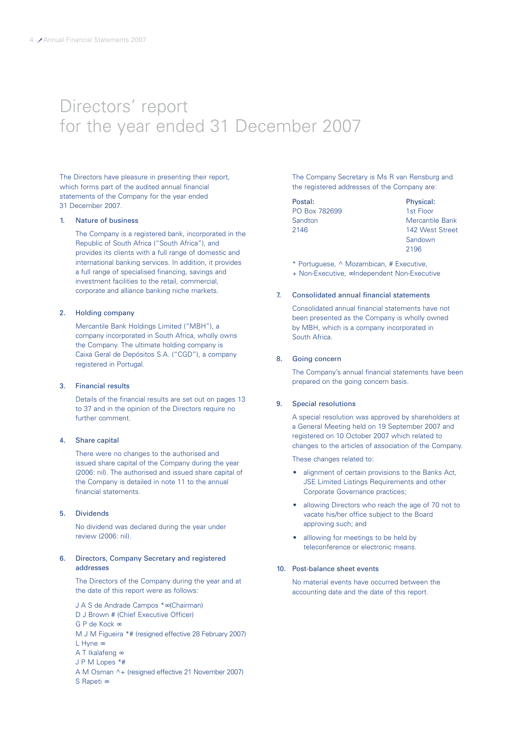# Directors' report for the year ended 31 December 2007

The Directors have pleasure in presenting their report, which forms part of the audited annual financial statements of the Company for the year ended 31 December 2007.

## 1. Nature of business

The Company is a registered bank, incorporated in the Republic of South Africa ("South Africa"), and provides its clients with a full range of domestic and international banking services. In addition, it provides a full range of specialised financing, savings and investment facilities to the retail, commercial, corporate and alliance banking niche markets.

## 2. Holding company

Mercantile Bank Holdings Limited ("MBH"), a company incorporated in South Africa, wholly owns the Company. The ultimate holding company is Caixa Geral de Depósitos S.A. ("CGD"), a company registered in Portugal.

## 3. Financial results

Details of the financial results are set out on pages 13 to 37 and in the opinion of the Directors require no further comment.

## 4. Share capital

There were no changes to the authorised and issued share capital of the Company during the year (2006: nil). The authorised and issued share capital of the Company is detailed in note 11 to the annual financial statements.

## 5. Dividends

No dividend was declared during the year under review (2006: nil).

## 6. Directors, Company Secretary and registered addresses

The Directors of the Company during the year and at the date of this report were as follows:

J A S de Andrade Campos *∞(Chairman)
D J Brown # (Chief Executive Officer)
G P de Kock ∞
M J M Figueira *# (resigned effective 28 February 2007)
L Hyne ∞
A T Ikalafeng ∞
J P M Lopes *#
A M Osman ^+ (resigned effective 21 November 2007)
S Rapeti ∞

The Company Secretary is Ms R van Rensburg and the registered addresses of the Company are:

| **Postal:** | **Physical:** |
|---|---|
| PO Box 782699 | 1st Floor |
| Sandton | Mercantile Bank |
| 2146 | 142 West Street |
| | Sandown |
| | 2196 |

* Portuguese, ^ Mozambican, # Executive,
+ Non-Executive, ∞Independent Non-Executive

## 7. Consolidated annual financial statements

Consolidated annual financial statements have not been presented as the Company is wholly owned by MBH, which is a company incorporated in South Africa.

## 8. Going concern

The Company's annual financial statements have been prepared on the going concern basis.

## 9. Special resolutions

A special resolution was approved by shareholders at a General Meeting held on 19 September 2007 and registered on 10 October 2007 which related to changes to the articles of association of the Company.

These changes related to:

- alignment of certain provisions to the Banks Act, JSE Limited Listings Requirements and other Corporate Governance practices;
- allowing Directors who reach the age of 70 not to vacate his/her office subject to the Board approving such; and
- alllowing for meetings to be held by teleconference or electronic means.

## 10. Post-balance sheet events

No material events have occurred between the accounting date and the date of this report.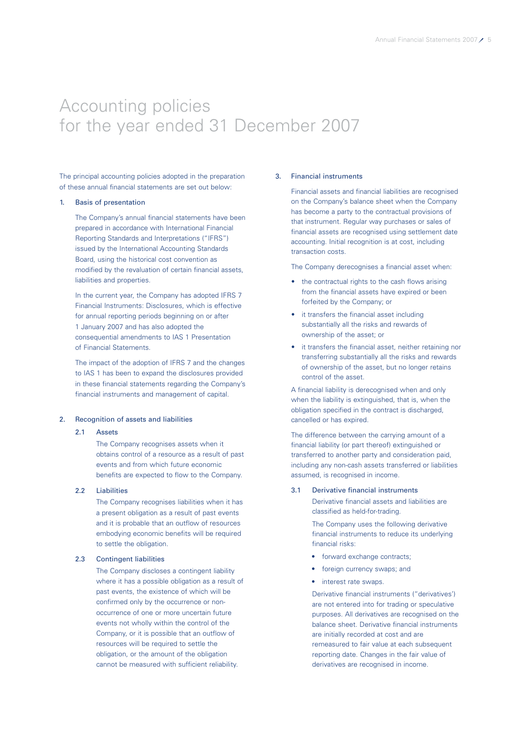# Accounting policies
# for the year ended 31 December 2007

The principal accounting policies adopted in the preparation of these annual financial statements are set out below:

## 1. Basis of presentation

The Company's annual financial statements have been prepared in accordance with International Financial Reporting Standards and Interpretations ("IFRS") issued by the International Accounting Standards Board, using the historical cost convention as modified by the revaluation of certain financial assets, liabilities and properties.

In the current year, the Company has adopted IFRS 7 Financial Instruments: Disclosures, which is effective for annual reporting periods beginning on or after 1 January 2007 and has also adopted the consequential amendments to IAS 1 Presentation of Financial Statements.

The impact of the adoption of IFRS 7 and the changes to IAS 1 has been to expand the disclosures provided in these financial statements regarding the Company's financial instruments and management of capital.

## 2. Recognition of assets and liabilities

### 2.1 Assets

The Company recognises assets when it obtains control of a resource as a result of past events and from which future economic benefits are expected to flow to the Company.

### 2.2 Liabilities

The Company recognises liabilities when it has a present obligation as a result of past events and it is probable that an outflow of resources embodying economic benefits will be required to settle the obligation.

### 2.3 Contingent liabilities

The Company discloses a contingent liability where it has a possible obligation as a result of past events, the existence of which will be confirmed only by the occurrence or non-occurrence of one or more uncertain future events not wholly within the control of the Company, or it is possible that an outflow of resources will be required to settle the obligation, or the amount of the obligation cannot be measured with sufficient reliability.

## 3. Financial instruments

Financial assets and financial liabilities are recognised on the Company's balance sheet when the Company has become a party to the contractual provisions of that instrument. Regular way purchases or sales of financial assets are recognised using settlement date accounting. Initial recognition is at cost, including transaction costs.

The Company derecognises a financial asset when:

- the contractual rights to the cash flows arising from the financial assets have expired or been forfeited by the Company; or
- it transfers the financial asset including substantially all the risks and rewards of ownership of the asset; or
- it transfers the financial asset, neither retaining nor transferring substantially all the risks and rewards of ownership of the asset, but no longer retains control of the asset.

A financial liability is derecognised when and only when the liability is extinguished, that is, when the obligation specified in the contract is discharged, cancelled or has expired.

The difference between the carrying amount of a financial liability (or part thereof) extinguished or transferred to another party and consideration paid, including any non-cash assets transferred or liabilities assumed, is recognised in income.

### 3.1 Derivative financial instruments

Derivative financial assets and liabilities are classified as held-for-trading.

The Company uses the following derivative financial instruments to reduce its underlying financial risks:

- forward exchange contracts;
- foreign currency swaps; and
- interest rate swaps.

Derivative financial instruments ("derivatives') are not entered into for trading or speculative purposes. All derivatives are recognised on the balance sheet. Derivative financial instruments are initially recorded at cost and are remeasured to fair value at each subsequent reporting date. Changes in the fair value of derivatives are recognised in income.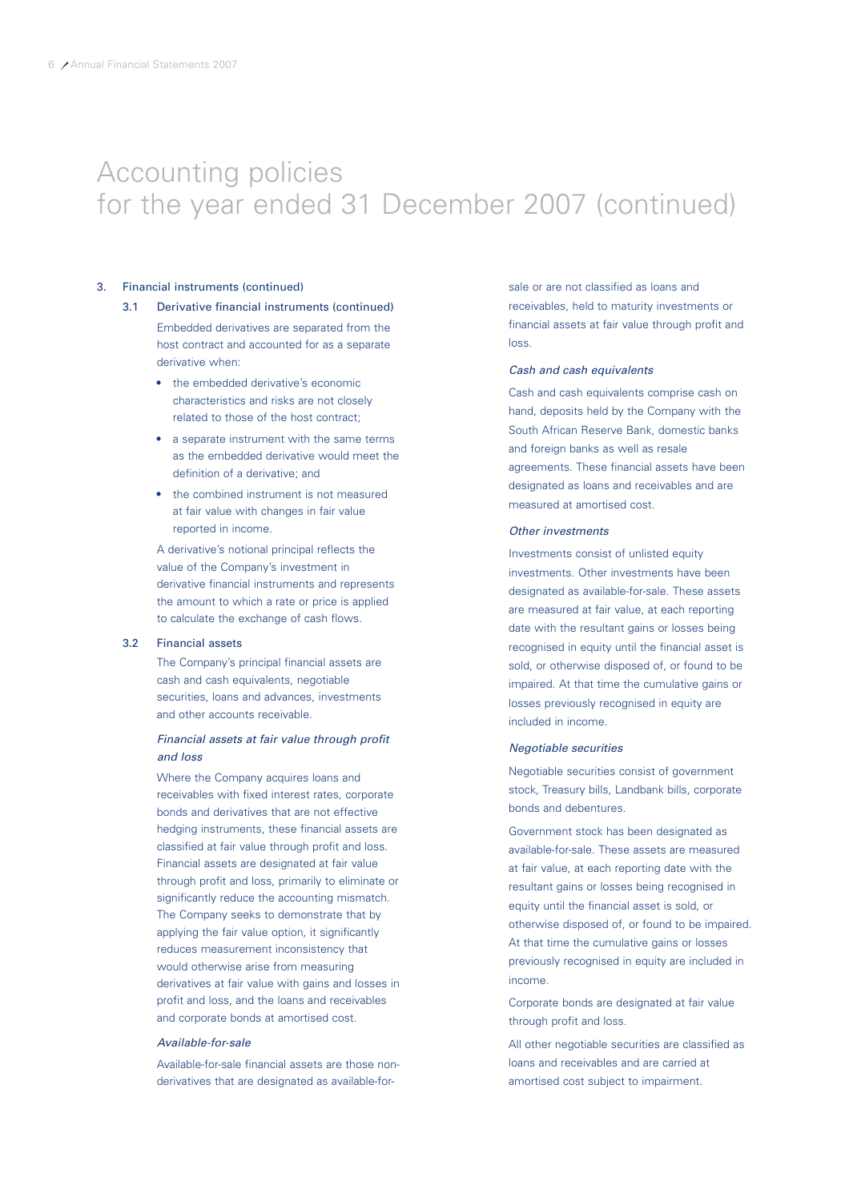# Accounting policies for the year ended 31 December 2007 (continued)

## 3. Financial instruments (continued)

### 3.1 Derivative financial instruments (continued)

Embedded derivatives are separated from the host contract and accounted for as a separate derivative when:

- the embedded derivative's economic characteristics and risks are not closely related to those of the host contract;
- a separate instrument with the same terms as the embedded derivative would meet the definition of a derivative; and
- the combined instrument is not measured at fair value with changes in fair value reported in income.

A derivative's notional principal reflects the value of the Company's investment in derivative financial instruments and represents the amount to which a rate or price is applied to calculate the exchange of cash flows.

### 3.2 Financial assets

The Company's principal financial assets are cash and cash equivalents, negotiable securities, loans and advances, investments and other accounts receivable.

*Financial assets at fair value through profit and loss*

Where the Company acquires loans and receivables with fixed interest rates, corporate bonds and derivatives that are not effective hedging instruments, these financial assets are classified at fair value through profit and loss. Financial assets are designated at fair value through profit and loss, primarily to eliminate or significantly reduce the accounting mismatch. The Company seeks to demonstrate that by applying the fair value option, it significantly reduces measurement inconsistency that would otherwise arise from measuring derivatives at fair value with gains and losses in profit and loss, and the loans and receivables and corporate bonds at amortised cost.

*Available-for-sale*

Available-for-sale financial assets are those non-derivatives that are designated as available-for-sale or are not classified as loans and receivables, held to maturity investments or financial assets at fair value through profit and loss.

*Cash and cash equivalents*

Cash and cash equivalents comprise cash on hand, deposits held by the Company with the South African Reserve Bank, domestic banks and foreign banks as well as resale agreements. These financial assets have been designated as loans and receivables and are measured at amortised cost.

*Other investments*

Investments consist of unlisted equity investments. Other investments have been designated as available-for-sale. These assets are measured at fair value, at each reporting date with the resultant gains or losses being recognised in equity until the financial asset is sold, or otherwise disposed of, or found to be impaired. At that time the cumulative gains or losses previously recognised in equity are included in income.

*Negotiable securities*

Negotiable securities consist of government stock, Treasury bills, Landbank bills, corporate bonds and debentures.

Government stock has been designated as available-for-sale. These assets are measured at fair value, at each reporting date with the resultant gains or losses being recognised in equity until the financial asset is sold, or otherwise disposed of, or found to be impaired. At that time the cumulative gains or losses previously recognised in equity are included in income.

Corporate bonds are designated at fair value through profit and loss.

All other negotiable securities are classified as loans and receivables and are carried at amortised cost subject to impairment.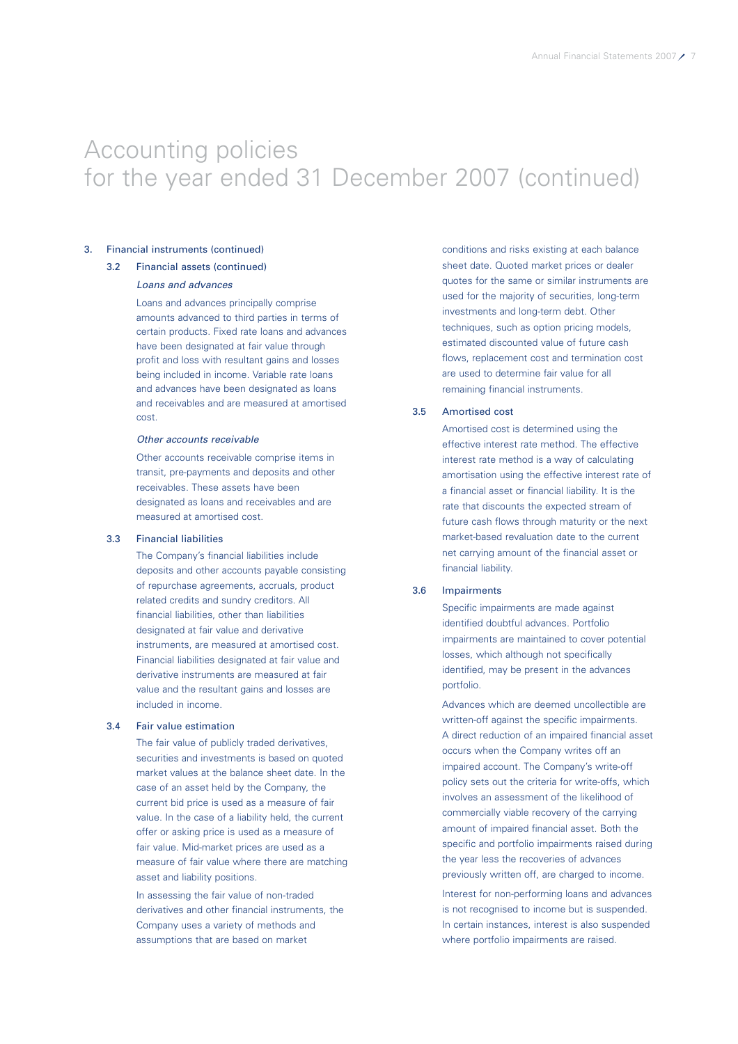# Accounting policies
# for the year ended 31 December 2007 (continued)

## 3. Financial instruments (continued)

### 3.2 Financial assets (continued)

*Loans and advances*

Loans and advances principally comprise amounts advanced to third parties in terms of certain products. Fixed rate loans and advances have been designated at fair value through profit and loss with resultant gains and losses being included in income. Variable rate loans and advances have been designated as loans and receivables and are measured at amortised cost.

*Other accounts receivable*

Other accounts receivable comprise items in transit, pre-payments and deposits and other receivables. These assets have been designated as loans and receivables and are measured at amortised cost.

### 3.3 Financial liabilities

The Company's financial liabilities include deposits and other accounts payable consisting of repurchase agreements, accruals, product related credits and sundry creditors. All financial liabilities, other than liabilities designated at fair value and derivative instruments, are measured at amortised cost. Financial liabilities designated at fair value and derivative instruments are measured at fair value and the resultant gains and losses are included in income.

### 3.4 Fair value estimation

The fair value of publicly traded derivatives, securities and investments is based on quoted market values at the balance sheet date. In the case of an asset held by the Company, the current bid price is used as a measure of fair value. In the case of a liability held, the current offer or asking price is used as a measure of fair value. Mid-market prices are used as a measure of fair value where there are matching asset and liability positions.

In assessing the fair value of non-traded derivatives and other financial instruments, the Company uses a variety of methods and assumptions that are based on market conditions and risks existing at each balance sheet date. Quoted market prices or dealer quotes for the same or similar instruments are used for the majority of securities, long-term investments and long-term debt. Other techniques, such as option pricing models, estimated discounted value of future cash flows, replacement cost and termination cost are used to determine fair value for all remaining financial instruments.

### 3.5 Amortised cost

Amortised cost is determined using the effective interest rate method. The effective interest rate method is a way of calculating amortisation using the effective interest rate of a financial asset or financial liability. It is the rate that discounts the expected stream of future cash flows through maturity or the next market-based revaluation date to the current net carrying amount of the financial asset or financial liability.

### 3.6 Impairments

Specific impairments are made against identified doubtful advances. Portfolio impairments are maintained to cover potential losses, which although not specifically identified, may be present in the advances portfolio.

Advances which are deemed uncollectible are written-off against the specific impairments. A direct reduction of an impaired financial asset occurs when the Company writes off an impaired account. The Company's write-off policy sets out the criteria for write-offs, which involves an assessment of the likelihood of commercially viable recovery of the carrying amount of impaired financial asset. Both the specific and portfolio impairments raised during the year less the recoveries of advances previously written off, are charged to income.

Interest for non-performing loans and advances is not recognised to income but is suspended. In certain instances, interest is also suspended where portfolio impairments are raised.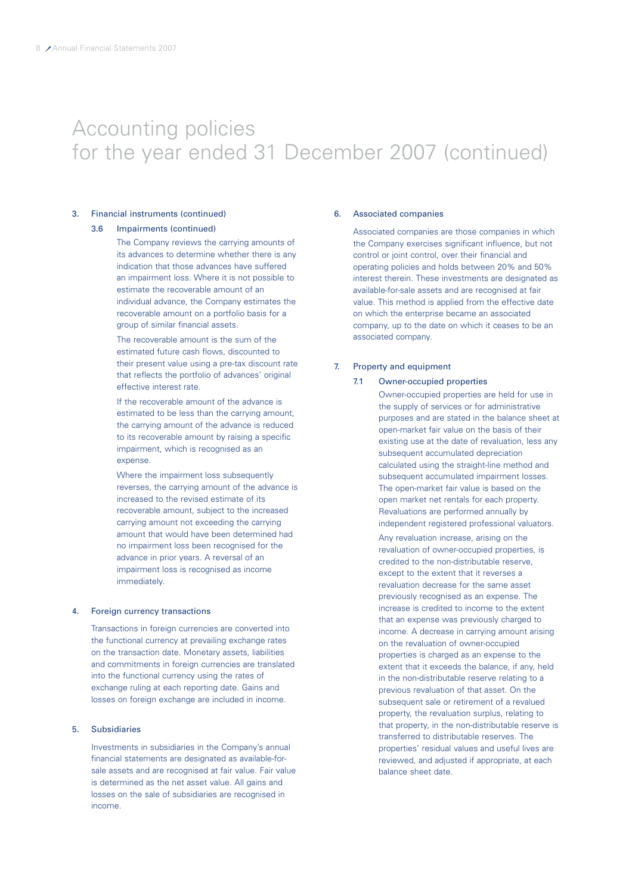# Accounting policies for the year ended 31 December 2007 (continued)

## 3. Financial instruments (continued)

### 3.6 Impairments (continued)

The Company reviews the carrying amounts of its advances to determine whether there is any indication that those advances have suffered an impairment loss. Where it is not possible to estimate the recoverable amount of an individual advance, the Company estimates the recoverable amount on a portfolio basis for a group of similar financial assets.

The recoverable amount is the sum of the estimated future cash flows, discounted to their present value using a pre-tax discount rate that reflects the portfolio of advances' original effective interest rate.

If the recoverable amount of the advance is estimated to be less than the carrying amount, the carrying amount of the advance is reduced to its recoverable amount by raising a specific impairment, which is recognised as an expense.

Where the impairment loss subsequently reverses, the carrying amount of the advance is increased to the revised estimate of its recoverable amount, subject to the increased carrying amount not exceeding the carrying amount that would have been determined had no impairment loss been recognised for the advance in prior years. A reversal of an impairment loss is recognised as income immediately.

## 4. Foreign currency transactions

Transactions in foreign currencies are converted into the functional currency at prevailing exchange rates on the transaction date. Monetary assets, liabilities and commitments in foreign currencies are translated into the functional currency using the rates of exchange ruling at each reporting date. Gains and losses on foreign exchange are included in income.

## 5. Subsidiaries

Investments in subsidiaries in the Company's annual financial statements are designated as available-for-sale assets and are recognised at fair value. Fair value is determined as the net asset value. All gains and losses on the sale of subsidiaries are recognised in income.

## 6. Associated companies

Associated companies are those companies in which the Company exercises significant influence, but not control or joint control, over their financial and operating policies and holds between 20% and 50% interest therein. These investments are designated as available-for-sale assets and are recognised at fair value. This method is applied from the effective date on which the enterprise became an associated company, up to the date on which it ceases to be an associated company.

## 7. Property and equipment

### 7.1 Owner-occupied properties

Owner-occupied properties are held for use in the supply of services or for administrative purposes and are stated in the balance sheet at open-market fair value on the basis of their existing use at the date of revaluation, less any subsequent accumulated depreciation calculated using the straight-line method and subsequent accumulated impairment losses. The open-market fair value is based on the open market net rentals for each property. Revaluations are performed annually by independent registered professional valuators.

Any revaluation increase, arising on the revaluation of owner-occupied properties, is credited to the non-distributable reserve, except to the extent that it reverses a revaluation decrease for the same asset previously recognised as an expense. The increase is credited to income to the extent that an expense was previously charged to income. A decrease in carrying amount arising on the revaluation of owner-occupied properties is charged as an expense to the extent that it exceeds the balance, if any, held in the non-distributable reserve relating to a previous revaluation of that asset. On the subsequent sale or retirement of a revalued property, the revaluation surplus, relating to that property, in the non-distributable reserve is transferred to distributable reserves. The properties' residual values and useful lives are reviewed, and adjusted if appropriate, at each balance sheet date.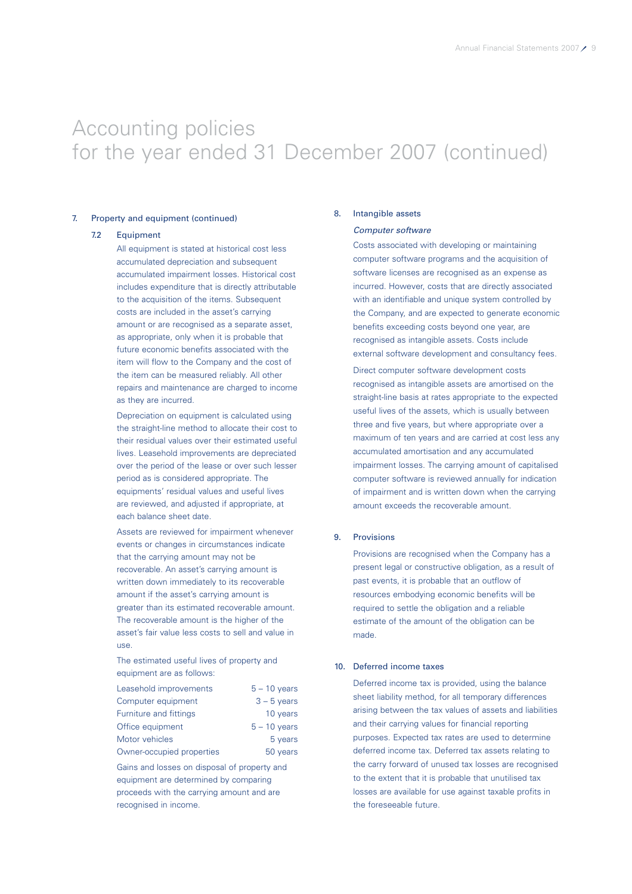# Accounting policies for the year ended 31 December 2007 (continued)

## 7. Property and equipment (continued)

### 7.2 Equipment

All equipment is stated at historical cost less accumulated depreciation and subsequent accumulated impairment losses. Historical cost includes expenditure that is directly attributable to the acquisition of the items. Subsequent costs are included in the asset's carrying amount or are recognised as a separate asset, as appropriate, only when it is probable that future economic benefits associated with the item will flow to the Company and the cost of the item can be measured reliably. All other repairs and maintenance are charged to income as they are incurred.

Depreciation on equipment is calculated using the straight-line method to allocate their cost to their residual values over their estimated useful lives. Leasehold improvements are depreciated over the period of the lease or over such lesser period as is considered appropriate. The equipments' residual values and useful lives are reviewed, and adjusted if appropriate, at each balance sheet date.

Assets are reviewed for impairment whenever events or changes in circumstances indicate that the carrying amount may not be recoverable. An asset's carrying amount is written down immediately to its recoverable amount if the asset's carrying amount is greater than its estimated recoverable amount. The recoverable amount is the higher of the asset's fair value less costs to sell and value in use.

The estimated useful lives of property and equipment are as follows:

| | |
|---|---|
| Leasehold improvements | 5 – 10 years |
| Computer equipment | 3 – 5 years |
| Furniture and fittings | 10 years |
| Office equipment | 5 – 10 years |
| Motor vehicles | 5 years |
| Owner-occupied properties | 50 years |

Gains and losses on disposal of property and equipment are determined by comparing proceeds with the carrying amount and are recognised in income.

## 8. Intangible assets

*Computer software*

Costs associated with developing or maintaining computer software programs and the acquisition of software licenses are recognised as an expense as incurred. However, costs that are directly associated with an identifiable and unique system controlled by the Company, and are expected to generate economic benefits exceeding costs beyond one year, are recognised as intangible assets. Costs include external software development and consultancy fees.

Direct computer software development costs recognised as intangible assets are amortised on the straight-line basis at rates appropriate to the expected useful lives of the assets, which is usually between three and five years, but where appropriate over a maximum of ten years and are carried at cost less any accumulated amortisation and any accumulated impairment losses. The carrying amount of capitalised computer software is reviewed annually for indication of impairment and is written down when the carrying amount exceeds the recoverable amount.

## 9. Provisions

Provisions are recognised when the Company has a present legal or constructive obligation, as a result of past events, it is probable that an outflow of resources embodying economic benefits will be required to settle the obligation and a reliable estimate of the amount of the obligation can be made.

## 10. Deferred income taxes

Deferred income tax is provided, using the balance sheet liability method, for all temporary differences arising between the tax values of assets and liabilities and their carrying values for financial reporting purposes. Expected tax rates are used to determine deferred income tax. Deferred tax assets relating to the carry forward of unused tax losses are recognised to the extent that it is probable that unutilised tax losses are available for use against taxable profits in the foreseeable future.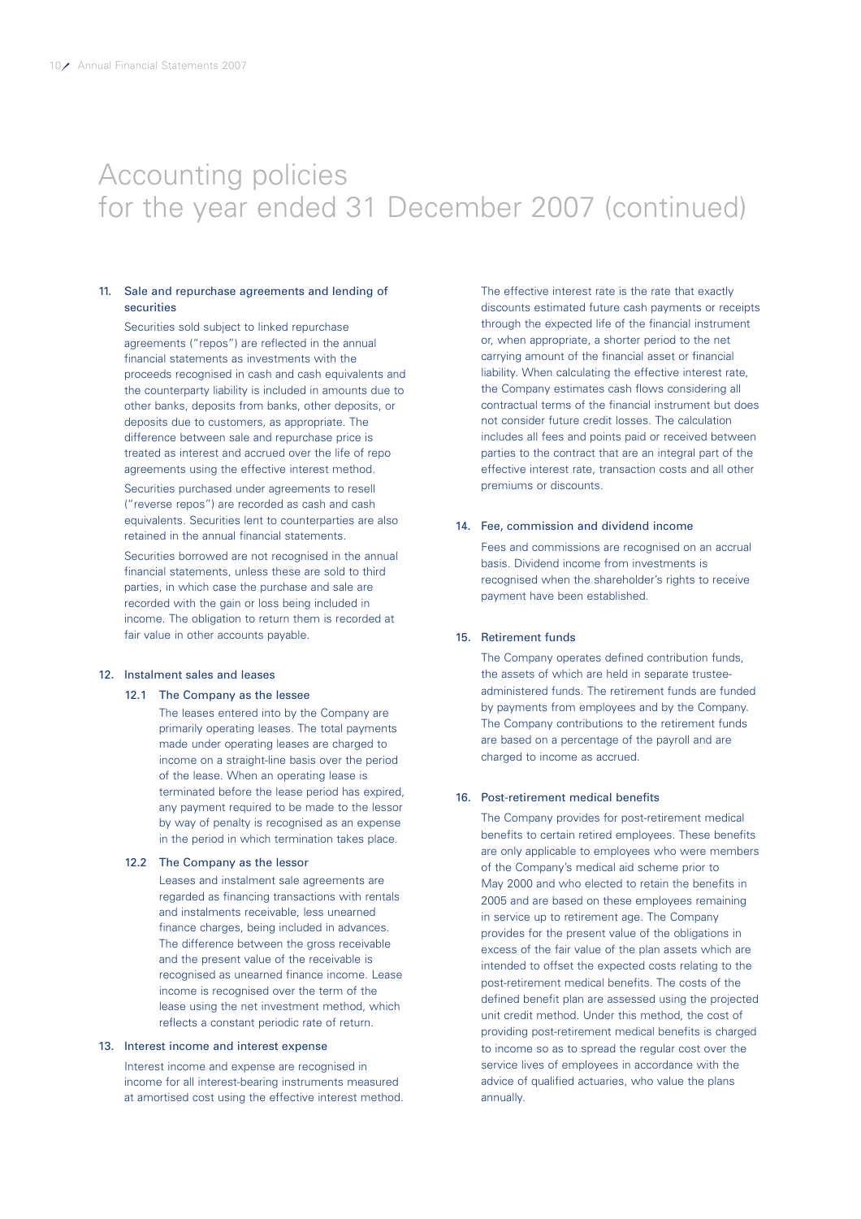# Accounting policies
for the year ended 31 December 2007 (continued)

## 11. Sale and repurchase agreements and lending of securities

Securities sold subject to linked repurchase agreements ("repos") are reflected in the annual financial statements as investments with the proceeds recognised in cash and cash equivalents and the counterparty liability is included in amounts due to other banks, deposits from banks, other deposits, or deposits due to customers, as appropriate. The difference between sale and repurchase price is treated as interest and accrued over the life of repo agreements using the effective interest method.

Securities purchased under agreements to resell ("reverse repos") are recorded as cash and cash equivalents. Securities lent to counterparties are also retained in the annual financial statements.

Securities borrowed are not recognised in the annual financial statements, unless these are sold to third parties, in which case the purchase and sale are recorded with the gain or loss being included in income. The obligation to return them is recorded at fair value in other accounts payable.

## 12. Instalment sales and leases

### 12.1 The Company as the lessee

The leases entered into by the Company are primarily operating leases. The total payments made under operating leases are charged to income on a straight-line basis over the period of the lease. When an operating lease is terminated before the lease period has expired, any payment required to be made to the lessor by way of penalty is recognised as an expense in the period in which termination takes place.

### 12.2 The Company as the lessor

Leases and instalment sale agreements are regarded as financing transactions with rentals and instalments receivable, less unearned finance charges, being included in advances. The difference between the gross receivable and the present value of the receivable is recognised as unearned finance income. Lease income is recognised over the term of the lease using the net investment method, which reflects a constant periodic rate of return.

## 13. Interest income and interest expense

Interest income and expense are recognised in income for all interest-bearing instruments measured at amortised cost using the effective interest method.

The effective interest rate is the rate that exactly discounts estimated future cash payments or receipts through the expected life of the financial instrument or, when appropriate, a shorter period to the net carrying amount of the financial asset or financial liability. When calculating the effective interest rate, the Company estimates cash flows considering all contractual terms of the financial instrument but does not consider future credit losses. The calculation includes all fees and points paid or received between parties to the contract that are an integral part of the effective interest rate, transaction costs and all other premiums or discounts.

## 14. Fee, commission and dividend income

Fees and commissions are recognised on an accrual basis. Dividend income from investments is recognised when the shareholder's rights to receive payment have been established.

## 15. Retirement funds

The Company operates defined contribution funds, the assets of which are held in separate trustee-administered funds. The retirement funds are funded by payments from employees and by the Company. The Company contributions to the retirement funds are based on a percentage of the payroll and are charged to income as accrued.

## 16. Post-retirement medical benefits

The Company provides for post-retirement medical benefits to certain retired employees. These benefits are only applicable to employees who were members of the Company's medical aid scheme prior to May 2000 and who elected to retain the benefits in 2005 and are based on these employees remaining in service up to retirement age. The Company provides for the present value of the obligations in excess of the fair value of the plan assets which are intended to offset the expected costs relating to the post-retirement medical benefits. The costs of the defined benefit plan are assessed using the projected unit credit method. Under this method, the cost of providing post-retirement medical benefits is charged to income so as to spread the regular cost over the service lives of employees in accordance with the advice of qualified actuaries, who value the plans annually.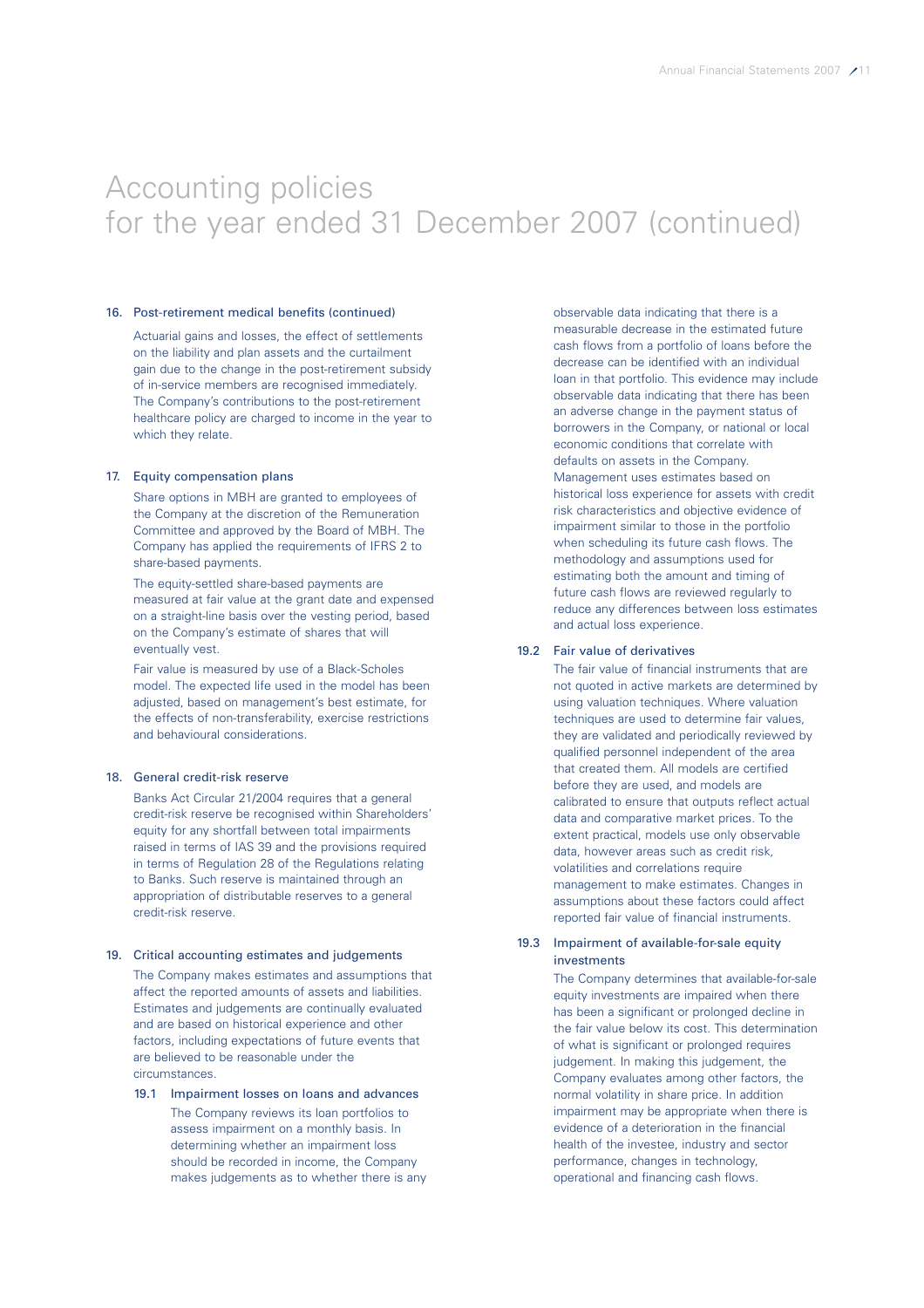# Accounting policies for the year ended 31 December 2007 (continued)

## 16. Post-retirement medical benefits (continued)

Actuarial gains and losses, the effect of settlements on the liability and plan assets and the curtailment gain due to the change in the post-retirement subsidy of in-service members are recognised immediately. The Company's contributions to the post-retirement healthcare policy are charged to income in the year to which they relate.

## 17. Equity compensation plans

Share options in MBH are granted to employees of the Company at the discretion of the Remuneration Committee and approved by the Board of MBH. The Company has applied the requirements of IFRS 2 to share-based payments.

The equity-settled share-based payments are measured at fair value at the grant date and expensed on a straight-line basis over the vesting period, based on the Company's estimate of shares that will eventually vest.

Fair value is measured by use of a Black-Scholes model. The expected life used in the model has been adjusted, based on management's best estimate, for the effects of non-transferability, exercise restrictions and behavioural considerations.

## 18. General credit-risk reserve

Banks Act Circular 21/2004 requires that a general credit-risk reserve be recognised within Shareholders' equity for any shortfall between total impairments raised in terms of IAS 39 and the provisions required in terms of Regulation 28 of the Regulations relating to Banks. Such reserve is maintained through an appropriation of distributable reserves to a general credit-risk reserve.

## 19. Critical accounting estimates and judgements

The Company makes estimates and assumptions that affect the reported amounts of assets and liabilities. Estimates and judgements are continually evaluated and are based on historical experience and other factors, including expectations of future events that are believed to be reasonable under the circumstances.

### 19.1 Impairment losses on loans and advances

The Company reviews its loan portfolios to assess impairment on a monthly basis. In determining whether an impairment loss should be recorded in income, the Company makes judgements as to whether there is any observable data indicating that there is a measurable decrease in the estimated future cash flows from a portfolio of loans before the decrease can be identified with an individual loan in that portfolio. This evidence may include observable data indicating that there has been an adverse change in the payment status of borrowers in the Company, or national or local economic conditions that correlate with defaults on assets in the Company. Management uses estimates based on historical loss experience for assets with credit risk characteristics and objective evidence of impairment similar to those in the portfolio when scheduling its future cash flows. The methodology and assumptions used for estimating both the amount and timing of future cash flows are reviewed regularly to reduce any differences between loss estimates and actual loss experience.

### 19.2 Fair value of derivatives

The fair value of financial instruments that are not quoted in active markets are determined by using valuation techniques. Where valuation techniques are used to determine fair values, they are validated and periodically reviewed by qualified personnel independent of the area that created them. All models are certified before they are used, and models are calibrated to ensure that outputs reflect actual data and comparative market prices. To the extent practical, models use only observable data, however areas such as credit risk, volatilities and correlations require management to make estimates. Changes in assumptions about these factors could affect reported fair value of financial instruments.

### 19.3 Impairment of available-for-sale equity investments

The Company determines that available-for-sale equity investments are impaired when there has been a significant or prolonged decline in the fair value below its cost. This determination of what is significant or prolonged requires judgement. In making this judgement, the Company evaluates among other factors, the normal volatility in share price. In addition impairment may be appropriate when there is evidence of a deterioration in the financial health of the investee, industry and sector performance, changes in technology, operational and financing cash flows.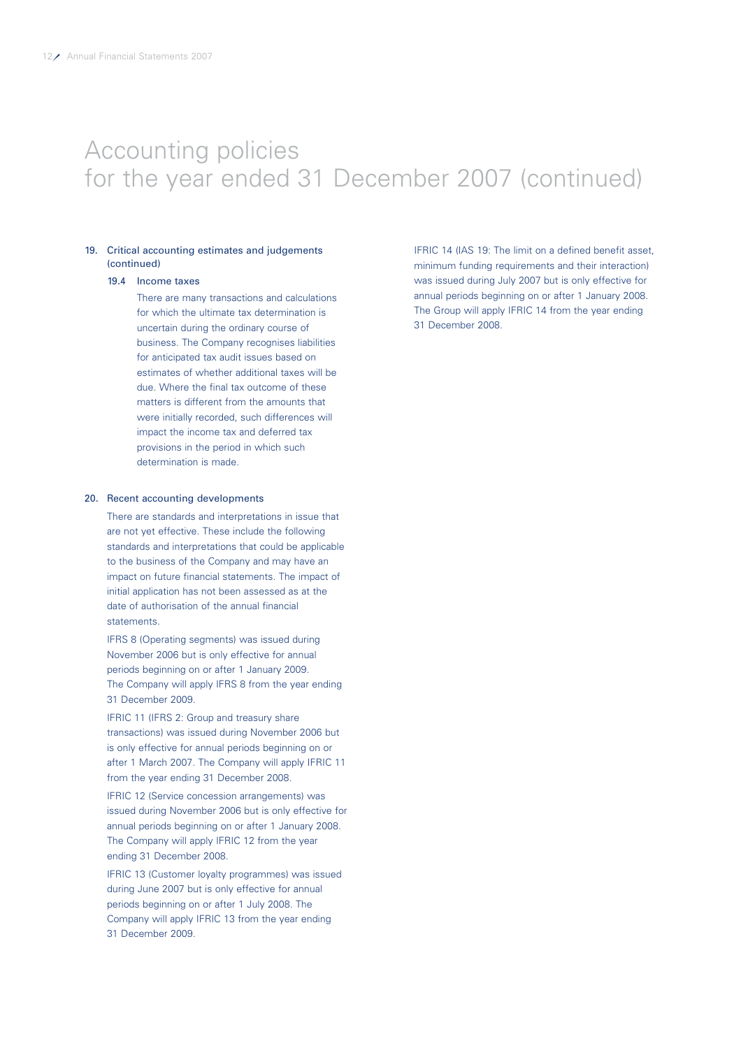# Accounting policies for the year ended 31 December 2007 (continued)

## 19. Critical accounting estimates and judgements (continued)

### 19.4 Income taxes

There are many transactions and calculations for which the ultimate tax determination is uncertain during the ordinary course of business. The Company recognises liabilities for anticipated tax audit issues based on estimates of whether additional taxes will be due. Where the final tax outcome of these matters is different from the amounts that were initially recorded, such differences will impact the income tax and deferred tax provisions in the period in which such determination is made.

## 20. Recent accounting developments

There are standards and interpretations in issue that are not yet effective. These include the following standards and interpretations that could be applicable to the business of the Company and may have an impact on future financial statements. The impact of initial application has not been assessed as at the date of authorisation of the annual financial statements.

IFRS 8 (Operating segments) was issued during November 2006 but is only effective for annual periods beginning on or after 1 January 2009. The Company will apply IFRS 8 from the year ending 31 December 2009.

IFRIC 11 (IFRS 2: Group and treasury share transactions) was issued during November 2006 but is only effective for annual periods beginning on or after 1 March 2007. The Company will apply IFRIC 11 from the year ending 31 December 2008.

IFRIC 12 (Service concession arrangements) was issued during November 2006 but is only effective for annual periods beginning on or after 1 January 2008. The Company will apply IFRIC 12 from the year ending 31 December 2008.

IFRIC 13 (Customer loyalty programmes) was issued during June 2007 but is only effective for annual periods beginning on or after 1 July 2008. The Company will apply IFRIC 13 from the year ending 31 December 2009.

IFRIC 14 (IAS 19: The limit on a defined benefit asset, minimum funding requirements and their interaction) was issued during July 2007 but is only effective for annual periods beginning on or after 1 January 2008. The Group will apply IFRIC 14 from the year ending 31 December 2008.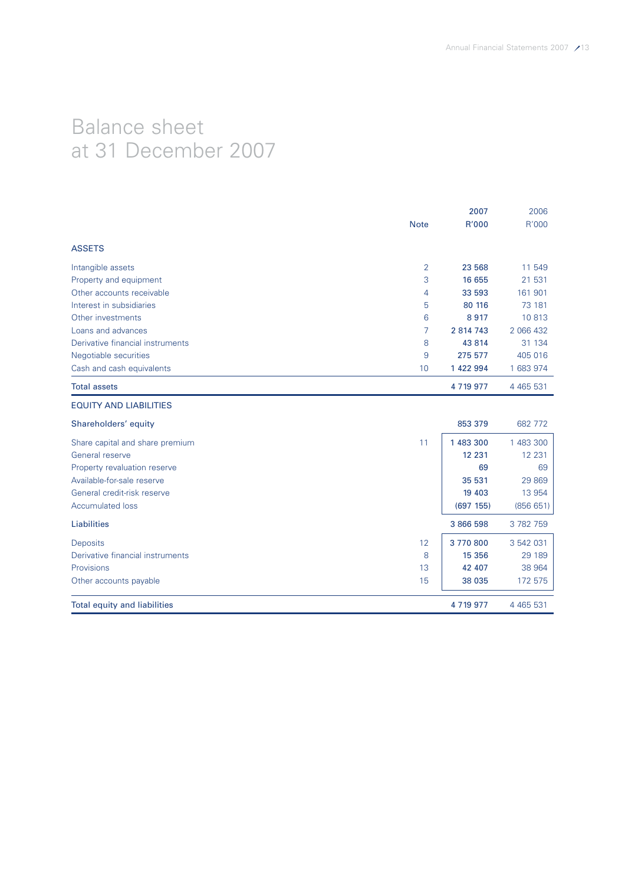# Balance sheet at 31 December 2007

| | Note | 2007 R'000 | 2006 R'000 |
|---|---|---|---|
| **ASSETS** | | | |
| Intangible assets | 2 | **23 568** | 11 549 |
| Property and equipment | 3 | **16 655** | 21 531 |
| Other accounts receivable | 4 | **33 593** | 161 901 |
| Interest in subsidiaries | 5 | **80 116** | 73 181 |
| Other investments | 6 | **8 917** | 10 813 |
| Loans and advances | 7 | **2 814 743** | 2 066 432 |
| Derivative financial instruments | 8 | **43 814** | 31 134 |
| Negotiable securities | 9 | **275 577** | 405 016 |
| Cash and cash equivalents | 10 | **1 422 994** | 1 683 974 |
| **Total assets** | | **4 719 977** | 4 465 531 |
| **EQUITY AND LIABILITIES** | | | |
| **Shareholders' equity** | | **853 379** | 682 772 |
| Share capital and share premium | 11 | **1 483 300** | 1 483 300 |
| General reserve | | **12 231** | 12 231 |
| Property revaluation reserve | | **69** | 69 |
| Available-for-sale reserve | | **35 531** | 29 869 |
| General credit-risk reserve | | **19 403** | 13 954 |
| Accumulated loss | | **(697 155)** | (856 651) |
| **Liabilities** | | **3 866 598** | 3 782 759 |
| Deposits | 12 | **3 770 800** | 3 542 031 |
| Derivative financial instruments | 8 | **15 356** | 29 189 |
| Provisions | 13 | **42 407** | 38 964 |
| Other accounts payable | 15 | **38 035** | 172 575 |
| **Total equity and liabilities** | | **4 719 977** | 4 465 531 |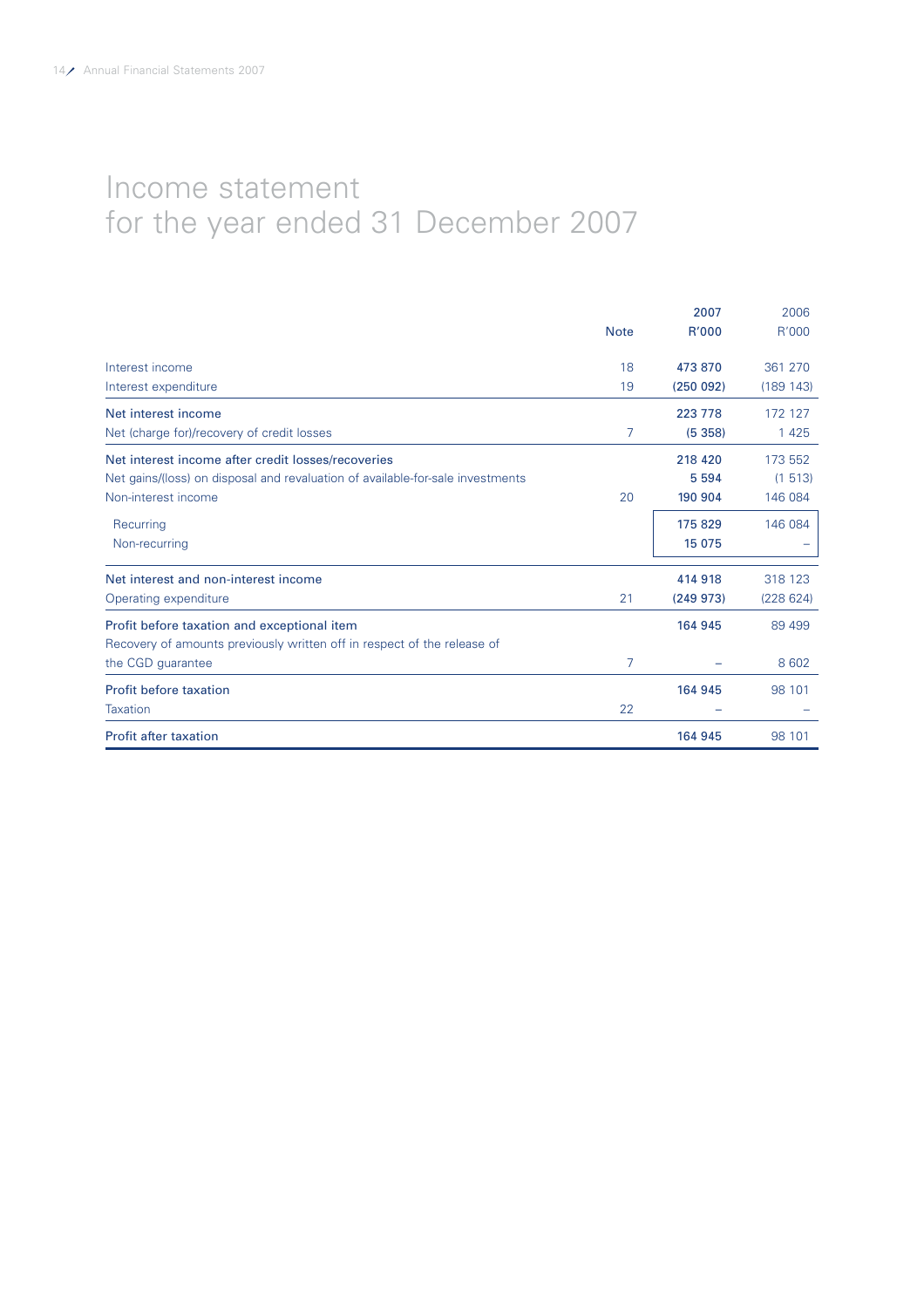# Income statement for the year ended 31 December 2007

| | Note | 2007 R'000 | 2006 R'000 |
|---|---|---|---|
| Interest income | 18 | 473 870 | 361 270 |
| Interest expenditure | 19 | (250 092) | (189 143) |
| **Net interest income** | | 223 778 | 172 127 |
| Net (charge for)/recovery of credit losses | 7 | (5 358) | 1 425 |
| **Net interest income after credit losses/recoveries** | | 218 420 | 173 552 |
| Net gains/(loss) on disposal and revaluation of available-for-sale investments | | 5 594 | (1 513) |
| Non-interest income | 20 | 190 904 | 146 084 |
| Recurring | | 175 829 | 146 084 |
| Non-recurring | | 15 075 | – |
| **Net interest and non-interest income** | | 414 918 | 318 123 |
| Operating expenditure | 21 | (249 973) | (228 624) |
| **Profit before taxation and exceptional item** | | 164 945 | 89 499 |
| Recovery of amounts previously written off in respect of the release of the CGD guarantee | 7 | – | 8 602 |
| **Profit before taxation** | | 164 945 | 98 101 |
| Taxation | 22 | – | – |
| **Profit after taxation** | | 164 945 | 98 101 |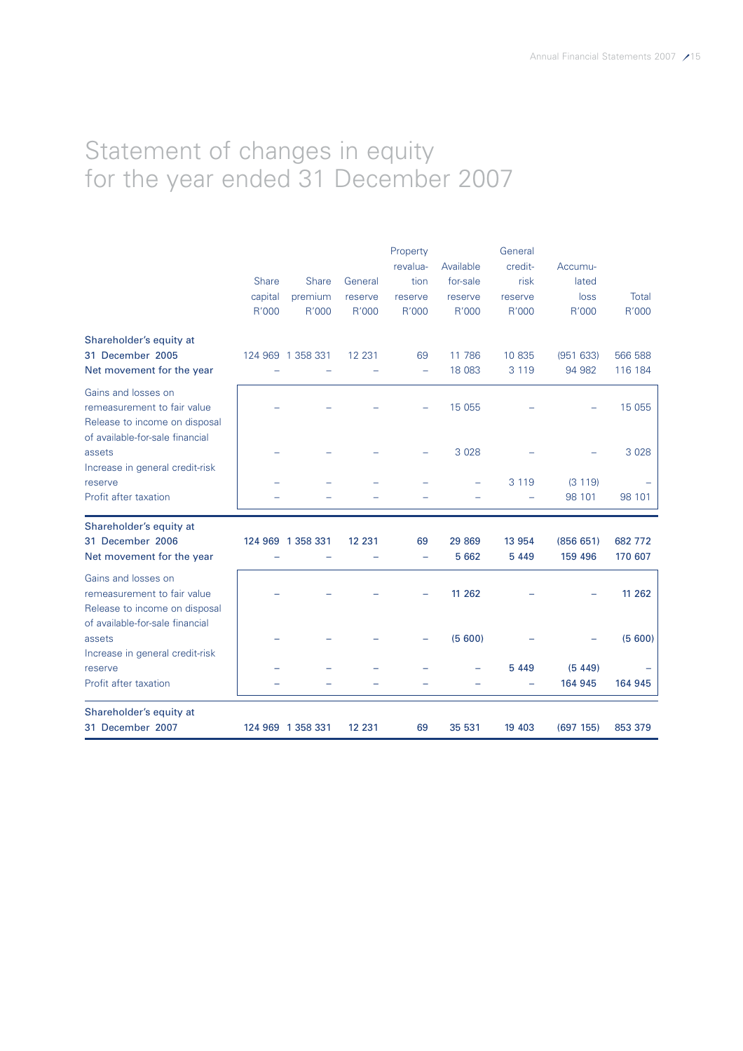# Statement of changes in equity for the year ended 31 December 2007

| | Share capital R'000 | Share premium R'000 | General reserve R'000 | Property revaluation reserve R'000 | Available-for-sale reserve R'000 | General credit-risk reserve R'000 | Accumulated loss R'000 | Total R'000 |
|---|---|---|---|---|---|---|---|---|
| **Shareholder's equity at 31 December 2005** | 124 969 | 1 358 331 | 12 231 | 69 | 11 786 | 10 835 | (951 633) | 566 588 |
| **Net movement for the year** | – | – | – | – | 18 083 | 3 119 | 94 982 | 116 184 |
| Gains and losses on remeasurement to fair value | – | – | – | – | 15 055 | – | – | 15 055 |
| Release to income on disposal of available-for-sale financial assets | – | – | – | – | 3 028 | – | – | 3 028 |
| Increase in general credit-risk reserve | – | – | – | – | – | 3 119 | (3 119) | – |
| Profit after taxation | – | – | – | – | – | – | 98 101 | 98 101 |
| **Shareholder's equity at 31 December 2006** | **124 969** | **1 358 331** | **12 231** | **69** | **29 869** | **13 954** | **(856 651)** | **682 772** |
| **Net movement for the year** | – | – | – | – | **5 662** | **5 449** | **159 496** | **170 607** |
| Gains and losses on remeasurement to fair value | – | – | – | – | **11 262** | – | – | **11 262** |
| Release to income on disposal of available-for-sale financial assets | – | – | – | – | **(5 600)** | – | – | **(5 600)** |
| Increase in general credit-risk reserve | – | – | – | – | – | **5 449** | **(5 449)** | – |
| Profit after taxation | – | – | – | – | – | – | **164 945** | **164 945** |
| **Shareholder's equity at 31 December 2007** | **124 969** | **1 358 331** | **12 231** | **69** | **35 531** | **19 403** | **(697 155)** | **853 379** |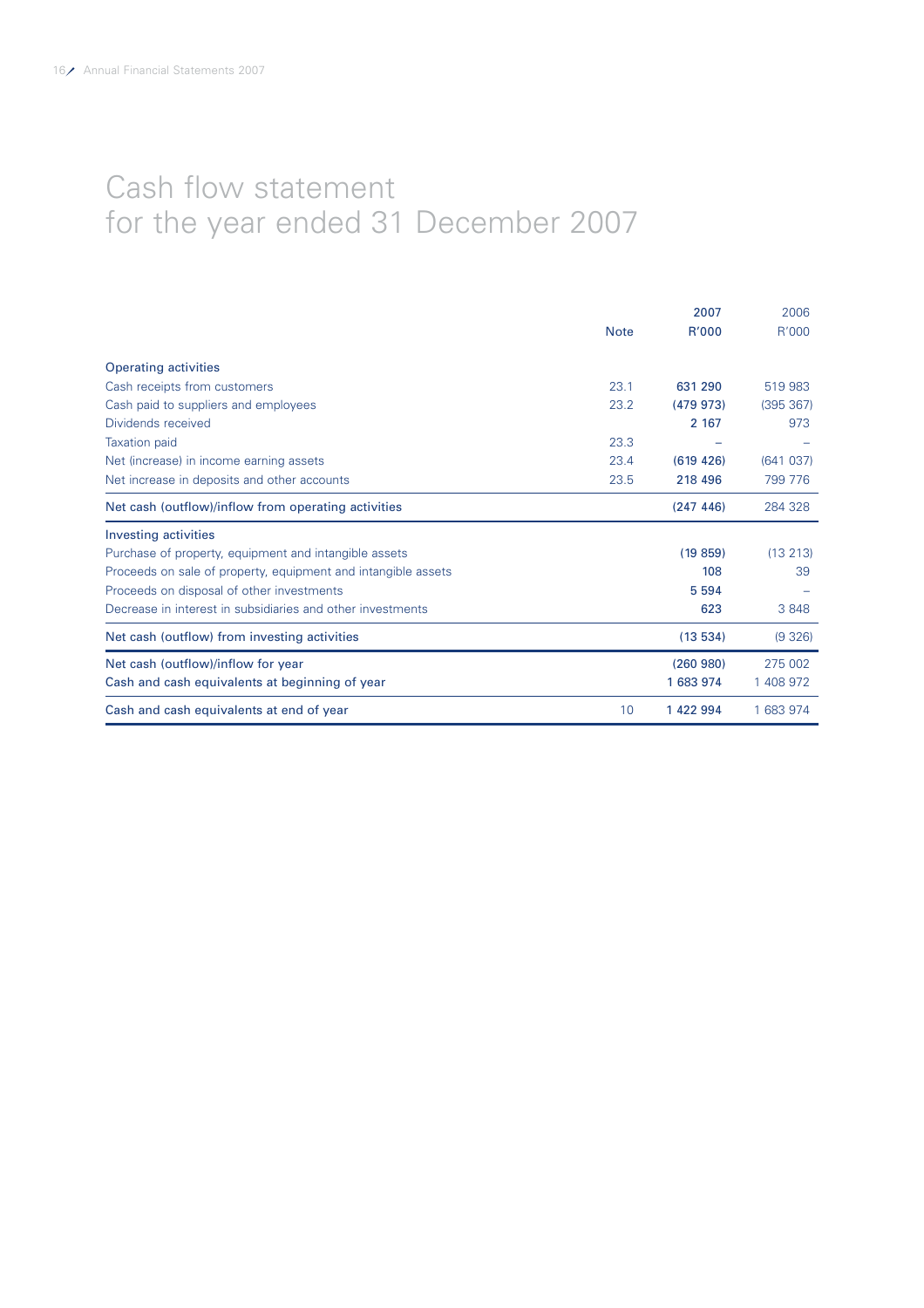# Cash flow statement
## for the year ended 31 December 2007

| | Note | 2007 R'000 | 2006 R'000 |
|---|---|---|---|
| **Operating activities** | | | |
| Cash receipts from customers | 23.1 | **631 290** | 519 983 |
| Cash paid to suppliers and employees | 23.2 | **(479 973)** | (395 367) |
| Dividends received | | **2 167** | 973 |
| Taxation paid | 23.3 | **–** | – |
| Net (increase) in income earning assets | 23.4 | **(619 426)** | (641 037) |
| Net increase in deposits and other accounts | 23.5 | **218 496** | 799 776 |
| Net cash (outflow)/inflow from operating activities | | **(247 446)** | 284 328 |
| **Investing activities** | | | |
| Purchase of property, equipment and intangible assets | | **(19 859)** | (13 213) |
| Proceeds on sale of property, equipment and intangible assets | | **108** | 39 |
| Proceeds on disposal of other investments | | **5 594** | – |
| Decrease in interest in subsidiaries and other investments | | **623** | 3 848 |
| Net cash (outflow) from investing activities | | **(13 534)** | (9 326) |
| Net cash (outflow)/inflow for year | | **(260 980)** | 275 002 |
| Cash and cash equivalents at beginning of year | | **1 683 974** | 1 408 972 |
| Cash and cash equivalents at end of year | 10 | **1 422 994** | 1 683 974 |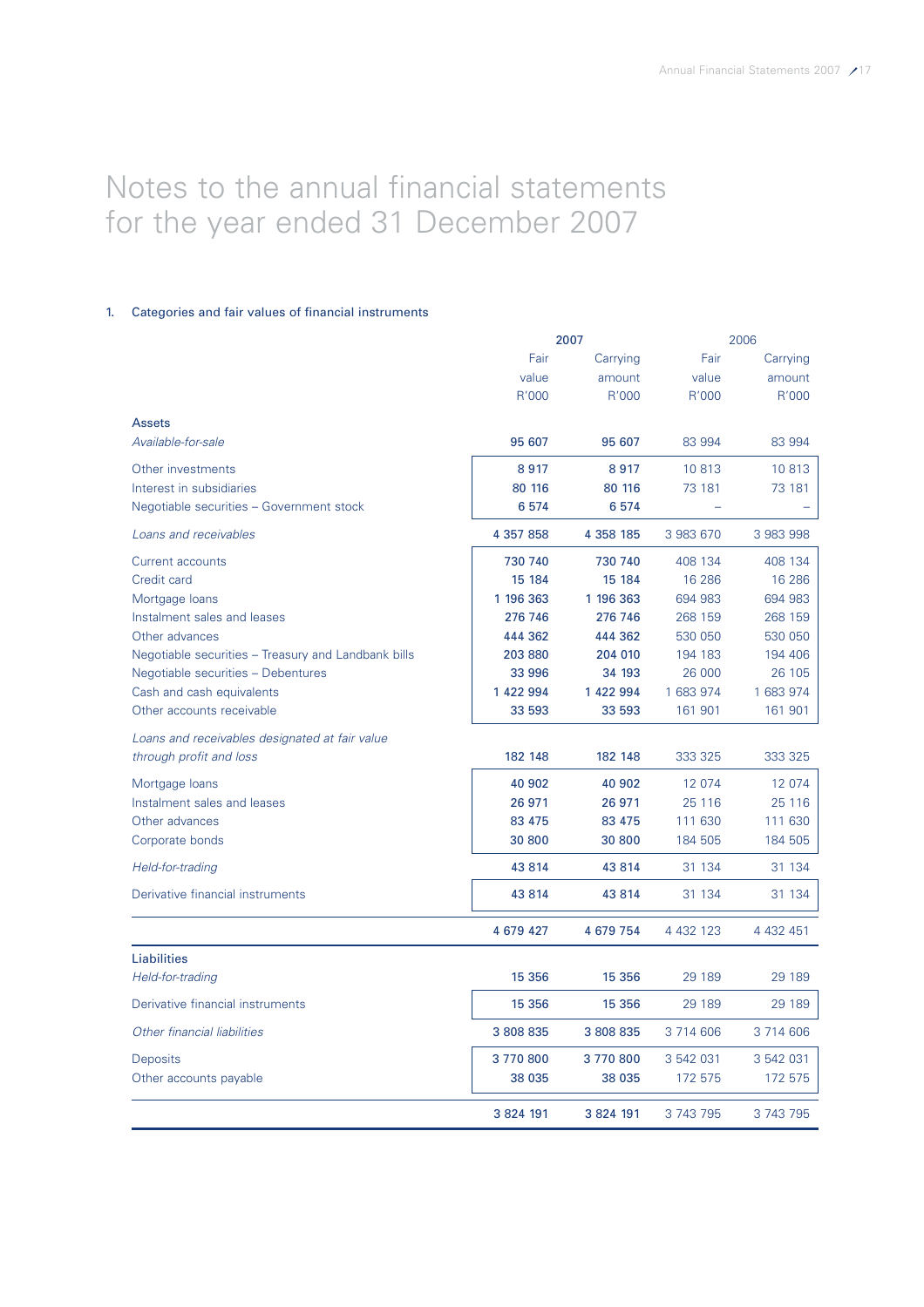# Notes to the annual financial statements for the year ended 31 December 2007

## 1. Categories and fair values of financial instruments

| | 2007 | | 2006 | |
|---|---|---|---|---|
| | Fair value R'000 | Carrying amount R'000 | Fair value R'000 | Carrying amount R'000 |
| **Assets** | | | | |
| *Available-for-sale* | 95 607 | 95 607 | 83 994 | 83 994 |
| Other investments | 8 917 | 8 917 | 10 813 | 10 813 |
| Interest in subsidiaries | 80 116 | 80 116 | 73 181 | 73 181 |
| Negotiable securities – Government stock | 6 574 | 6 574 | – | – |
| *Loans and receivables* | 4 357 858 | 4 358 185 | 3 983 670 | 3 983 998 |
| Current accounts | 730 740 | 730 740 | 408 134 | 408 134 |
| Credit card | 15 184 | 15 184 | 16 286 | 16 286 |
| Mortgage loans | 1 196 363 | 1 196 363 | 694 983 | 694 983 |
| Instalment sales and leases | 276 746 | 276 746 | 268 159 | 268 159 |
| Other advances | 444 362 | 444 362 | 530 050 | 530 050 |
| Negotiable securities – Treasury and Landbank bills | 203 880 | 204 010 | 194 183 | 194 406 |
| Negotiable securities – Debentures | 33 996 | 34 193 | 26 000 | 26 105 |
| Cash and cash equivalents | 1 422 994 | 1 422 994 | 1 683 974 | 1 683 974 |
| Other accounts receivable | 33 593 | 33 593 | 161 901 | 161 901 |
| *Loans and receivables designated at fair value through profit and loss* | 182 148 | 182 148 | 333 325 | 333 325 |
| Mortgage loans | 40 902 | 40 902 | 12 074 | 12 074 |
| Instalment sales and leases | 26 971 | 26 971 | 25 116 | 25 116 |
| Other advances | 83 475 | 83 475 | 111 630 | 111 630 |
| Corporate bonds | 30 800 | 30 800 | 184 505 | 184 505 |
| *Held-for-trading* | 43 814 | 43 814 | 31 134 | 31 134 |
| Derivative financial instruments | 43 814 | 43 814 | 31 134 | 31 134 |
| | 4 679 427 | 4 679 754 | 4 432 123 | 4 432 451 |
| **Liabilities** | | | | |
| *Held-for-trading* | 15 356 | 15 356 | 29 189 | 29 189 |
| Derivative financial instruments | 15 356 | 15 356 | 29 189 | 29 189 |
| *Other financial liabilities* | 3 808 835 | 3 808 835 | 3 714 606 | 3 714 606 |
| Deposits | 3 770 800 | 3 770 800 | 3 542 031 | 3 542 031 |
| Other accounts payable | 38 035 | 38 035 | 172 575 | 172 575 |
| | 3 824 191 | 3 824 191 | 3 743 795 | 3 743 795 |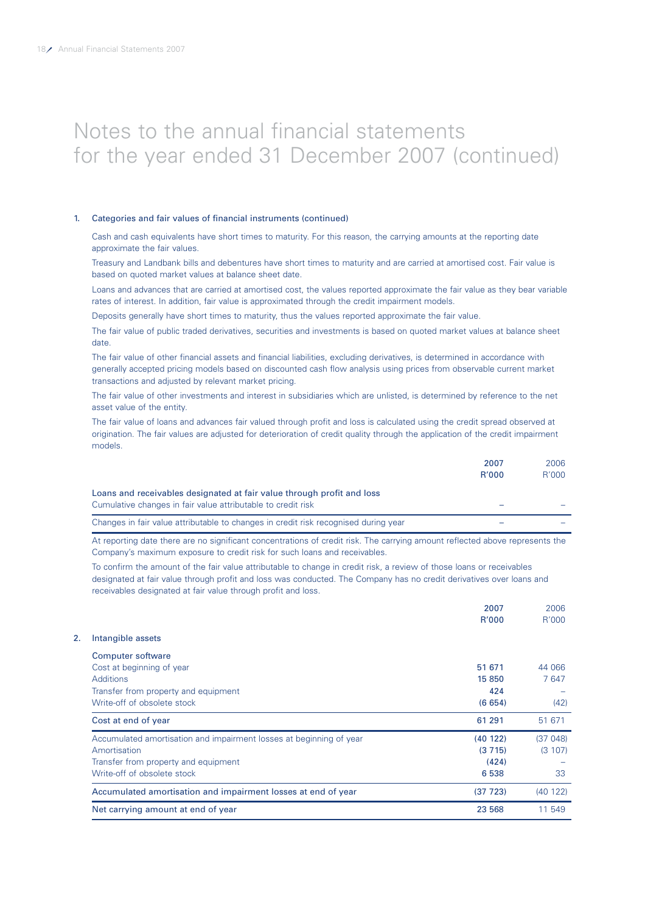# Notes to the annual financial statements for the year ended 31 December 2007 (continued)

## 1. Categories and fair values of financial instruments (continued)

Cash and cash equivalents have short times to maturity. For this reason, the carrying amounts at the reporting date approximate the fair values.

Treasury and Landbank bills and debentures have short times to maturity and are carried at amortised cost. Fair value is based on quoted market values at balance sheet date.

Loans and advances that are carried at amortised cost, the values reported approximate the fair value as they bear variable rates of interest. In addition, fair value is approximated through the credit impairment models.

Deposits generally have short times to maturity, thus the values reported approximate the fair value.

The fair value of public traded derivatives, securities and investments is based on quoted market values at balance sheet date.

The fair value of other financial assets and financial liabilities, excluding derivatives, is determined in accordance with generally accepted pricing models based on discounted cash flow analysis using prices from observable current market transactions and adjusted by relevant market pricing.

The fair value of other investments and interest in subsidiaries which are unlisted, is determined by reference to the net asset value of the entity.

The fair value of loans and advances fair valued through profit and loss is calculated using the credit spread observed at origination. The fair values are adjusted for deterioration of credit quality through the application of the credit impairment models.

| | 2007 R'000 | 2006 R'000 |
|---|---|---|
| **Loans and receivables designated at fair value through profit and loss** | | |
| Cumulative changes in fair value attributable to credit risk | – | – |
| Changes in fair value attributable to changes in credit risk recognised during year | – | – |

At reporting date there are no significant concentrations of credit risk. The carrying amount reflected above represents the Company's maximum exposure to credit risk for such loans and receivables.

To confirm the amount of the fair value attributable to change in credit risk, a review of those loans or receivables designated at fair value through profit and loss was conducted. The Company has no credit derivatives over loans and receivables designated at fair value through profit and loss.

## 2. Intangible assets

| | 2007 R'000 | 2006 R'000 |
|---|---|---|
| **Computer software** | | |
| Cost at beginning of year | 51 671 | 44 066 |
| Additions | 15 850 | 7 647 |
| Transfer from property and equipment | 424 | – |
| Write-off of obsolete stock | (6 654) | (42) |
| **Cost at end of year** | **61 291** | **51 671** |
| Accumulated amortisation and impairment losses at beginning of year | (40 122) | (37 048) |
| Amortisation | (3 715) | (3 107) |
| Transfer from property and equipment | (424) | – |
| Write-off of obsolete stock | 6 538 | 33 |
| **Accumulated amortisation and impairment losses at end of year** | **(37 723)** | **(40 122)** |
| **Net carrying amount at end of year** | **23 568** | **11 549** |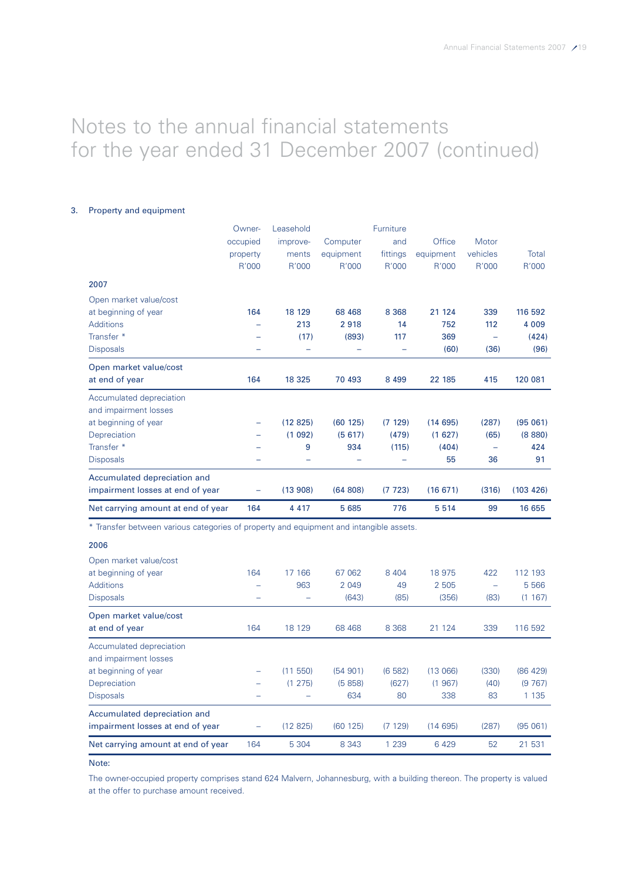# Notes to the annual financial statements for the year ended 31 December 2007 (continued)

## 3. Property and equipment

| | Owner-occupied property R'000 | Leasehold improve-ments R'000 | Computer equipment R'000 | Furniture and fittings R'000 | Office equipment R'000 | Motor vehicles R'000 | Total R'000 |
|---|---|---|---|---|---|---|---|
| **2007** | | | | | | | |
| Open market value/cost at beginning of year | 164 | 18 129 | 68 468 | 8 368 | 21 124 | 339 | 116 592 |
| Additions | – | 213 | 2 918 | 14 | 752 | 112 | 4 009 |
| Transfer * | – | (17) | (893) | 117 | 369 | – | (424) |
| Disposals | – | – | – | – | (60) | (36) | (96) |
| Open market value/cost at end of year | 164 | 18 325 | 70 493 | 8 499 | 22 185 | 415 | 120 081 |
| Accumulated depreciation and impairment losses at beginning of year | – | (12 825) | (60 125) | (7 129) | (14 695) | (287) | (95 061) |
| Depreciation | – | (1 092) | (5 617) | (479) | (1 627) | (65) | (8 880) |
| Transfer * | – | 9 | 934 | (115) | (404) | – | 424 |
| Disposals | – | – | – | – | 55 | 36 | 91 |
| Accumulated depreciation and impairment losses at end of year | – | (13 908) | (64 808) | (7 723) | (16 671) | (316) | (103 426) |
| Net carrying amount at end of year | 164 | 4 417 | 5 685 | 776 | 5 514 | 99 | 16 655 |

\* Transfer between various categories of property and equipment and intangible assets.

| | Owner-occupied property R'000 | Leasehold improve-ments R'000 | Computer equipment R'000 | Furniture and fittings R'000 | Office equipment R'000 | Motor vehicles R'000 | Total R'000 |
|---|---|---|---|---|---|---|---|
| **2006** | | | | | | | |
| Open market value/cost at beginning of year | 164 | 17 166 | 67 062 | 8 404 | 18 975 | 422 | 112 193 |
| Additions | – | 963 | 2 049 | 49 | 2 505 | – | 5 566 |
| Disposals | – | – | (643) | (85) | (356) | (83) | (1 167) |
| Open market value/cost at end of year | 164 | 18 129 | 68 468 | 8 368 | 21 124 | 339 | 116 592 |
| Accumulated depreciation and impairment losses at beginning of year | – | (11 550) | (54 901) | (6 582) | (13 066) | (330) | (86 429) |
| Depreciation | – | (1 275) | (5 858) | (627) | (1 967) | (40) | (9 767) |
| Disposals | – | – | 634 | 80 | 338 | 83 | 1 135 |
| Accumulated depreciation and impairment losses at end of year | – | (12 825) | (60 125) | (7 129) | (14 695) | (287) | (95 061) |
| Net carrying amount at end of year | 164 | 5 304 | 8 343 | 1 239 | 6 429 | 52 | 21 531 |

Note:

The owner-occupied property comprises stand 624 Malvern, Johannesburg, with a building thereon. The property is valued at the offer to purchase amount received.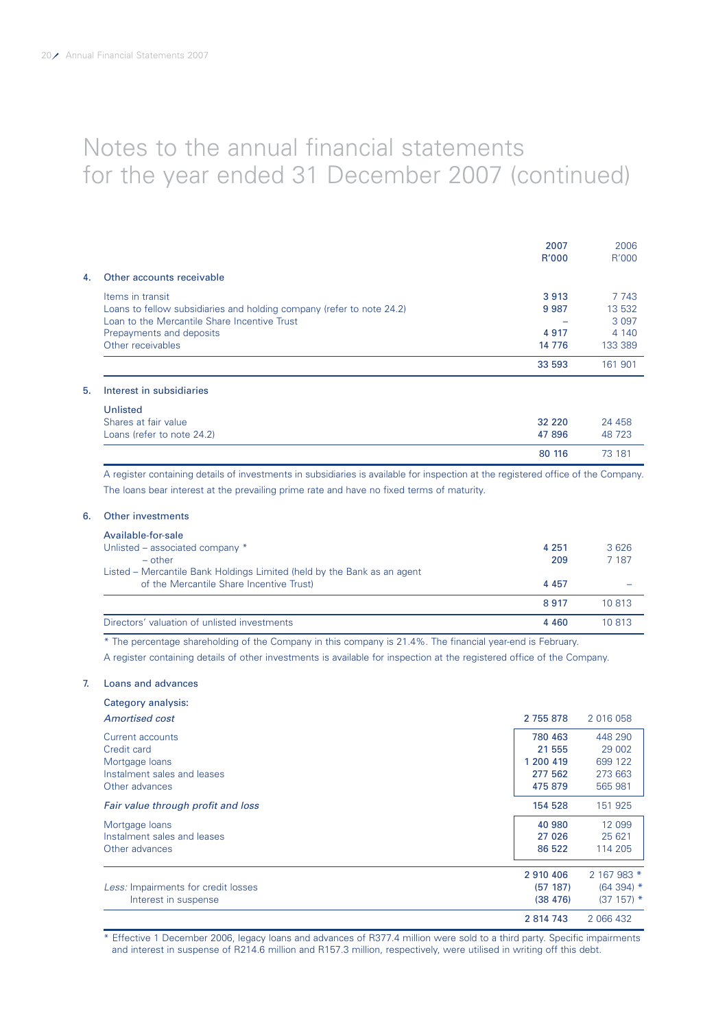# Notes to the annual financial statements for the year ended 31 December 2007 (continued)

| | 2007 R'000 | 2006 R'000 |
|---|---|---|
| **4. Other accounts receivable** | | |
| Items in transit | 3 913 | 7 743 |
| Loans to fellow subsidiaries and holding company (refer to note 24.2) | 9 987 | 13 532 |
| Loan to the Mercantile Share Incentive Trust | – | 3 097 |
| Prepayments and deposits | 4 917 | 4 140 |
| Other receivables | 14 776 | 133 389 |
| | 33 593 | 161 901 |

**5. Interest in subsidiaries**

| | 2007 R'000 | 2006 R'000 |
|---|---|---|
| **Unlisted** | | |
| Shares at fair value | 32 220 | 24 458 |
| Loans (refer to note 24.2) | 47 896 | 48 723 |
| | 80 116 | 73 181 |

A register containing details of investments in subsidiaries is available for inspection at the registered office of the Company.

The loans bear interest at the prevailing prime rate and have no fixed terms of maturity.

**6. Other investments**

| | 2007 R'000 | 2006 R'000 |
|---|---|---|
| **Available-for-sale** | | |
| Unlisted – associated company * | 4 251 | 3 626 |
| – other | 209 | 7 187 |
| Listed – Mercantile Bank Holdings Limited (held by the Bank as an agent of the Mercantile Share Incentive Trust) | 4 457 | – |
| | 8 917 | 10 813 |
| Directors' valuation of unlisted investments | 4 460 | 10 813 |

* The percentage shareholding of the Company in this company is 21.4%. The financial year-end is February.

A register containing details of other investments is available for inspection at the registered office of the Company.

**7. Loans and advances**

| | 2007 R'000 | 2006 R'000 |
|---|---|---|
| **Category analysis:** | | |
| *Amortised cost* | 2 755 878 | 2 016 058 |
| Current accounts | 780 463 | 448 290 |
| Credit card | 21 555 | 29 002 |
| Mortgage loans | 1 200 419 | 699 122 |
| Instalment sales and leases | 277 562 | 273 663 |
| Other advances | 475 879 | 565 981 |
| *Fair value through profit and loss* | 154 528 | 151 925 |
| Mortgage loans | 40 980 | 12 099 |
| Instalment sales and leases | 27 026 | 25 621 |
| Other advances | 86 522 | 114 205 |
| | 2 910 406 | 2 167 983 * |
| *Less:* Impairments for credit losses | (57 187) | (64 394) * |
| Interest in suspense | (38 476) | (37 157) * |
| | 2 814 743 | 2 066 432 |

* Effective 1 December 2006, legacy loans and advances of R377.4 million were sold to a third party. Specific impairments and interest in suspense of R214.6 million and R157.3 million, respectively, were utilised in writing off this debt.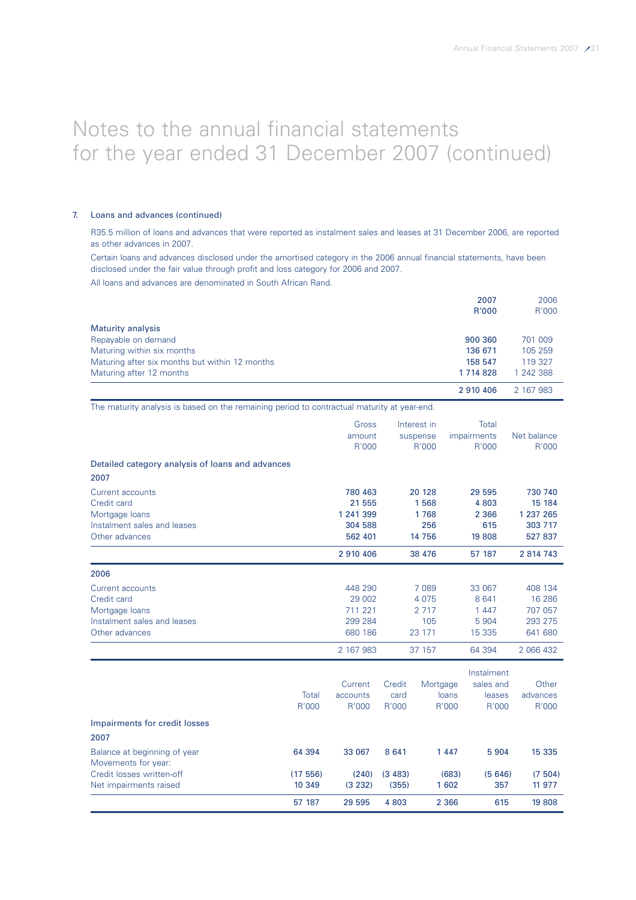# Notes to the annual financial statements for the year ended 31 December 2007 (continued)

## 7. Loans and advances (continued)

R35.5 million of loans and advances that were reported as instalment sales and leases at 31 December 2006, are reported as other advances in 2007.

Certain loans and advances disclosed under the amortised category in the 2006 annual financial statements, have been disclosed under the fair value through profit and loss category for 2006 and 2007.

All loans and advances are denominated in South African Rand.

| | 2007 R'000 | 2006 R'000 |
|---|---|---|
| **Maturity analysis** | | |
| Repayable on demand | **900 360** | 701 009 |
| Maturing within six months | **136 671** | 105 259 |
| Maturing after six months but within 12 months | **158 547** | 119 327 |
| Maturing after 12 months | **1 714 828** | 1 242 388 |
| | **2 910 406** | 2 167 983 |

The maturity analysis is based on the remaining period to contractual maturity at year-end.

| | Gross amount R'000 | Interest in suspense R'000 | Total impairments R'000 | Net balance R'000 |
|---|---|---|---|---|
| **Detailed category analysis of loans and advances** | | | | |
| **2007** | | | | |
| Current accounts | **780 463** | **20 128** | **29 595** | **730 740** |
| Credit card | **21 555** | **1 568** | **4 803** | **15 184** |
| Mortgage loans | **1 241 399** | **1 768** | **2 366** | **1 237 265** |
| Instalment sales and leases | **304 588** | **256** | **615** | **303 717** |
| Other advances | **562 401** | **14 756** | **19 808** | **527 837** |
| | **2 910 406** | **38 476** | **57 187** | **2 814 743** |
| **2006** | | | | |
| Current accounts | 448 290 | 7 089 | 33 067 | 408 134 |
| Credit card | 29 002 | 4 075 | 8 641 | 16 286 |
| Mortgage loans | 711 221 | 2 717 | 1 447 | 707 057 |
| Instalment sales and leases | 299 284 | 105 | 5 904 | 293 275 |
| Other advances | 680 186 | 23 171 | 15 335 | 641 680 |
| | 2 167 983 | 37 157 | 64 394 | 2 066 432 |

| | Total R'000 | Current accounts R'000 | Credit card R'000 | Mortgage loans R'000 | Instalment sales and leases R'000 | Other advances R'000 |
|---|---|---|---|---|---|---|
| **Impairments for credit losses** | | | | | | |
| **2007** | | | | | | |
| Balance at beginning of year | **64 394** | **33 067** | **8 641** | **1 447** | **5 904** | **15 335** |
| Movements for year: | | | | | | |
| Credit losses written-off | **(17 556)** | **(240)** | **(3 483)** | **(683)** | **(5 646)** | **(7 504)** |
| Net impairments raised | **10 349** | **(3 232)** | **(355)** | **1 602** | **357** | **11 977** |
| | **57 187** | **29 595** | **4 803** | **2 366** | **615** | **19 808** |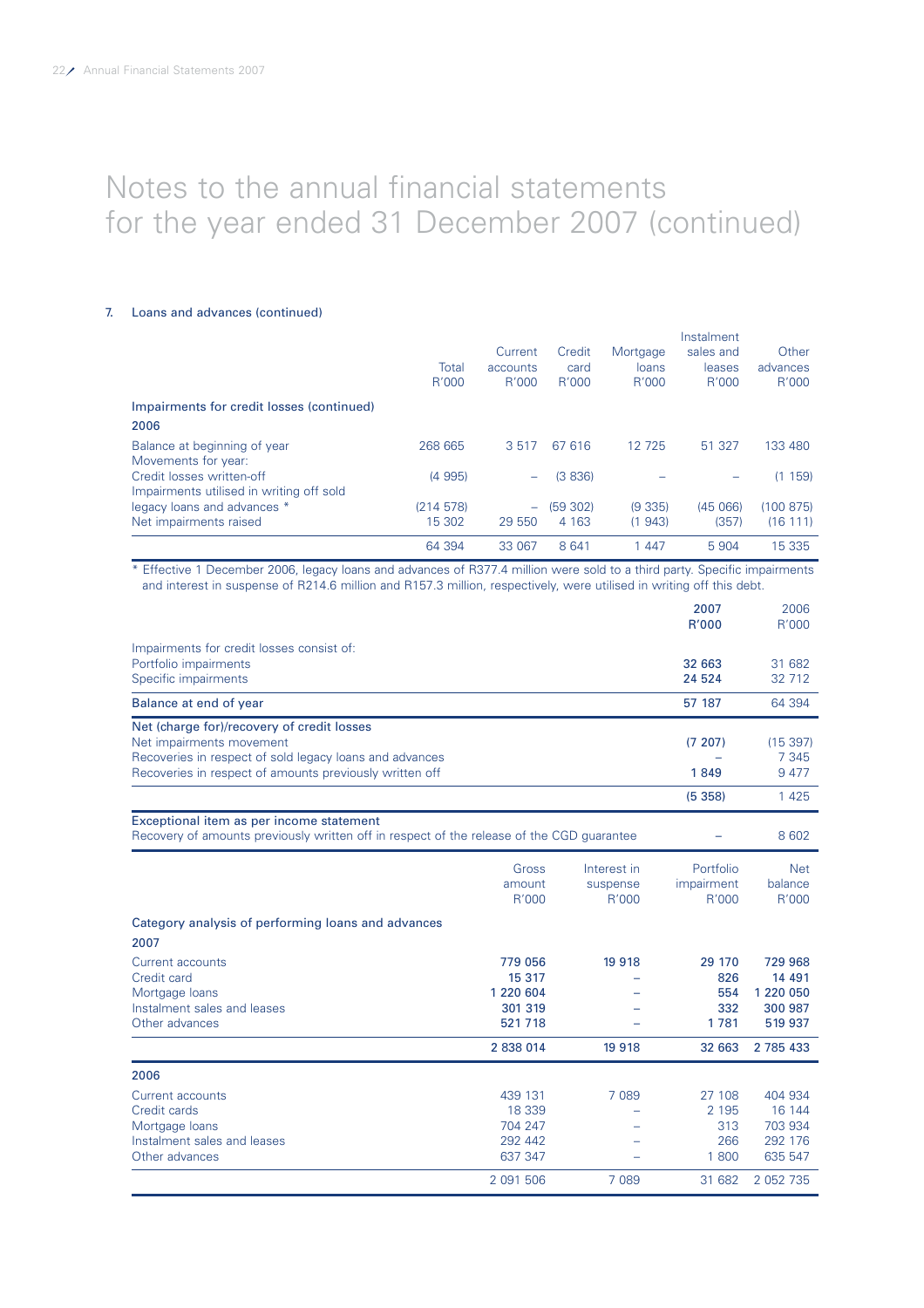# Notes to the annual financial statements for the year ended 31 December 2007 (continued)

## 7. Loans and advances (continued)

| | Total R'000 | Current accounts R'000 | Credit card R'000 | Mortgage loans R'000 | Instalment sales and leases R'000 | Other advances R'000 |
|---|---|---|---|---|---|---|
| **Impairments for credit losses (continued)** | | | | | | |
| **2006** | | | | | | |
| Balance at beginning of year | 268 665 | 3 517 | 67 616 | 12 725 | 51 327 | 133 480 |
| Movements for year: | | | | | | |
| Credit losses written-off | (4 995) | – | (3 836) | – | – | (1 159) |
| Impairments utilised in writing off sold legacy loans and advances * | (214 578) | – | (59 302) | (9 335) | (45 066) | (100 875) |
| Net impairments raised | 15 302 | 29 550 | 4 163 | (1 943) | (357) | (16 111) |
| | 64 394 | 33 067 | 8 641 | 1 447 | 5 904 | 15 335 |

\* Effective 1 December 2006, legacy loans and advances of R377.4 million were sold to a third party. Specific impairments and interest in suspense of R214.6 million and R157.3 million, respectively, were utilised in writing off this debt.

| | 2007 R'000 | 2006 R'000 |
|---|---|---|
| Impairments for credit losses consist of: | | |
| Portfolio impairments | **32 663** | 31 682 |
| Specific impairments | **24 524** | 32 712 |
| **Balance at end of year** | **57 187** | 64 394 |
| **Net (charge for)/recovery of credit losses** | | |
| Net impairments movement | **(7 207)** | (15 397) |
| Recoveries in respect of sold legacy loans and advances | **–** | 7 345 |
| Recoveries in respect of amounts previously written off | **1 849** | 9 477 |
| | **(5 358)** | 1 425 |
| **Exceptional item as per income statement** | | |
| Recovery of amounts previously written off in respect of the release of the CGD guarantee | **–** | 8 602 |

| | Gross amount R'000 | Interest in suspense R'000 | Portfolio impairment R'000 | Net balance R'000 |
|---|---|---|---|---|
| **Category analysis of performing loans and advances** | | | | |
| **2007** | | | | |
| Current accounts | **779 056** | **19 918** | **29 170** | **729 968** |
| Credit card | **15 317** | **–** | **826** | **14 491** |
| Mortgage loans | **1 220 604** | **–** | **554** | **1 220 050** |
| Instalment sales and leases | **301 319** | **–** | **332** | **300 987** |
| Other advances | **521 718** | **–** | **1 781** | **519 937** |
| | **2 838 014** | **19 918** | **32 663** | **2 785 433** |
| **2006** | | | | |
| Current accounts | 439 131 | 7 089 | 27 108 | 404 934 |
| Credit cards | 18 339 | – | 2 195 | 16 144 |
| Mortgage loans | 704 247 | – | 313 | 703 934 |
| Instalment sales and leases | 292 442 | – | 266 | 292 176 |
| Other advances | 637 347 | – | 1 800 | 635 547 |
| | 2 091 506 | 7 089 | 31 682 | 2 052 735 |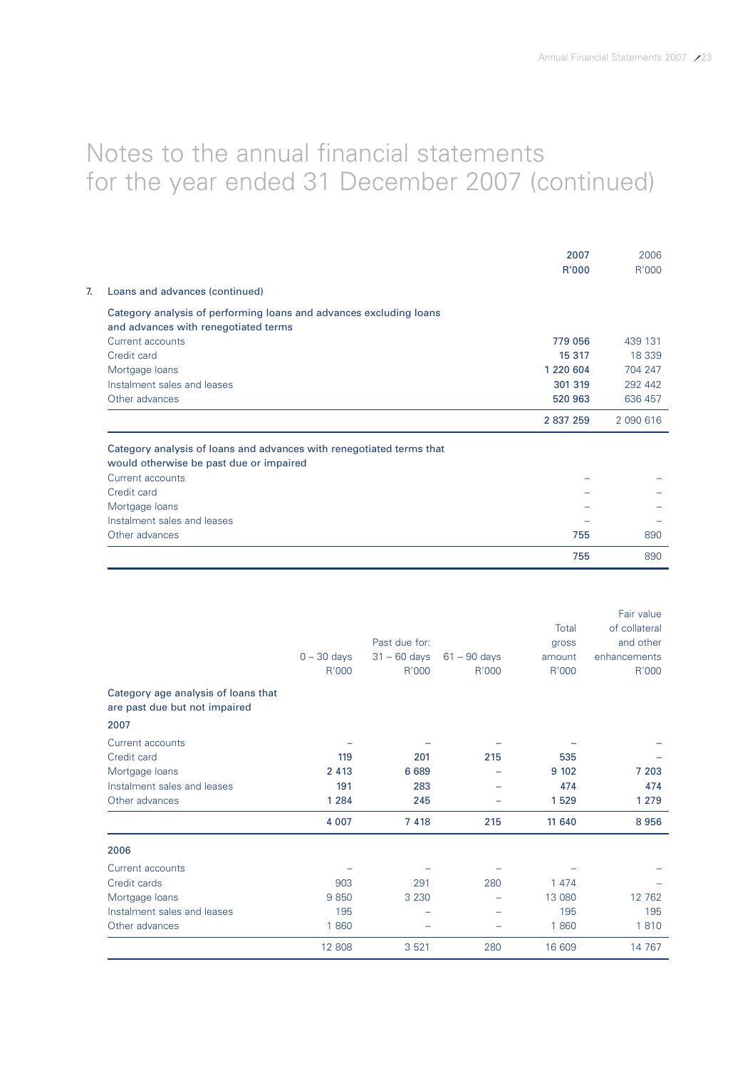# Notes to the annual financial statements for the year ended 31 December 2007 (continued)

| | 2007 R'000 | 2006 R'000 |
|---|---|---|
| **7. Loans and advances (continued)** | | |
| Category analysis of performing loans and advances excluding loans and advances with renegotiated terms | | |
| Current accounts | **779 056** | 439 131 |
| Credit card | **15 317** | 18 339 |
| Mortgage loans | **1 220 604** | 704 247 |
| Instalment sales and leases | **301 319** | 292 442 |
| Other advances | **520 963** | 636 457 |
| | **2 837 259** | 2 090 616 |
| Category analysis of loans and advances with renegotiated terms that would otherwise be past due or impaired | | |
| Current accounts | – | – |
| Credit card | – | – |
| Mortgage loans | – | – |
| Instalment sales and leases | – | – |
| Other advances | **755** | 890 |
| | **755** | 890 |

| | Past due for: 0 – 30 days R'000 | 31 – 60 days R'000 | 61 – 90 days R'000 | Total gross amount R'000 | Fair value of collateral and other enhancements R'000 |
|---|---|---|---|---|---|
| **Category age analysis of loans that are past due but not impaired** | | | | | |
| **2007** | | | | | |
| Current accounts | – | – | – | – | – |
| Credit card | **119** | **201** | **215** | **535** | – |
| Mortgage loans | **2 413** | **6 689** | – | **9 102** | **7 203** |
| Instalment sales and leases | **191** | **283** | – | **474** | **474** |
| Other advances | **1 284** | **245** | – | **1 529** | **1 279** |
| | **4 007** | **7 418** | **215** | **11 640** | **8 956** |
| **2006** | | | | | |
| Current accounts | – | – | – | – | – |
| Credit cards | 903 | 291 | 280 | 1 474 | – |
| Mortgage loans | 9 850 | 3 230 | – | 13 080 | 12 762 |
| Instalment sales and leases | 195 | – | – | 195 | 195 |
| Other advances | 1 860 | – | – | 1 860 | 1 810 |
| | 12 808 | 3 521 | 280 | 16 609 | 14 767 |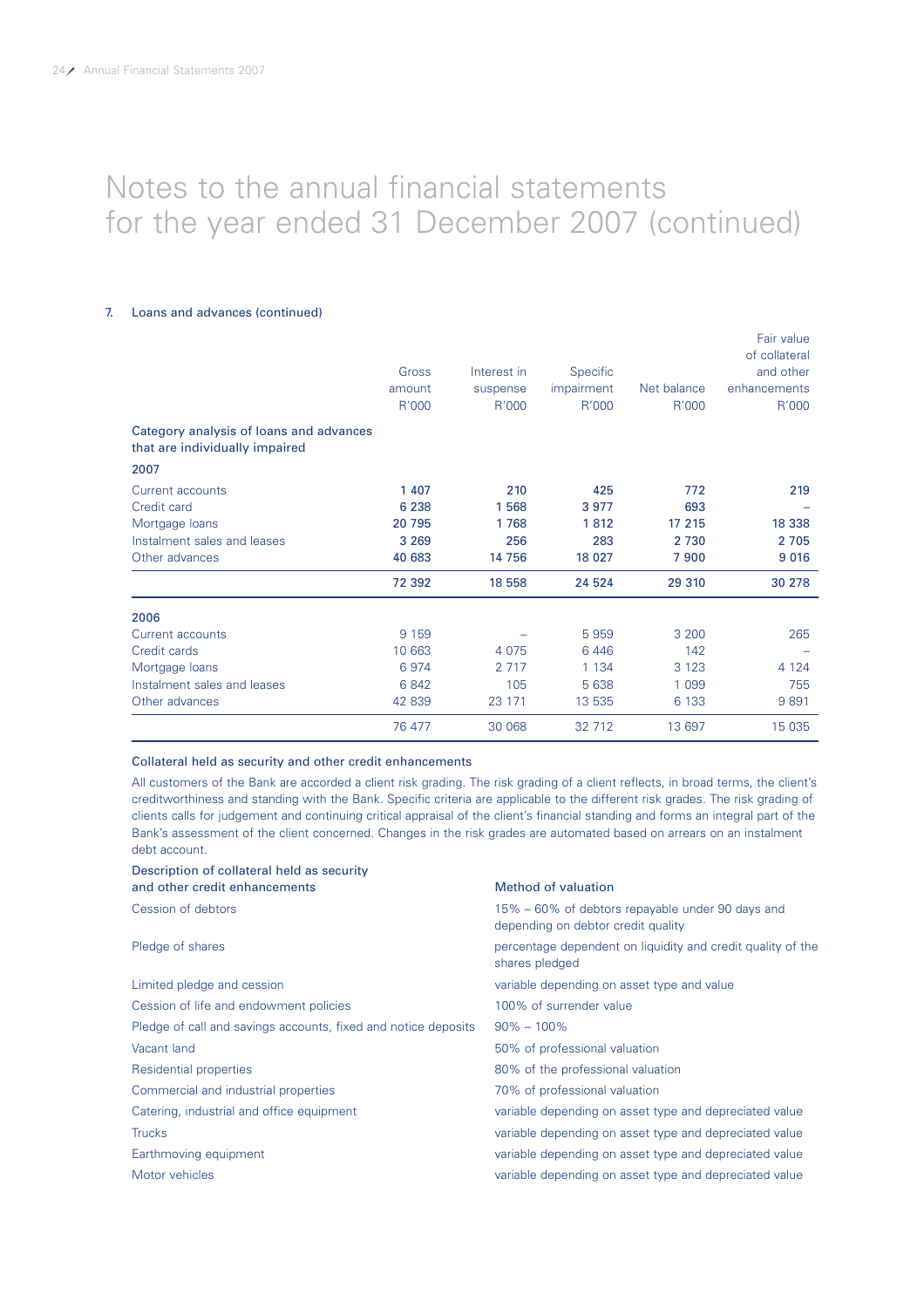# Notes to the annual financial statements for the year ended 31 December 2007 (continued)

## 7. Loans and advances (continued)

| | Gross amount R'000 | Interest in suspense R'000 | Specific impairment R'000 | Net balance R'000 | Fair value of collateral and other enhancements R'000 |
|---|---|---|---|---|---|
| **Category analysis of loans and advances that are individually impaired** | | | | | |
| **2007** | | | | | |
| Current accounts | **1 407** | **210** | **425** | **772** | **219** |
| Credit card | **6 238** | **1 568** | **3 977** | **693** | **–** |
| Mortgage loans | **20 795** | **1 768** | **1 812** | **17 215** | **18 338** |
| Instalment sales and leases | **3 269** | **256** | **283** | **2 730** | **2 705** |
| Other advances | **40 683** | **14 756** | **18 027** | **7 900** | **9 016** |
| | **72 392** | **18 558** | **24 524** | **29 310** | **30 278** |
| **2006** | | | | | |
| Current accounts | 9 159 | – | 5 959 | 3 200 | 265 |
| Credit cards | 10 663 | 4 075 | 6 446 | 142 | – |
| Mortgage loans | 6 974 | 2 717 | 1 134 | 3 123 | 4 124 |
| Instalment sales and leases | 6 842 | 105 | 5 638 | 1 099 | 755 |
| Other advances | 42 839 | 23 171 | 13 535 | 6 133 | 9 891 |
| | 76 477 | 30 068 | 32 712 | 13 697 | 15 035 |

### Collateral held as security and other credit enhancements

All customers of the Bank are accorded a client risk grading. The risk grading of a client reflects, in broad terms, the client's creditworthiness and standing with the Bank. Specific criteria are applicable to the different risk grades. The risk grading of clients calls for judgement and continuing critical appraisal of the client's financial standing and forms an integral part of the Bank's assessment of the client concerned. Changes in the risk grades are automated based on arrears on an instalment debt account.

| Description of collateral held as security and other credit enhancements | Method of valuation |
|---|---|
| Cession of debtors | 15% – 60% of debtors repayable under 90 days and depending on debtor credit quality |
| Pledge of shares | percentage dependent on liquidity and credit quality of the shares pledged |
| Limited pledge and cession | variable depending on asset type and value |
| Cession of life and endowment policies | 100% of surrender value |
| Pledge of call and savings accounts, fixed and notice deposits | 90% – 100% |
| Vacant land | 50% of professional valuation |
| Residential properties | 80% of the professional valuation |
| Commercial and industrial properties | 70% of professional valuation |
| Catering, industrial and office equipment | variable depending on asset type and depreciated value |
| Trucks | variable depending on asset type and depreciated value |
| Earthmoving equipment | variable depending on asset type and depreciated value |
| Motor vehicles | variable depending on asset type and depreciated value |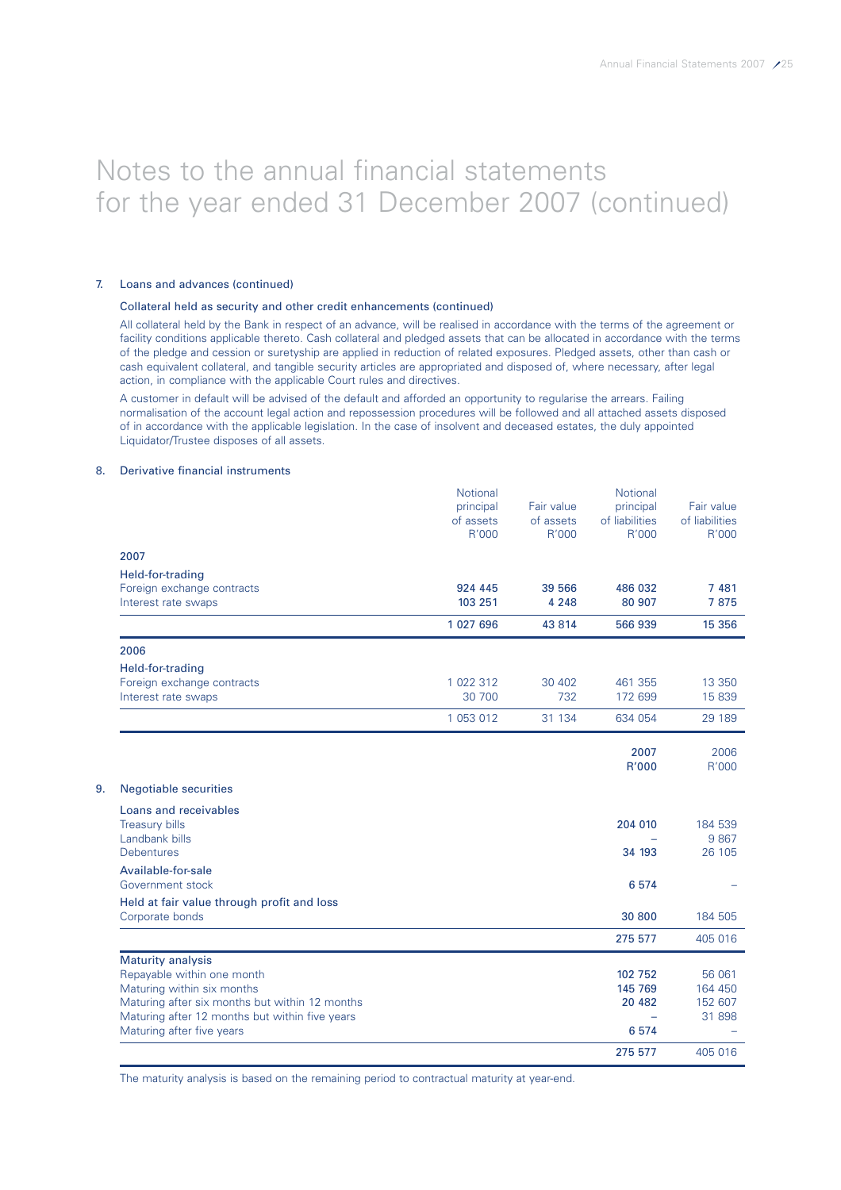# Notes to the annual financial statements for the year ended 31 December 2007 (continued)

## 7. Loans and advances (continued)

### Collateral held as security and other credit enhancements (continued)

All collateral held by the Bank in respect of an advance, will be realised in accordance with the terms of the agreement or facility conditions applicable thereto. Cash collateral and pledged assets that can be allocated in accordance with the terms of the pledge and cession or suretyship are applied in reduction of related exposures. Pledged assets, other than cash or cash equivalent collateral, and tangible security articles are appropriated and disposed of, where necessary, after legal action, in compliance with the applicable Court rules and directives.

A customer in default will be advised of the default and afforded an opportunity to regularise the arrears. Failing normalisation of the account legal action and repossession procedures will be followed and all attached assets disposed of in accordance with the applicable legislation. In the case of insolvent and deceased estates, the duly appointed Liquidator/Trustee disposes of all assets.

## 8. Derivative financial instruments

| | Notional principal of assets R'000 | Fair value of assets R'000 | Notional principal of liabilities R'000 | Fair value of liabilities R'000 |
|---|---|---|---|---|
| **2007** | | | | |
| **Held-for-trading** | | | | |
| Foreign exchange contracts | **924 445** | **39 566** | **486 032** | **7 481** |
| Interest rate swaps | **103 251** | **4 248** | **80 907** | **7 875** |
| | **1 027 696** | **43 814** | **566 939** | **15 356** |
| **2006** | | | | |
| **Held-for-trading** | | | | |
| Foreign exchange contracts | 1 022 312 | 30 402 | 461 355 | 13 350 |
| Interest rate swaps | 30 700 | 732 | 172 699 | 15 839 |
| | 1 053 012 | 31 134 | 634 054 | 29 189 |

## 9. Negotiable securities

| | 2007 R'000 | 2006 R'000 |
|---|---|---|
| **Loans and receivables** | | |
| Treasury bills | **204 010** | 184 539 |
| Landbank bills | **–** | 9 867 |
| Debentures | **34 193** | 26 105 |
| **Available-for-sale** | | |
| Government stock | **6 574** | – |
| **Held at fair value through profit and loss** | | |
| Corporate bonds | **30 800** | 184 505 |
| | **275 577** | 405 016 |
| **Maturity analysis** | | |
| Repayable within one month | **102 752** | 56 061 |
| Maturing within six months | **145 769** | 164 450 |
| Maturing after six months but within 12 months | **20 482** | 152 607 |
| Maturing after 12 months but within five years | **–** | 31 898 |
| Maturing after five years | **6 574** | – |
| | **275 577** | 405 016 |

The maturity analysis is based on the remaining period to contractual maturity at year-end.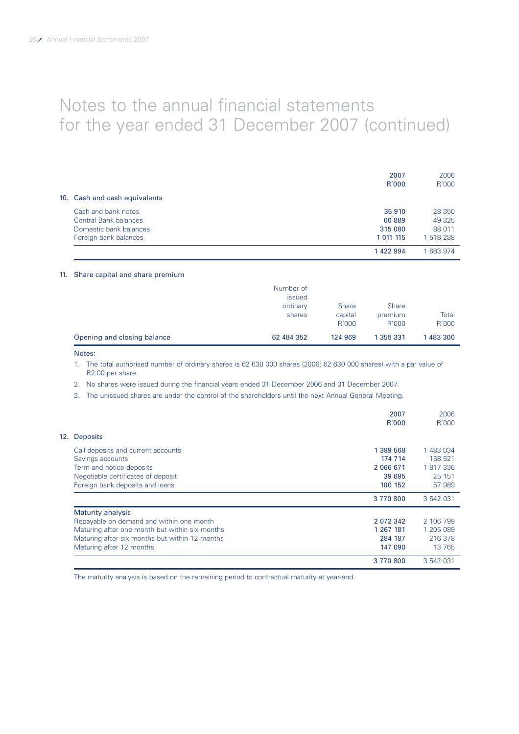# Notes to the annual financial statements for the year ended 31 December 2007 (continued)

## 10. Cash and cash equivalents

| | 2007 R'000 | 2006 R'000 |
|---|---|---|
| Cash and bank notes | 35 910 | 28 350 |
| Central Bank balances | 60 889 | 49 325 |
| Domestic bank balances | 315 080 | 88 011 |
| Foreign bank balances | 1 011 115 | 1 518 288 |
| | 1 422 994 | 1 683 974 |

## 11. Share capital and share premium

| | Number of issued ordinary shares | Share capital R'000 | Share premium R'000 | Total R'000 |
|---|---|---|---|---|
| Opening and closing balance | 62 484 352 | 124 969 | 1 358 331 | 1 483 300 |

Notes:

1. The total authorised number of ordinary shares is 62 630 000 shares (2006: 62 630 000 shares) with a par value of R2.00 per share.
2. No shares were issued during the financial years ended 31 December 2006 and 31 December 2007.
3. The unissued shares are under the control of the shareholders until the next Annual General Meeting.

## 12. Deposits

| | 2007 R'000 | 2006 R'000 |
|---|---|---|
| Call deposits and current accounts | 1 389 568 | 1 483 034 |
| Savings accounts | 174 714 | 158 521 |
| Term and notice deposits | 2 066 671 | 1 817 336 |
| Negotiable certificates of deposit | 39 695 | 25 151 |
| Foreign bank deposits and loans | 100 152 | 57 989 |
| | 3 770 800 | 3 542 031 |
| **Maturity analysis** | | |
| Repayable on demand and within one month | 2 072 342 | 2 106 799 |
| Maturing after one month but within six months | 1 267 181 | 1 205 089 |
| Maturing after six months but within 12 months | 284 187 | 216 378 |
| Maturing after 12 months | 147 090 | 13 765 |
| | 3 770 800 | 3 542 031 |

The maturity analysis is based on the remaining period to contractual maturity at year-end.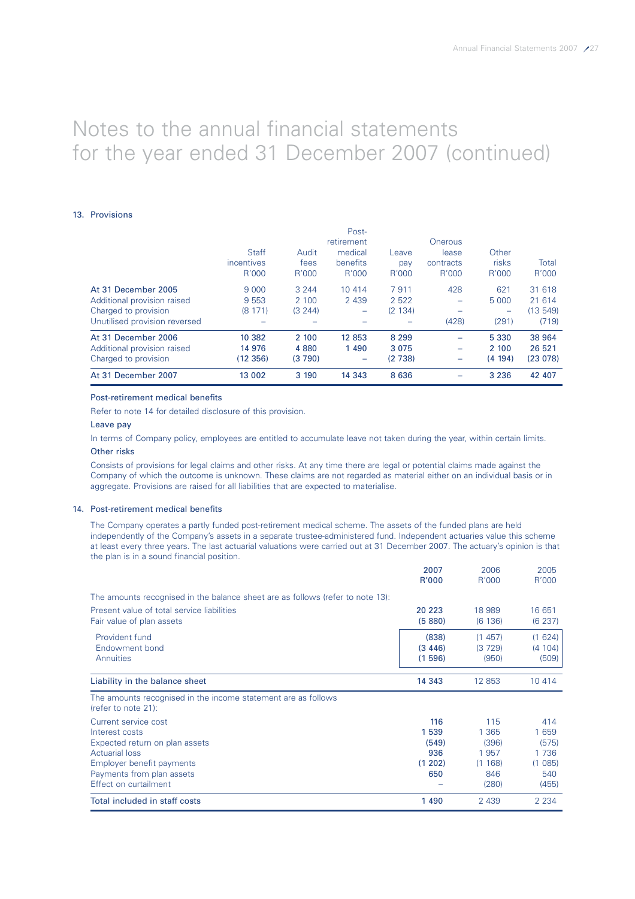# Notes to the annual financial statements for the year ended 31 December 2007 (continued)

## 13. Provisions

| | Staff incentives R'000 | Audit fees R'000 | Post-retirement medical benefits R'000 | Leave pay R'000 | Onerous lease contracts R'000 | Other risks R'000 | Total R'000 |
|---|---|---|---|---|---|---|---|
| At 31 December 2005 | 9 000 | 3 244 | 10 414 | 7 911 | 428 | 621 | 31 618 |
| Additional provision raised | 9 553 | 2 100 | 2 439 | 2 522 | – | 5 000 | 21 614 |
| Charged to provision | (8 171) | (3 244) | – | (2 134) | – | – | (13 549) |
| Unutilised provision reversed | – | – | – | – | (428) | (291) | (719) |
| **At 31 December 2006** | **10 382** | **2 100** | **12 853** | **8 299** | **–** | **5 330** | **38 964** |
| **Additional provision raised** | **14 976** | **4 880** | **1 490** | **3 075** | **–** | **2 100** | **26 521** |
| **Charged to provision** | **(12 356)** | **(3 790)** | **–** | **(2 738)** | **–** | **(4 194)** | **(23 078)** |
| **At 31 December 2007** | **13 002** | **3 190** | **14 343** | **8 636** | **–** | **3 236** | **42 407** |

### Post-retirement medical benefits

Refer to note 14 for detailed disclosure of this provision.

### Leave pay

In terms of Company policy, employees are entitled to accumulate leave not taken during the year, within certain limits.

### Other risks

Consists of provisions for legal claims and other risks. At any time there are legal or potential claims made against the Company of which the outcome is unknown. These claims are not regarded as material either on an individual basis or in aggregate. Provisions are raised for all liabilities that are expected to materialise.

## 14. Post-retirement medical benefits

The Company operates a partly funded post-retirement medical scheme. The assets of the funded plans are held independently of the Company's assets in a separate trustee-administered fund. Independent actuaries value this scheme at least every three years. The last actuarial valuations were carried out at 31 December 2007. The actuary's opinion is that the plan is in a sound financial position.

| | 2007 R'000 | 2006 R'000 | 2005 R'000 |
|---|---|---|---|
| The amounts recognised in the balance sheet are as follows (refer to note 13): | | | |
| Present value of total service liabilities | **20 223** | 18 989 | 16 651 |
| Fair value of plan assets | **(5 880)** | (6 136) | (6 237) |
| Provident fund | **(838)** | (1 457) | (1 624) |
| Endowment bond | **(3 446)** | (3 729) | (4 104) |
| Annuities | **(1 596)** | (950) | (509) |
| Liability in the balance sheet | **14 343** | 12 853 | 10 414 |
| The amounts recognised in the income statement are as follows (refer to note 21): | | | |
| Current service cost | **116** | 115 | 414 |
| Interest costs | **1 539** | 1 365 | 1 659 |
| Expected return on plan assets | **(549)** | (396) | (575) |
| Actuarial loss | **936** | 1 957 | 1 736 |
| Employer benefit payments | **(1 202)** | (1 168) | (1 085) |
| Payments from plan assets | **650** | 846 | 540 |
| Effect on curtailment | – | (280) | (455) |
| Total included in staff costs | **1 490** | 2 439 | 2 234 |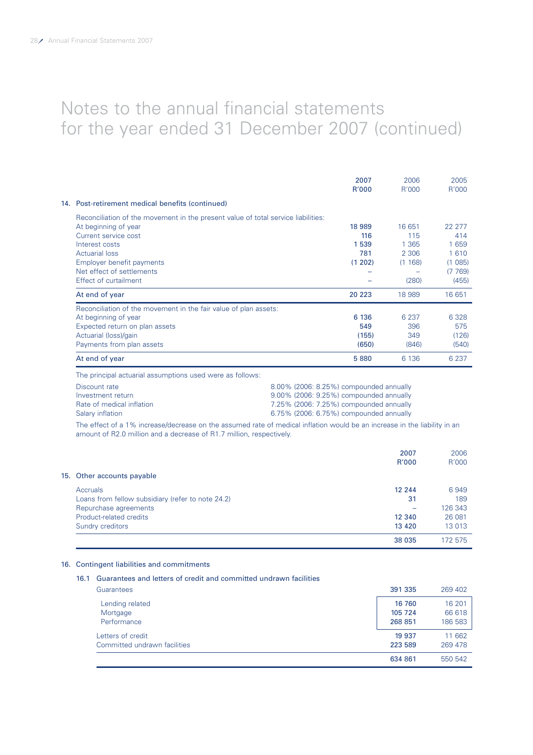# Notes to the annual financial statements for the year ended 31 December 2007 (continued)

| | 2007 R'000 | 2006 R'000 | 2005 R'000 |
|---|---|---|---|
| **14. Post-retirement medical benefits (continued)** | | | |
| Reconciliation of the movement in the present value of total service liabilities: | | | |
| At beginning of year | **18 989** | 16 651 | 22 277 |
| Current service cost | **116** | 115 | 414 |
| Interest costs | **1 539** | 1 365 | 1 659 |
| Actuarial loss | **781** | 2 306 | 1 610 |
| Employer benefit payments | **(1 202)** | (1 168) | (1 085) |
| Net effect of settlements | **–** | – | (7 769) |
| Effect of curtailment | **–** | (280) | (455) |
| At end of year | **20 223** | 18 989 | 16 651 |
| Reconciliation of the movement in the fair value of plan assets: | | | |
| At beginning of year | **6 136** | 6 237 | 6 328 |
| Expected return on plan assets | **549** | 396 | 575 |
| Actuarial (loss)/gain | **(155)** | 349 | (126) |
| Payments from plan assets | **(650)** | (846) | (540) |
| At end of year | **5 880** | 6 136 | 6 237 |

The principal actuarial assumptions used were as follows:

| | |
|---|---|
| Discount rate | 8.00% (2006: 8.25%) compounded annually |
| Investment return | 9.00% (2006: 9.25%) compounded annually |
| Rate of medical inflation | 7.25% (2006: 7.25%) compounded annually |
| Salary inflation | 6.75% (2006: 6.75%) compounded annually |

The effect of a 1% increase/decrease on the assumed rate of medical inflation would be an increase in the liability in an amount of R2.0 million and a decrease of R1.7 million, respectively.

| | 2007 R'000 | 2006 R'000 |
|---|---|---|
| **15. Other accounts payable** | | |
| Accruals | **12 244** | 6 949 |
| Loans from fellow subsidiary (refer to note 24.2) | **31** | 189 |
| Repurchase agreements | **–** | 126 343 |
| Product-related credits | **12 340** | 26 081 |
| Sundry creditors | **13 420** | 13 013 |
| | **38 035** | 172 575 |

## 16. Contingent liabilities and commitments

### 16.1 Guarantees and letters of credit and committed undrawn facilities

| | 2007 R'000 | 2006 R'000 |
|---|---|---|
| Guarantees | **391 335** | 269 402 |
| Lending related | **16 760** | 16 201 |
| Mortgage | **105 724** | 66 618 |
| Performance | **268 851** | 186 583 |
| Letters of credit | **19 937** | 11 662 |
| Committed undrawn facilities | **223 589** | 269 478 |
| | **634 861** | 550 542 |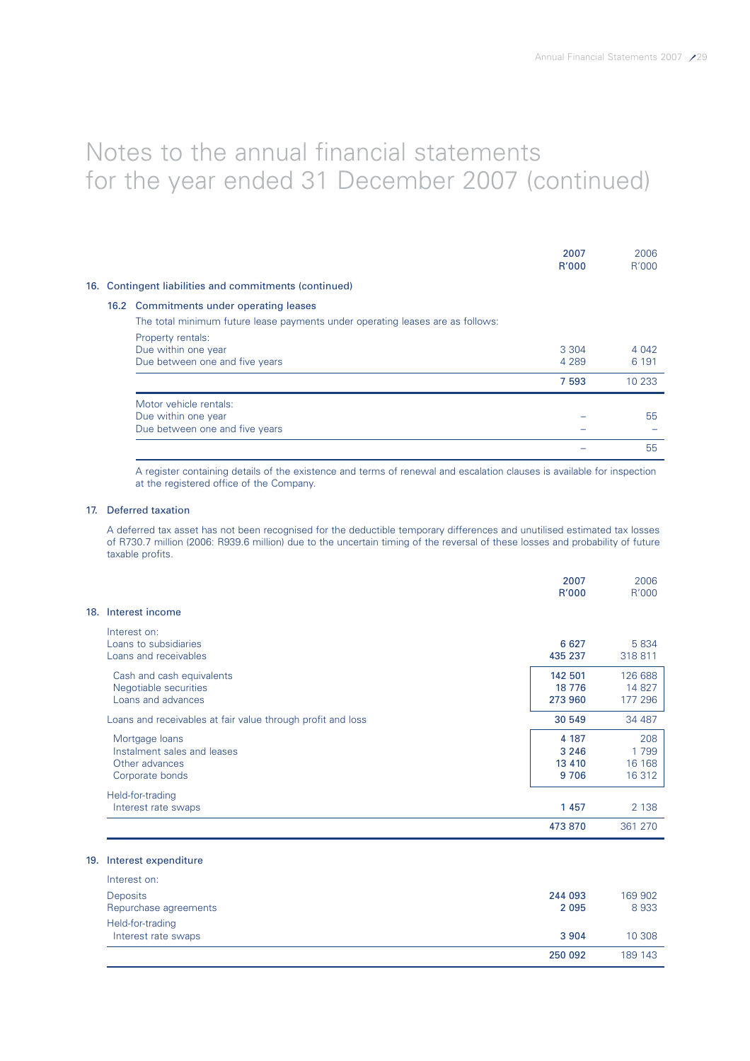# Notes to the annual financial statements for the year ended 31 December 2007 (continued)

| | 2007 R'000 | 2006 R'000 |
|---|---|---|
| **16. Contingent liabilities and commitments (continued)** | | |
| **16.2 Commitments under operating leases** | | |
| The total minimum future lease payments under operating leases are as follows: | | |
| Property rentals: | | |
| Due within one year | 3 304 | 4 042 |
| Due between one and five years | 4 289 | 6 191 |
| | **7 593** | 10 233 |
| Motor vehicle rentals: | | |
| Due within one year | – | 55 |
| Due between one and five years | – | – |
| | – | 55 |

A register containing details of the existence and terms of renewal and escalation clauses is available for inspection at the registered office of the Company.

## 17. Deferred taxation

A deferred tax asset has not been recognised for the deductible temporary differences and unutilised estimated tax losses of R730.7 million (2006: R939.6 million) due to the uncertain timing of the reversal of these losses and probability of future taxable profits.

| | 2007 R'000 | 2006 R'000 |
|---|---|---|
| **18. Interest income** | | |
| Interest on: | | |
| Loans to subsidiaries | 6 627 | 5 834 |
| Loans and receivables | 435 237 | 318 811 |
| Cash and cash equivalents | 142 501 | 126 688 |
| Negotiable securities | 18 776 | 14 827 |
| Loans and advances | 273 960 | 177 296 |
| Loans and receivables at fair value through profit and loss | 30 549 | 34 487 |
| Mortgage loans | 4 187 | 208 |
| Instalment sales and leases | 3 246 | 1 799 |
| Other advances | 13 410 | 16 168 |
| Corporate bonds | 9 706 | 16 312 |
| Held-for-trading | | |
| Interest rate swaps | 1 457 | 2 138 |
| | 473 870 | 361 270 |

| | 2007 R'000 | 2006 R'000 |
|---|---|---|
| **19. Interest expenditure** | | |
| Interest on: | | |
| Deposits | 244 093 | 169 902 |
| Repurchase agreements | 2 095 | 8 933 |
| Held-for-trading | | |
| Interest rate swaps | 3 904 | 10 308 |
| | 250 092 | 189 143 |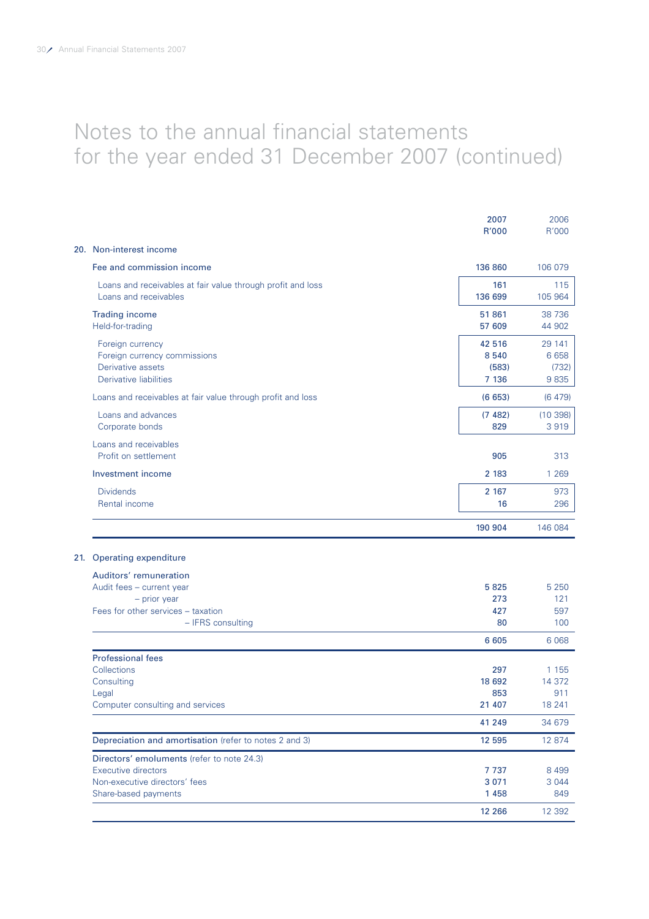# Notes to the annual financial statements for the year ended 31 December 2007 (continued)

| | 2007 R'000 | 2006 R'000 |
|---|---|---|
| **20. Non-interest income** | | |
| Fee and commission income | 136 860 | 106 079 |
| Loans and receivables at fair value through profit and loss | 161 | 115 |
| Loans and receivables | 136 699 | 105 964 |
| Trading income | 51 861 | 38 736 |
| Held-for-trading | 57 609 | 44 902 |
| Foreign currency | 42 516 | 29 141 |
| Foreign currency commissions | 8 540 | 6 658 |
| Derivative assets | (583) | (732) |
| Derivative liabilities | 7 136 | 9 835 |
| Loans and receivables at fair value through profit and loss | (6 653) | (6 479) |
| Loans and advances | (7 482) | (10 398) |
| Corporate bonds | 829 | 3 919 |
| Loans and receivables | | |
| Profit on settlement | 905 | 313 |
| Investment income | 2 183 | 1 269 |
| Dividends | 2 167 | 973 |
| Rental income | 16 | 296 |
| | 190 904 | 146 084 |

| | 2007 R'000 | 2006 R'000 |
|---|---|---|
| **21. Operating expenditure** | | |
| **Auditors' remuneration** | | |
| Audit fees – current year | 5 825 | 5 250 |
| – prior year | 273 | 121 |
| Fees for other services – taxation | 427 | 597 |
| – IFRS consulting | 80 | 100 |
| | 6 605 | 6 068 |
| **Professional fees** | | |
| Collections | 297 | 1 155 |
| Consulting | 18 692 | 14 372 |
| Legal | 853 | 911 |
| Computer consulting and services | 21 407 | 18 241 |
| | 41 249 | 34 679 |
| **Depreciation and amortisation** (refer to notes 2 and 3) | 12 595 | 12 874 |
| **Directors' emoluments** (refer to note 24.3) | | |
| Executive directors | 7 737 | 8 499 |
| Non-executive directors' fees | 3 071 | 3 044 |
| Share-based payments | 1 458 | 849 |
| | 12 266 | 12 392 |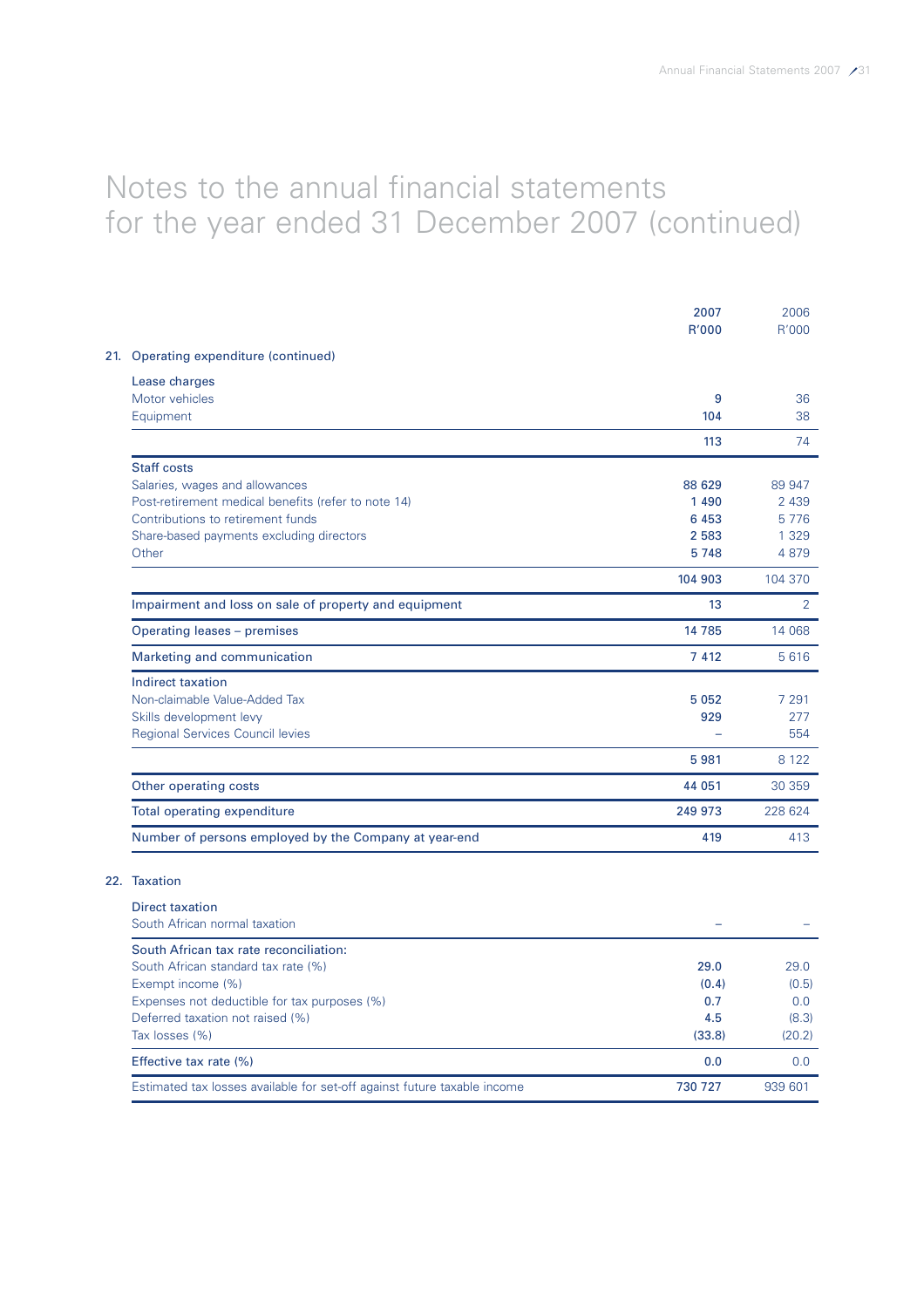# Notes to the annual financial statements for the year ended 31 December 2007 (continued)

| | 2007 R'000 | 2006 R'000 |
|---|---|---|
| **21. Operating expenditure (continued)** | | |
| Lease charges | | |
| Motor vehicles | **9** | 36 |
| Equipment | **104** | 38 |
| | **113** | 74 |
| Staff costs | | |
| Salaries, wages and allowances | **88 629** | 89 947 |
| Post-retirement medical benefits (refer to note 14) | **1 490** | 2 439 |
| Contributions to retirement funds | **6 453** | 5 776 |
| Share-based payments excluding directors | **2 583** | 1 329 |
| Other | **5 748** | 4 879 |
| | **104 903** | 104 370 |
| Impairment and loss on sale of property and equipment | **13** | 2 |
| Operating leases – premises | **14 785** | 14 068 |
| Marketing and communication | **7 412** | 5 616 |
| Indirect taxation | | |
| Non-claimable Value-Added Tax | **5 052** | 7 291 |
| Skills development levy | **929** | 277 |
| Regional Services Council levies | **–** | 554 |
| | **5 981** | 8 122 |
| Other operating costs | **44 051** | 30 359 |
| Total operating expenditure | **249 973** | 228 624 |
| Number of persons employed by the Company at year-end | **419** | 413 |

| | 2007 R'000 | 2006 R'000 |
|---|---|---|
| **22. Taxation** | | |
| Direct taxation | | |
| South African normal taxation | **–** | – |
| South African tax rate reconciliation: | | |
| South African standard tax rate (%) | **29.0** | 29.0 |
| Exempt income (%) | **(0.4)** | (0.5) |
| Expenses not deductible for tax purposes (%) | **0.7** | 0.0 |
| Deferred taxation not raised (%) | **4.5** | (8.3) |
| Tax losses (%) | **(33.8)** | (20.2) |
| Effective tax rate (%) | **0.0** | 0.0 |
| Estimated tax losses available for set-off against future taxable income | **730 727** | 939 601 |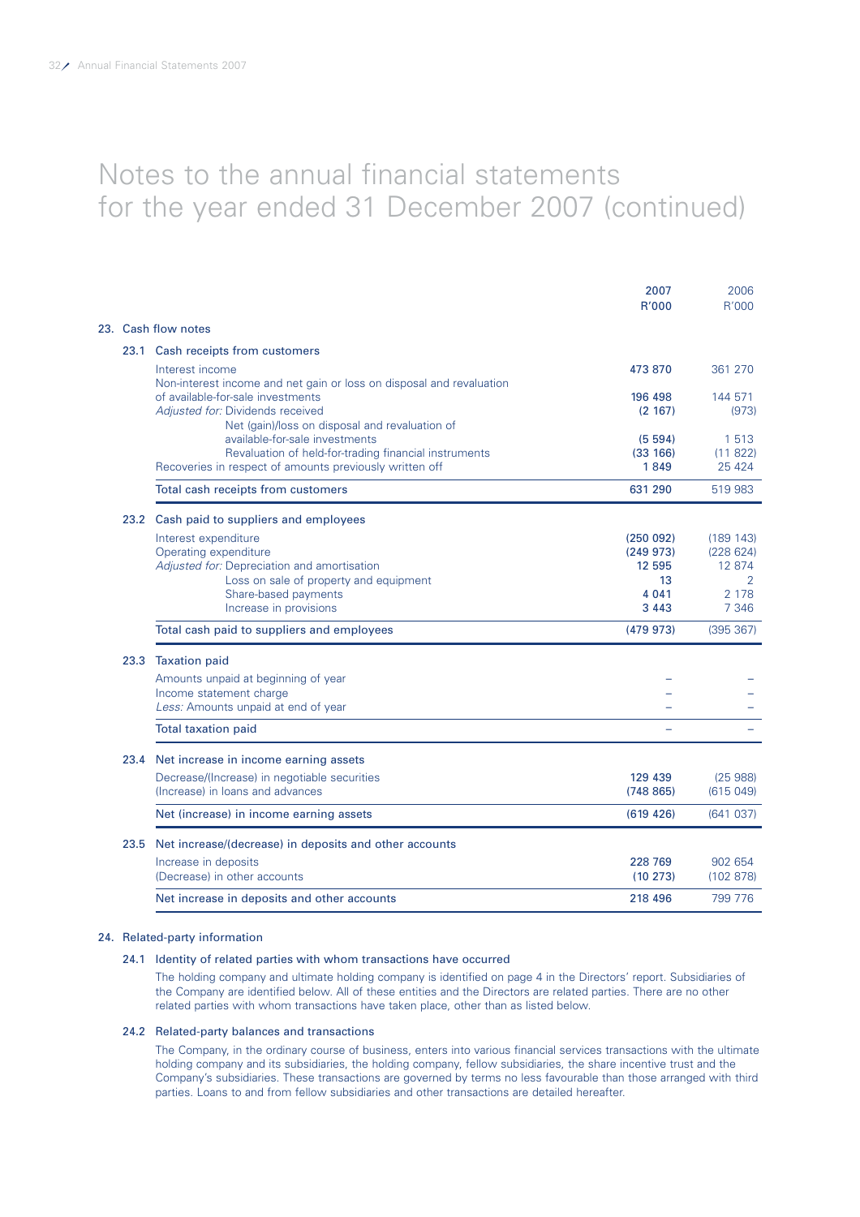# Notes to the annual financial statements for the year ended 31 December 2007 (continued)

| | 2007 R'000 | 2006 R'000 |
|---|---|---|
| **23. Cash flow notes** | | |
| **23.1 Cash receipts from customers** | | |
| Interest income | 473 870 | 361 270 |
| Non-interest income and net gain or loss on disposal and revaluation of available-for-sale investments | 196 498 | 144 571 |
| *Adjusted for:* Dividends received | (2 167) | (973) |
| Net (gain)/loss on disposal and revaluation of available-for-sale investments | (5 594) | 1 513 |
| Revaluation of held-for-trading financial instruments | (33 166) | (11 822) |
| Recoveries in respect of amounts previously written off | 1 849 | 25 424 |
| Total cash receipts from customers | 631 290 | 519 983 |
| **23.2 Cash paid to suppliers and employees** | | |
| Interest expenditure | (250 092) | (189 143) |
| Operating expenditure | (249 973) | (228 624) |
| *Adjusted for:* Depreciation and amortisation | 12 595 | 12 874 |
| Loss on sale of property and equipment | 13 | 2 |
| Share-based payments | 4 041 | 2 178 |
| Increase in provisions | 3 443 | 7 346 |
| Total cash paid to suppliers and employees | (479 973) | (395 367) |
| **23.3 Taxation paid** | | |
| Amounts unpaid at beginning of year | – | – |
| Income statement charge | – | – |
| *Less:* Amounts unpaid at end of year | – | – |
| Total taxation paid | – | – |
| **23.4 Net increase in income earning assets** | | |
| Decrease/(Increase) in negotiable securities | 129 439 | (25 988) |
| (Increase) in loans and advances | (748 865) | (615 049) |
| Net (increase) in income earning assets | (619 426) | (641 037) |
| **23.5 Net increase/(decrease) in deposits and other accounts** | | |
| Increase in deposits | 228 769 | 902 654 |
| (Decrease) in other accounts | (10 273) | (102 878) |
| Net increase in deposits and other accounts | 218 496 | 799 776 |

## 24. Related-party information

### 24.1 Identity of related parties with whom transactions have occurred

The holding company and ultimate holding company is identified on page 4 in the Directors' report. Subsidiaries of the Company are identified below. All of these entities and the Directors are related parties. There are no other related parties with whom transactions have taken place, other than as listed below.

### 24.2 Related-party balances and transactions

The Company, in the ordinary course of business, enters into various financial services transactions with the ultimate holding company and its subsidiaries, the holding company, fellow subsidiaries, the share incentive trust and the Company's subsidiaries. These transactions are governed by terms no less favourable than those arranged with third parties. Loans to and from fellow subsidiaries and other transactions are detailed hereafter.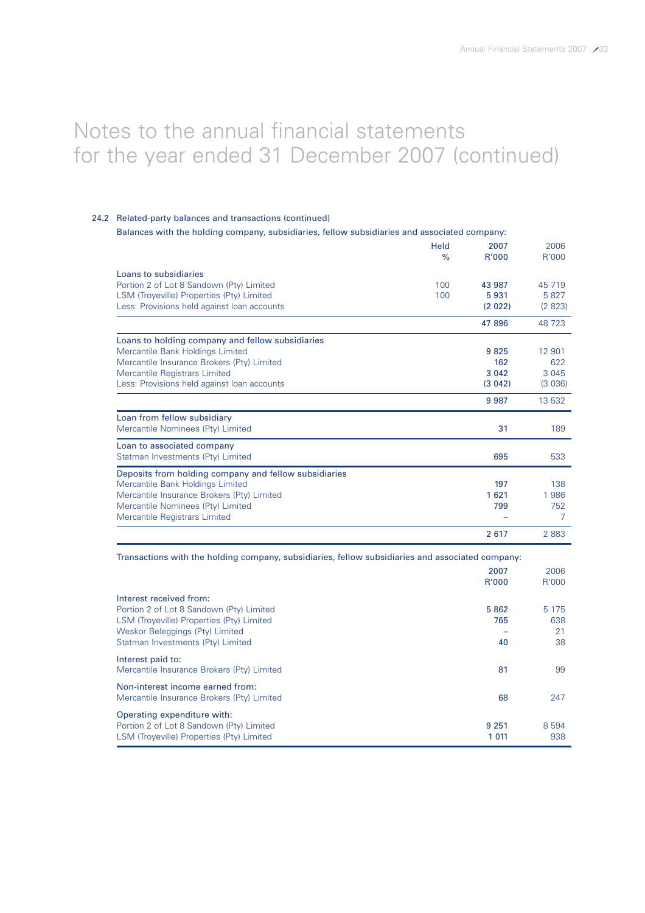# Notes to the annual financial statements for the year ended 31 December 2007 (continued)

### 24.2 Related-party balances and transactions (continued)

Balances with the holding company, subsidiaries, fellow subsidiaries and associated company:

| | Held % | 2007 R'000 | 2006 R'000 |
|---|---|---|---|
| **Loans to subsidiaries** | | | |
| Portion 2 of Lot 8 Sandown (Pty) Limited | 100 | 43 987 | 45 719 |
| LSM (Troyeville) Properties (Pty) Limited | 100 | 5 931 | 5 827 |
| Less: Provisions held against loan accounts | | (2 022) | (2 823) |
| | | 47 896 | 48 723 |
| **Loans to holding company and fellow subsidiaries** | | | |
| Mercantile Bank Holdings Limited | | 9 825 | 12 901 |
| Mercantile Insurance Brokers (Pty) Limited | | 162 | 622 |
| Mercantile Registrars Limited | | 3 042 | 3 045 |
| Less: Provisions held against loan accounts | | (3 042) | (3 036) |
| | | 9 987 | 13 532 |
| **Loan from fellow subsidiary** | | | |
| Mercantile Nominees (Pty) Limited | | 31 | 189 |
| **Loan to associated company** | | | |
| Statman Investments (Pty) Limited | | 695 | 533 |
| **Deposits from holding company and fellow subsidiaries** | | | |
| Mercantile Bank Holdings Limited | | 197 | 138 |
| Mercantile Insurance Brokers (Pty) Limited | | 1 621 | 1 986 |
| Mercantile Nominees (Pty) Limited | | 799 | 752 |
| Mercantile Registrars Limited | | – | 7 |
| | | 2 617 | 2 883 |

Transactions with the holding company, subsidiaries, fellow subsidiaries and associated company:

| | 2007 R'000 | 2006 R'000 |
|---|---|---|
| **Interest received from:** | | |
| Portion 2 of Lot 8 Sandown (Pty) Limited | 5 862 | 5 175 |
| LSM (Troyeville) Properties (Pty) Limited | 765 | 638 |
| Weskor Beleggings (Pty) Limited | – | 21 |
| Statman Investments (Pty) Limited | 40 | 38 |
| **Interest paid to:** | | |
| Mercantile Insurance Brokers (Pty) Limited | 81 | 99 |
| **Non-interest income earned from:** | | |
| Mercantile Insurance Brokers (Pty) Limited | 68 | 247 |
| **Operating expenditure with:** | | |
| Portion 2 of Lot 8 Sandown (Pty) Limited | 9 251 | 8 594 |
| LSM (Troyeville) Properties (Pty) Limited | 1 011 | 938 |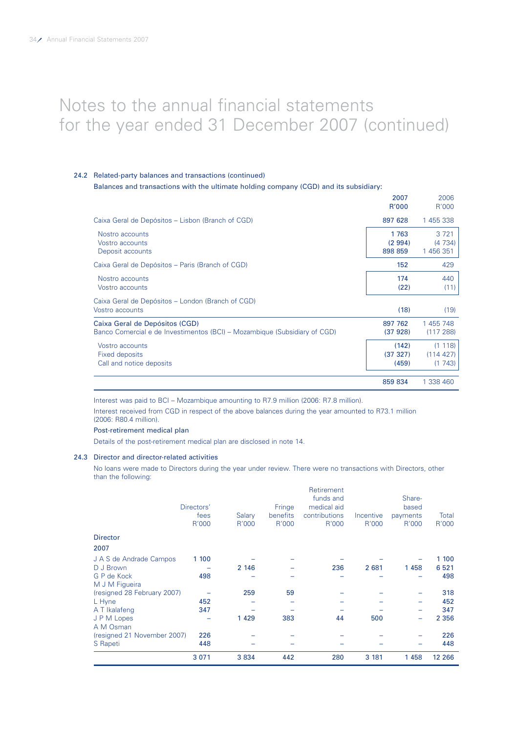# Notes to the annual financial statements for the year ended 31 December 2007 (continued)

## 24.2 Related-party balances and transactions (continued)

Balances and transactions with the ultimate holding company (CGD) and its subsidiary:

| | 2007 R'000 | 2006 R'000 |
|---|---|---|
| Caixa Geral de Depósitos – Lisbon (Branch of CGD) | **897 628** | 1 455 338 |
| Nostro accounts | **1 763** | 3 721 |
| Vostro accounts | **(2 994)** | (4 734) |
| Deposit accounts | **898 859** | 1 456 351 |
| Caixa Geral de Depósitos – Paris (Branch of CGD) | **152** | 429 |
| Nostro accounts | **174** | 440 |
| Vostro accounts | **(22)** | (11) |
| Caixa Geral de Depósitos – London (Branch of CGD) Vostro accounts | **(18)** | (19) |
| Caixa Geral de Depósitos (CGD) | **897 762** | 1 455 748 |
| Banco Comercial e de Investimentos (BCI) – Mozambique (Subsidiary of CGD) | **(37 928)** | (117 288) |
| Vostro accounts | **(142)** | (1 118) |
| Fixed deposits | **(37 327)** | (114 427) |
| Call and notice deposits | **(459)** | (1 743) |
| | **859 834** | 1 338 460 |

Interest was paid to BCI – Mozambique amounting to R7.9 million (2006: R7.8 million).

Interest received from CGD in respect of the above balances during the year amounted to R73.1 million (2006: R80.4 million).

**Post-retirement medical plan**

Details of the post-retirement medical plan are disclosed in note 14.

## 24.3 Director and director-related activities

No loans were made to Directors during the year under review. There were no transactions with Directors, other than the following:

| Director | Directors' fees R'000 | Salary R'000 | Fringe benefits R'000 | Retirement funds and medical aid contributions R'000 | Incentive R'000 | Share-based payments R'000 | Total R'000 |
|---|---|---|---|---|---|---|---|
| **2007** | | | | | | | |
| J A S de Andrade Campos | **1 100** | – | – | – | – | – | **1 100** |
| D J Brown | – | **2 146** | – | **236** | **2 681** | **1 458** | **6 521** |
| G P de Kock | **498** | – | – | – | – | – | **498** |
| M J M Figueira (resigned 28 February 2007) | – | **259** | **59** | – | – | – | **318** |
| L Hyne | **452** | – | – | – | – | – | **452** |
| A T Ikalafeng | **347** | – | – | – | – | – | **347** |
| J P M Lopes | – | **1 429** | **383** | **44** | **500** | – | **2 356** |
| A M Osman (resigned 21 November 2007) | **226** | – | – | – | – | – | **226** |
| S Rapeti | **448** | – | – | – | – | – | **448** |
| | **3 071** | **3 834** | **442** | **280** | **3 181** | **1 458** | **12 266** |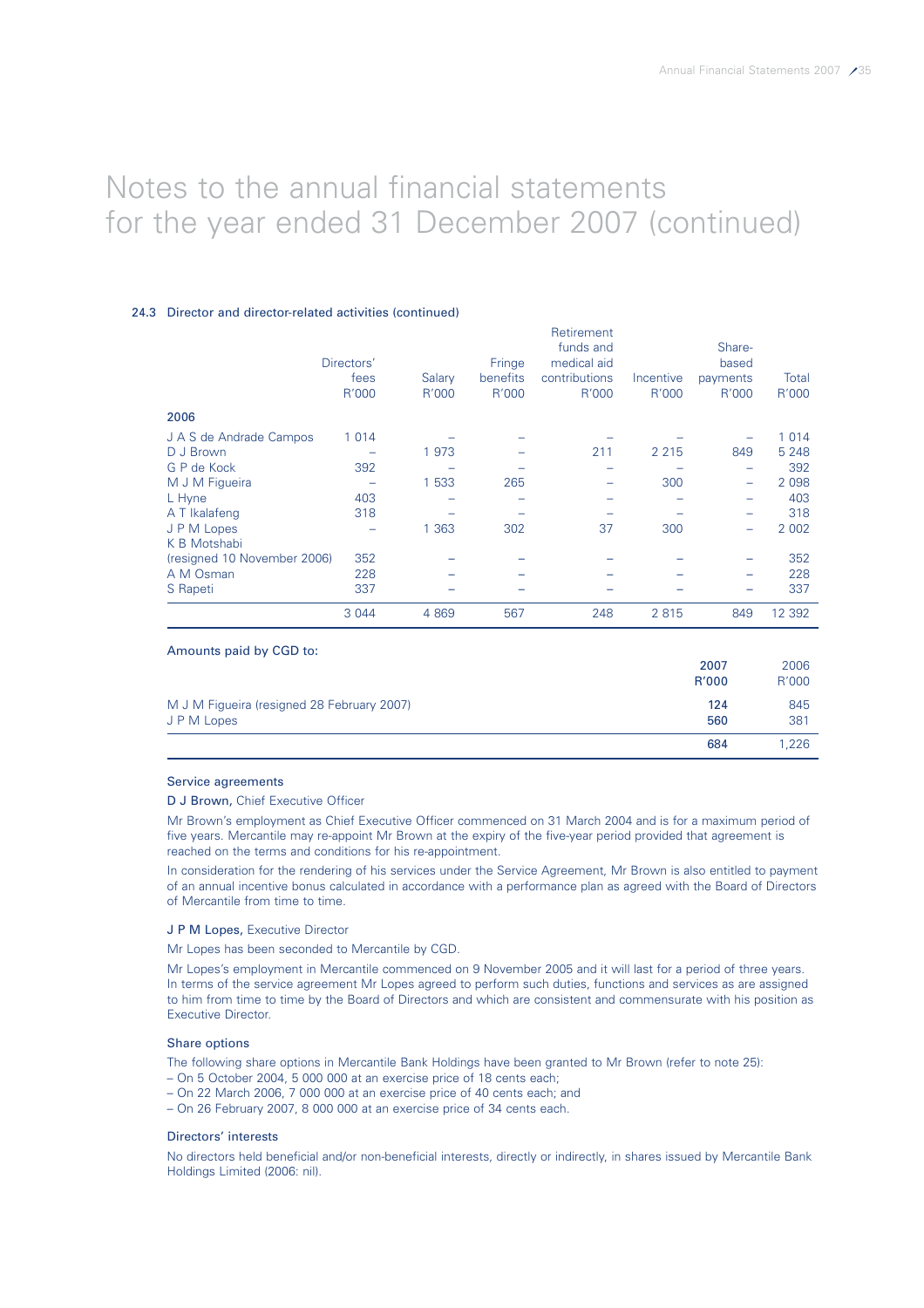# Notes to the annual financial statements for the year ended 31 December 2007 (continued)

## 24.3 Director and director-related activities (continued)

| | Directors' fees R'000 | Salary R'000 | Fringe benefits R'000 | Retirement funds and medical aid contributions R'000 | Incentive R'000 | Share-based payments R'000 | Total R'000 |
|---|---|---|---|---|---|---|---|
| **2006** | | | | | | | |
| J A S de Andrade Campos | 1 014 | – | – | – | – | – | 1 014 |
| D J Brown | – | 1 973 | – | 211 | 2 215 | 849 | 5 248 |
| G P de Kock | 392 | – | – | – | – | – | 392 |
| M J M Figueira | – | 1 533 | 265 | – | 300 | – | 2 098 |
| L Hyne | 403 | – | – | – | – | – | 403 |
| A T Ikalafeng | 318 | – | – | – | – | – | 318 |
| J P M Lopes | – | 1 363 | 302 | 37 | 300 | – | 2 002 |
| K B Motshabi (resigned 10 November 2006) | 352 | – | – | – | – | – | 352 |
| A M Osman | 228 | – | – | – | – | – | 228 |
| S Rapeti | 337 | – | – | – | – | – | 337 |
| | 3 044 | 4 869 | 567 | 248 | 2 815 | 849 | 12 392 |

### Amounts paid by CGD to:

| | 2007 R'000 | 2006 R'000 |
|---|---|---|
| M J M Figueira (resigned 28 February 2007) | **124** | 845 |
| J P M Lopes | **560** | 381 |
| | **684** | 1,226 |

### Service agreements

**D J Brown,** Chief Executive Officer

Mr Brown's employment as Chief Executive Officer commenced on 31 March 2004 and is for a maximum period of five years. Mercantile may re-appoint Mr Brown at the expiry of the five-year period provided that agreement is reached on the terms and conditions for his re-appointment.

In consideration for the rendering of his services under the Service Agreement, Mr Brown is also entitled to payment of an annual incentive bonus calculated in accordance with a performance plan as agreed with the Board of Directors of Mercantile from time to time.

**J P M Lopes,** Executive Director

Mr Lopes has been seconded to Mercantile by CGD.

Mr Lopes's employment in Mercantile commenced on 9 November 2005 and it will last for a period of three years. In terms of the service agreement Mr Lopes agreed to perform such duties, functions and services as are assigned to him from time to time by the Board of Directors and which are consistent and commensurate with his position as Executive Director.

### Share options

The following share options in Mercantile Bank Holdings have been granted to Mr Brown (refer to note 25):

- On 5 October 2004, 5 000 000 at an exercise price of 18 cents each;
- On 22 March 2006, 7 000 000 at an exercise price of 40 cents each; and
- On 26 February 2007, 8 000 000 at an exercise price of 34 cents each.

### Directors' interests

No directors held beneficial and/or non-beneficial interests, directly or indirectly, in shares issued by Mercantile Bank Holdings Limited (2006: nil).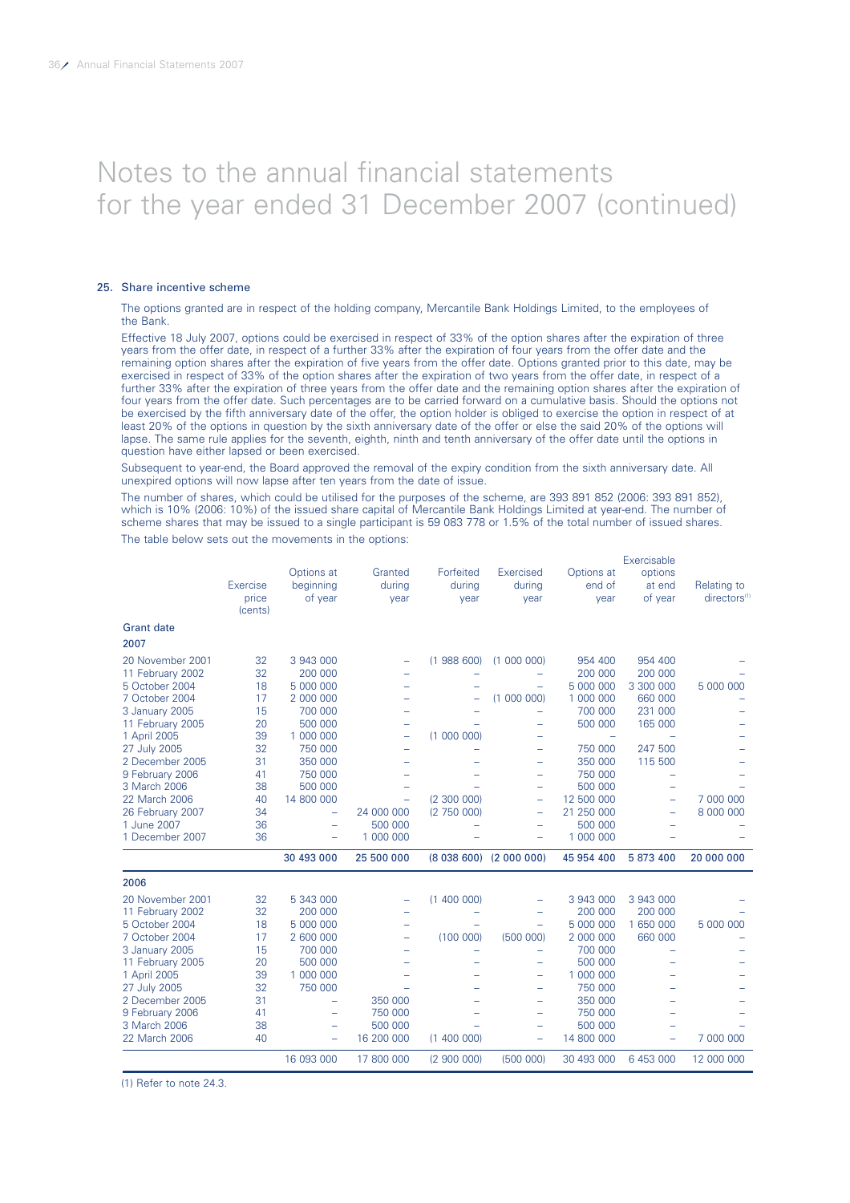# Notes to the annual financial statements for the year ended 31 December 2007 (continued)

## 25. Share incentive scheme

The options granted are in respect of the holding company, Mercantile Bank Holdings Limited, to the employees of the Bank.

Effective 18 July 2007, options could be exercised in respect of 33% of the option shares after the expiration of three years from the offer date, in respect of a further 33% after the expiration of four years from the offer date and the remaining option shares after the expiration of five years from the offer date. Options granted prior to this date, may be exercised in respect of 33% of the option shares after the expiration of two years from the offer date, in respect of a further 33% after the expiration of three years from the offer date and the remaining option shares after the expiration of four years from the offer date. Such percentages are to be carried forward on a cumulative basis. Should the options not be exercised by the fifth anniversary date of the offer, the option holder is obliged to exercise the option in respect of at least 20% of the options in question by the sixth anniversary date of the offer or else the said 20% of the options will lapse. The same rule applies for the seventh, eighth, ninth and tenth anniversary of the offer date until the options in question have either lapsed or been exercised.

Subsequent to year-end, the Board approved the removal of the expiry condition from the sixth anniversary date. All unexpired options will now lapse after ten years from the date of issue.

The number of shares, which could be utilised for the purposes of the scheme, are 393 891 852 (2006: 393 891 852), which is 10% (2006: 10%) of the issued share capital of Mercantile Bank Holdings Limited at year-end. The number of scheme shares that may be issued to a single participant is 59 083 778 or 1.5% of the total number of issued shares.

The table below sets out the movements in the options:

| Grant date | Exercise price (cents) | Options at beginning of year | Granted during year | Forfeited during year | Exercised during year | Options at end of year | Exercisable options at end of year | Relating to directors[1] |
|---|---|---|---|---|---|---|---|---|
| **2007** | | | | | | | | |
| 20 November 2001 | 32 | 3 943 000 | – | (1 988 600) | (1 000 000) | 954 400 | 954 400 | – |
| 11 February 2002 | 32 | 200 000 | – | – | – | 200 000 | 200 000 | – |
| 5 October 2004 | 18 | 5 000 000 | – | – | – | 5 000 000 | 3 300 000 | 5 000 000 |
| 7 October 2004 | 17 | 2 000 000 | – | – | (1 000 000) | 1 000 000 | 660 000 | – |
| 3 January 2005 | 15 | 700 000 | – | – | – | 700 000 | 231 000 | – |
| 11 February 2005 | 20 | 500 000 | – | – | – | 500 000 | 165 000 | – |
| 1 April 2005 | 39 | 1 000 000 | – | (1 000 000) | – | – | – | – |
| 27 July 2005 | 32 | 750 000 | – | – | – | 750 000 | 247 500 | – |
| 2 December 2005 | 31 | 350 000 | – | – | – | 350 000 | 115 500 | – |
| 9 February 2006 | 41 | 750 000 | – | – | – | 750 000 | – | – |
| 3 March 2006 | 38 | 500 000 | – | – | – | 500 000 | – | – |
| 22 March 2006 | 40 | 14 800 000 | – | (2 300 000) | – | 12 500 000 | – | 7 000 000 |
| 26 February 2007 | 34 | – | 24 000 000 | (2 750 000) | – | 21 250 000 | – | 8 000 000 |
| 1 June 2007 | 36 | – | 500 000 | – | – | 500 000 | – | – |
| 1 December 2007 | 36 | – | 1 000 000 | – | – | 1 000 000 | – | – |
| | | **30 493 000** | **25 500 000** | **(8 038 600)** | **(2 000 000)** | **45 954 400** | **5 873 400** | **20 000 000** |
| **2006** | | | | | | | | |
| 20 November 2001 | 32 | 5 343 000 | – | (1 400 000) | – | 3 943 000 | 3 943 000 | – |
| 11 February 2002 | 32 | 200 000 | – | – | – | 200 000 | 200 000 | – |
| 5 October 2004 | 18 | 5 000 000 | – | – | – | 5 000 000 | 1 650 000 | 5 000 000 |
| 7 October 2004 | 17 | 2 600 000 | – | (100 000) | (500 000) | 2 000 000 | 660 000 | – |
| 3 January 2005 | 15 | 700 000 | – | – | – | 700 000 | – | – |
| 11 February 2005 | 20 | 500 000 | – | – | – | 500 000 | – | – |
| 1 April 2005 | 39 | 1 000 000 | – | – | – | 1 000 000 | – | – |
| 27 July 2005 | 32 | 750 000 | – | – | – | 750 000 | – | – |
| 2 December 2005 | 31 | – | 350 000 | – | – | 350 000 | – | – |
| 9 February 2006 | 41 | – | 750 000 | – | – | 750 000 | – | – |
| 3 March 2006 | 38 | – | 500 000 | – | – | 500 000 | – | – |
| 22 March 2006 | 40 | – | 16 200 000 | (1 400 000) | – | 14 800 000 | – | 7 000 000 |
| | | 16 093 000 | 17 800 000 | (2 900 000) | (500 000) | 30 493 000 | 6 453 000 | 12 000 000 |

(1) Refer to note 24.3.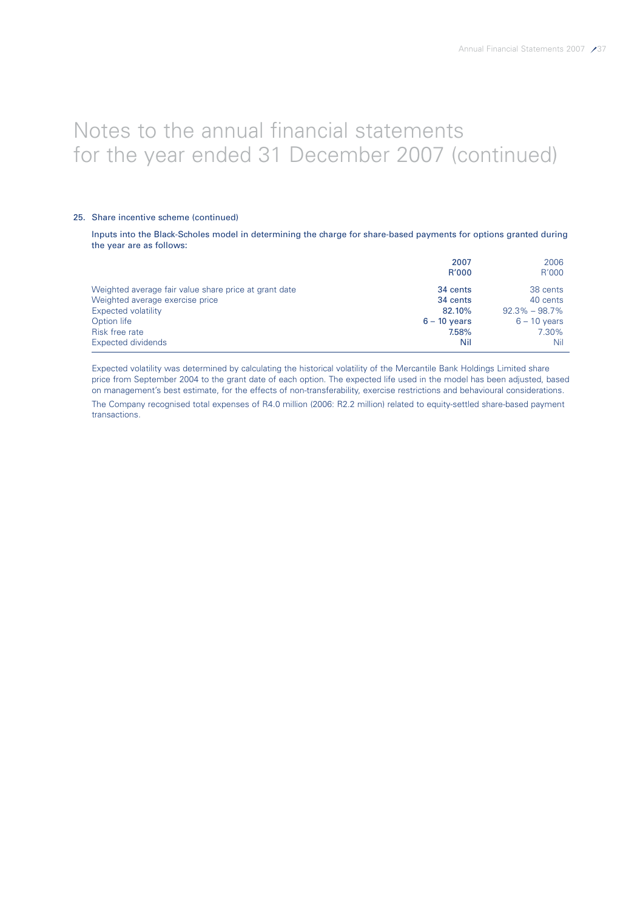# Notes to the annual financial statements for the year ended 31 December 2007 (continued)

### 25. Share incentive scheme (continued)

Inputs into the Black-Scholes model in determining the charge for share-based payments for options granted during the year are as follows:

| | 2007 R'000 | 2006 R'000 |
|---|---|---|
| Weighted average fair value share price at grant date | **34 cents** | 38 cents |
| Weighted average exercise price | **34 cents** | 40 cents |
| Expected volatility | **82.10%** | 92.3% – 98.7% |
| Option life | **6 – 10 years** | 6 – 10 years |
| Risk free rate | **7.58%** | 7.30% |
| Expected dividends | **Nil** | Nil |

Expected volatility was determined by calculating the historical volatility of the Mercantile Bank Holdings Limited share price from September 2004 to the grant date of each option. The expected life used in the model has been adjusted, based on management's best estimate, for the effects of non-transferability, exercise restrictions and behavioural considerations.

The Company recognised total expenses of R4.0 million (2006: R2.2 million) related to equity-settled share-based payment transactions.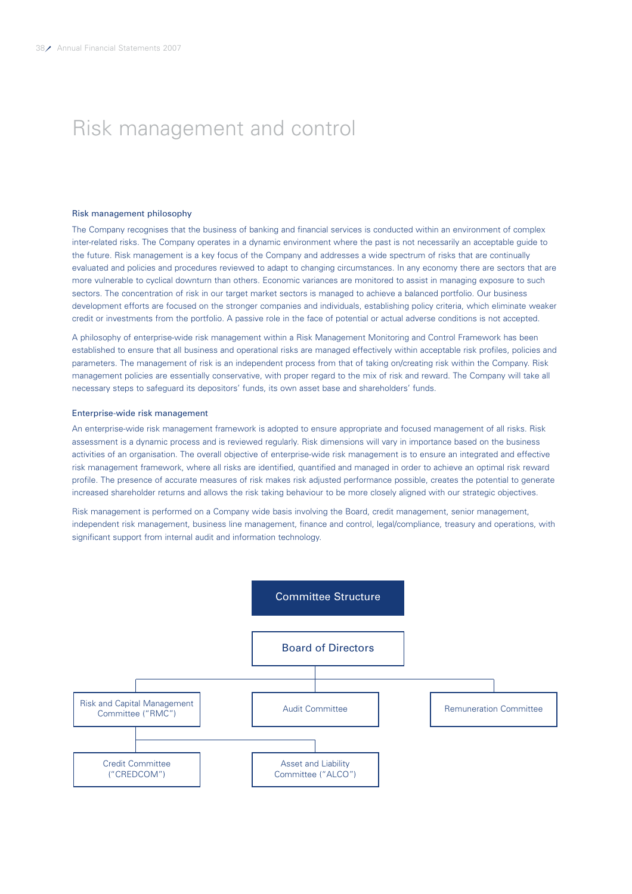# Risk management and control

### Risk management philosophy

The Company recognises that the business of banking and financial services is conducted within an environment of complex inter-related risks. The Company operates in a dynamic environment where the past is not necessarily an acceptable guide to the future. Risk management is a key focus of the Company and addresses a wide spectrum of risks that are continually evaluated and policies and procedures reviewed to adapt to changing circumstances. In any economy there are sectors that are more vulnerable to cyclical downturn than others. Economic variances are monitored to assist in managing exposure to such sectors. The concentration of risk in our target market sectors is managed to achieve a balanced portfolio. Our business development efforts are focused on the stronger companies and individuals, establishing policy criteria, which eliminate weaker credit or investments from the portfolio. A passive role in the face of potential or actual adverse conditions is not accepted.

A philosophy of enterprise-wide risk management within a Risk Management Monitoring and Control Framework has been established to ensure that all business and operational risks are managed effectively within acceptable risk profiles, policies and parameters. The management of risk is an independent process from that of taking on/creating risk within the Company. Risk management policies are essentially conservative, with proper regard to the mix of risk and reward. The Company will take all necessary steps to safeguard its depositors' funds, its own asset base and shareholders' funds.

### Enterprise-wide risk management

An enterprise-wide risk management framework is adopted to ensure appropriate and focused management of all risks. Risk assessment is a dynamic process and is reviewed regularly. Risk dimensions will vary in importance based on the business activities of an organisation. The overall objective of enterprise-wide risk management is to ensure an integrated and effective risk management framework, where all risks are identified, quantified and managed in order to achieve an optimal risk reward profile. The presence of accurate measures of risk makes risk adjusted performance possible, creates the potential to generate increased shareholder returns and allows the risk taking behaviour to be more closely aligned with our strategic objectives.

Risk management is performed on a Company wide basis involving the Board, credit management, senior management, independent risk management, business line management, finance and control, legal/compliance, treasury and operations, with significant support from internal audit and information technology.

**Committee Structure**

- Board of Directors
  - Risk and Capital Management Committee ("RMC")
    - Credit Committee ("CREDCOM")
    - Asset and Liability Committee ("ALCO")
  - Audit Committee
  - Remuneration Committee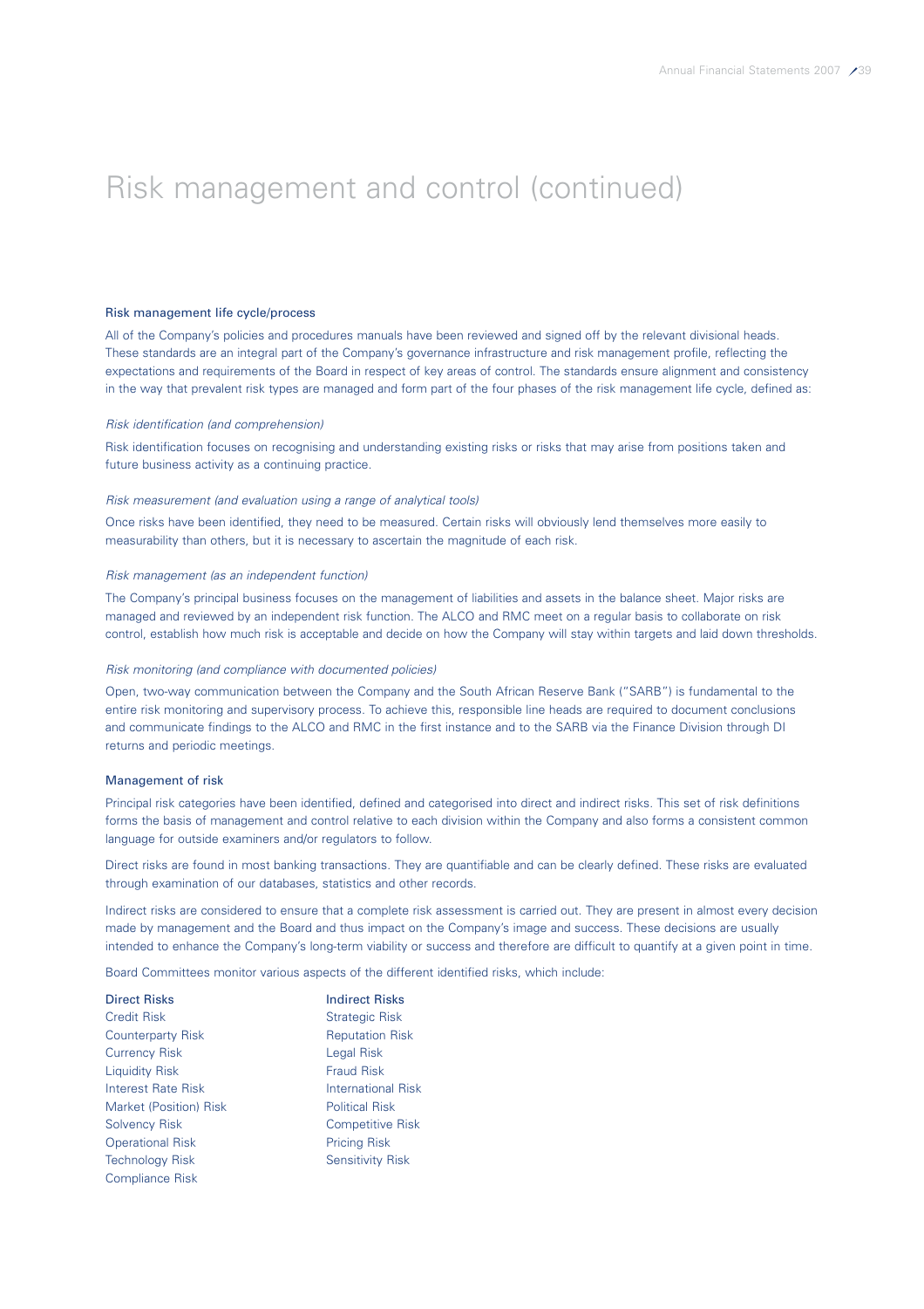# Risk management and control (continued)

## Risk management life cycle/process

All of the Company's policies and procedures manuals have been reviewed and signed off by the relevant divisional heads. These standards are an integral part of the Company's governance infrastructure and risk management profile, reflecting the expectations and requirements of the Board in respect of key areas of control. The standards ensure alignment and consistency in the way that prevalent risk types are managed and form part of the four phases of the risk management life cycle, defined as:

*Risk identification (and comprehension)*

Risk identification focuses on recognising and understanding existing risks or risks that may arise from positions taken and future business activity as a continuing practice.

*Risk measurement (and evaluation using a range of analytical tools)*

Once risks have been identified, they need to be measured. Certain risks will obviously lend themselves more easily to measurability than others, but it is necessary to ascertain the magnitude of each risk.

*Risk management (as an independent function)*

The Company's principal business focuses on the management of liabilities and assets in the balance sheet. Major risks are managed and reviewed by an independent risk function. The ALCO and RMC meet on a regular basis to collaborate on risk control, establish how much risk is acceptable and decide on how the Company will stay within targets and laid down thresholds.

*Risk monitoring (and compliance with documented policies)*

Open, two-way communication between the Company and the South African Reserve Bank ("SARB") is fundamental to the entire risk monitoring and supervisory process. To achieve this, responsible line heads are required to document conclusions and communicate findings to the ALCO and RMC in the first instance and to the SARB via the Finance Division through DI returns and periodic meetings.

## Management of risk

Principal risk categories have been identified, defined and categorised into direct and indirect risks. This set of risk definitions forms the basis of management and control relative to each division within the Company and also forms a consistent common language for outside examiners and/or regulators to follow.

Direct risks are found in most banking transactions. They are quantifiable and can be clearly defined. These risks are evaluated through examination of our databases, statistics and other records.

Indirect risks are considered to ensure that a complete risk assessment is carried out. They are present in almost every decision made by management and the Board and thus impact on the Company's image and success. These decisions are usually intended to enhance the Company's long-term viability or success and therefore are difficult to quantify at a given point in time.

Board Committees monitor various aspects of the different identified risks, which include:

| Direct Risks | Indirect Risks |
|---|---|
| Credit Risk | Strategic Risk |
| Counterparty Risk | Reputation Risk |
| Currency Risk | Legal Risk |
| Liquidity Risk | Fraud Risk |
| Interest Rate Risk | International Risk |
| Market (Position) Risk | Political Risk |
| Solvency Risk | Competitive Risk |
| Operational Risk | Pricing Risk |
| Technology Risk | Sensitivity Risk |
| Compliance Risk | |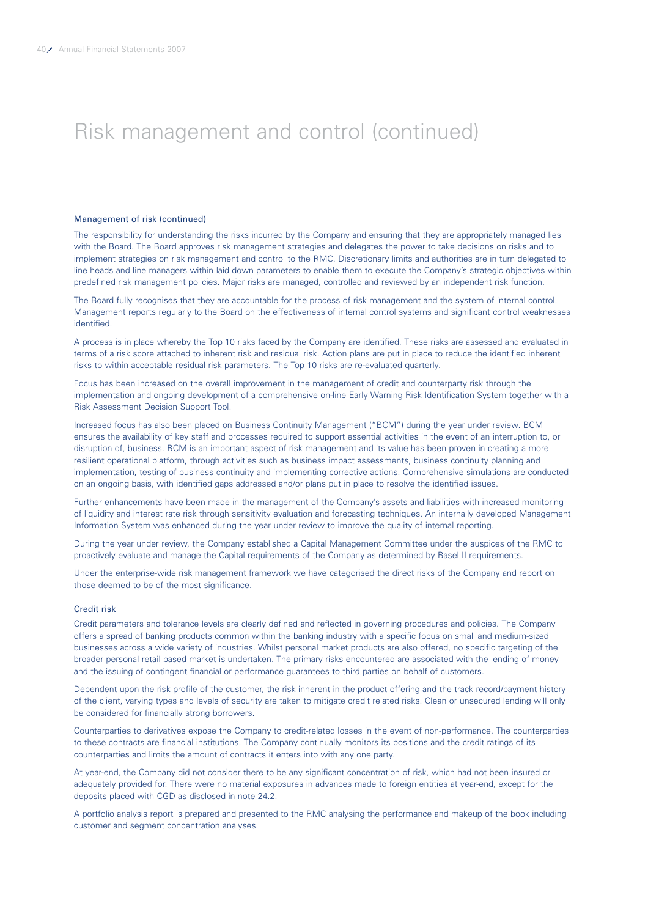# Risk management and control (continued)

### Management of risk (continued)

The responsibility for understanding the risks incurred by the Company and ensuring that they are appropriately managed lies with the Board. The Board approves risk management strategies and delegates the power to take decisions on risks and to implement strategies on risk management and control to the RMC. Discretionary limits and authorities are in turn delegated to line heads and line managers within laid down parameters to enable them to execute the Company's strategic objectives within predefined risk management policies. Major risks are managed, controlled and reviewed by an independent risk function.

The Board fully recognises that they are accountable for the process of risk management and the system of internal control. Management reports regularly to the Board on the effectiveness of internal control systems and significant control weaknesses identified.

A process is in place whereby the Top 10 risks faced by the Company are identified. These risks are assessed and evaluated in terms of a risk score attached to inherent risk and residual risk. Action plans are put in place to reduce the identified inherent risks to within acceptable residual risk parameters. The Top 10 risks are re-evaluated quarterly.

Focus has been increased on the overall improvement in the management of credit and counterparty risk through the implementation and ongoing development of a comprehensive on-line Early Warning Risk Identification System together with a Risk Assessment Decision Support Tool.

Increased focus has also been placed on Business Continuity Management ("BCM") during the year under review. BCM ensures the availability of key staff and processes required to support essential activities in the event of an interruption to, or disruption of, business. BCM is an important aspect of risk management and its value has been proven in creating a more resilient operational platform, through activities such as business impact assessments, business continuity planning and implementation, testing of business continuity and implementing corrective actions. Comprehensive simulations are conducted on an ongoing basis, with identified gaps addressed and/or plans put in place to resolve the identified issues.

Further enhancements have been made in the management of the Company's assets and liabilities with increased monitoring of liquidity and interest rate risk through sensitivity evaluation and forecasting techniques. An internally developed Management Information System was enhanced during the year under review to improve the quality of internal reporting.

During the year under review, the Company established a Capital Management Committee under the auspices of the RMC to proactively evaluate and manage the Capital requirements of the Company as determined by Basel II requirements.

Under the enterprise-wide risk management framework we have categorised the direct risks of the Company and report on those deemed to be of the most significance.

### Credit risk

Credit parameters and tolerance levels are clearly defined and reflected in governing procedures and policies. The Company offers a spread of banking products common within the banking industry with a specific focus on small and medium-sized businesses across a wide variety of industries. Whilst personal market products are also offered, no specific targeting of the broader personal retail based market is undertaken. The primary risks encountered are associated with the lending of money and the issuing of contingent financial or performance guarantees to third parties on behalf of customers.

Dependent upon the risk profile of the customer, the risk inherent in the product offering and the track record/payment history of the client, varying types and levels of security are taken to mitigate credit related risks. Clean or unsecured lending will only be considered for financially strong borrowers.

Counterparties to derivatives expose the Company to credit-related losses in the event of non-performance. The counterparties to these contracts are financial institutions. The Company continually monitors its positions and the credit ratings of its counterparties and limits the amount of contracts it enters into with any one party.

At year-end, the Company did not consider there to be any significant concentration of risk, which had not been insured or adequately provided for. There were no material exposures in advances made to foreign entities at year-end, except for the deposits placed with CGD as disclosed in note 24.2.

A portfolio analysis report is prepared and presented to the RMC analysing the performance and makeup of the book including customer and segment concentration analyses.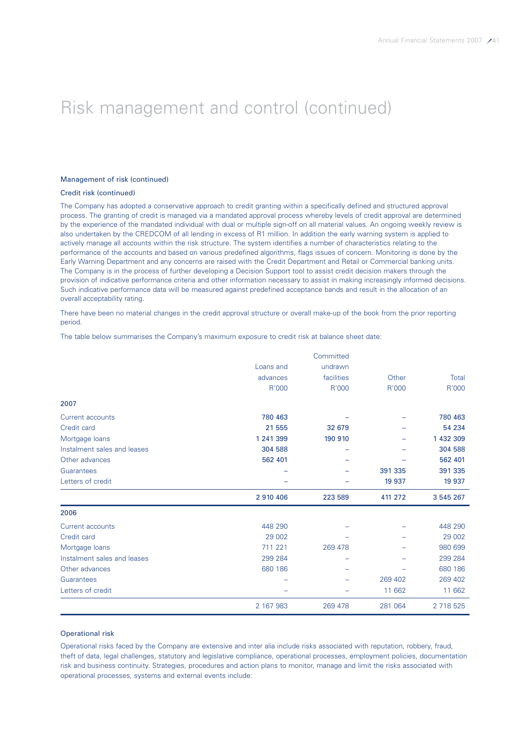# Risk management and control (continued)

### Management of risk (continued)

### Credit risk (continued)

The Company has adopted a conservative approach to credit granting within a specifically defined and structured approval process. The granting of credit is managed via a mandated approval process whereby levels of credit approval are determined by the experience of the mandated individual with dual or multiple sign-off on all material values. An ongoing weekly review is also undertaken by the CREDCOM of all lending in excess of R1 million. In addition the early warning system is applied to actively manage all accounts within the risk structure. The system identifies a number of characteristics relating to the performance of the accounts and based on various predefined algorithms, flags issues of concern. Monitoring is done by the Early Warning Department and any concerns are raised with the Credit Department and Retail or Commercial banking units. The Company is in the process of further developing a Decision Support tool to assist credit decision makers through the provision of indicative performance criteria and other information necessary to assist in making increasingly informed decisions. Such indicative performance data will be measured against predefined acceptance bands and result in the allocation of an overall acceptability rating.

There have been no material changes in the credit approval structure or overall make-up of the book from the prior reporting period.

The table below summarises the Company's maximum exposure to credit risk at balance sheet date:

| | Loans and advances R'000 | Committed undrawn facilities R'000 | Other R'000 | Total R'000 |
|---|---|---|---|---|
| **2007** | | | | |
| Current accounts | **780 463** | – | – | **780 463** |
| Credit card | **21 555** | **32 679** | – | **54 234** |
| Mortgage loans | **1 241 399** | **190 910** | – | **1 432 309** |
| Instalment sales and leases | **304 588** | – | – | **304 588** |
| Other advances | **562 401** | – | – | **562 401** |
| Guarantees | – | – | **391 335** | **391 335** |
| Letters of credit | – | – | **19 937** | **19 937** |
| | **2 910 406** | **223 589** | **411 272** | **3 545 267** |
| **2006** | | | | |
| Current accounts | 448 290 | – | – | 448 290 |
| Credit card | 29 002 | – | – | 29 002 |
| Mortgage loans | 711 221 | 269 478 | – | 980 699 |
| Instalment sales and leases | 299 284 | – | – | 299 284 |
| Other advances | 680 186 | – | – | 680 186 |
| Guarantees | – | – | 269 402 | 269 402 |
| Letters of credit | – | – | 11 662 | 11 662 |
| | 2 167 983 | 269 478 | 281 064 | 2 718 525 |

### Operational risk

Operational risks faced by the Company are extensive and inter alia include risks associated with reputation, robbery, fraud, theft of data, legal challenges, statutory and legislative compliance, operational processes, employment policies, documentation risk and business continuity. Strategies, procedures and action plans to monitor, manage and limit the risks associated with operational processes, systems and external events include: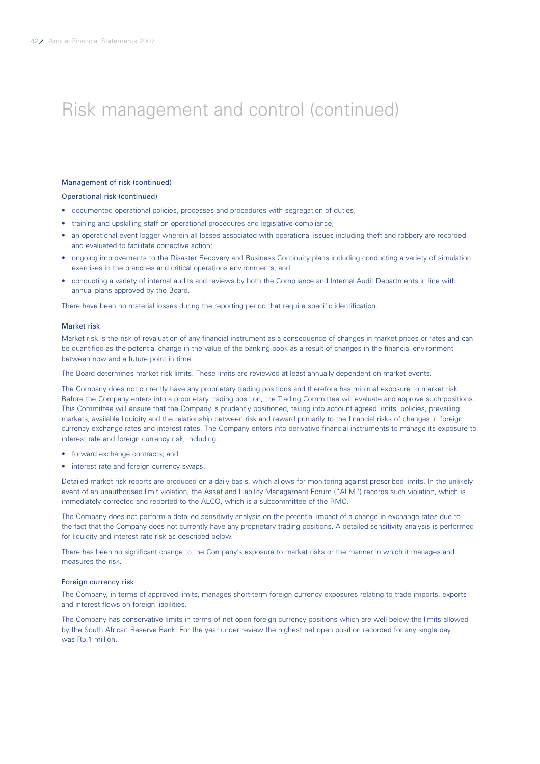# Risk management and control (continued)

### Management of risk (continued)

#### Operational risk (continued)

- documented operational policies, processes and procedures with segregation of duties;
- training and upskilling staff on operational procedures and legislative compliance;
- an operational event logger wherein all losses associated with operational issues including theft and robbery are recorded and evaluated to facilitate corrective action;
- ongoing improvements to the Disaster Recovery and Business Continuity plans including conducting a variety of simulation exercises in the branches and critical operations environments; and
- conducting a variety of internal audits and reviews by both the Compliance and Internal Audit Departments in line with annual plans approved by the Board.

There have been no material losses during the reporting period that require specific identification.

#### Market risk

Market risk is the risk of revaluation of any financial instrument as a consequence of changes in market prices or rates and can be quantified as the potential change in the value of the banking book as a result of changes in the financial environment between now and a future point in time.

The Board determines market risk limits. These limits are reviewed at least annually dependent on market events.

The Company does not currently have any proprietary trading positions and therefore has minimal exposure to market risk. Before the Company enters into a proprietary trading position, the Trading Committee will evaluate and approve such positions. This Committee will ensure that the Company is prudently positioned, taking into account agreed limits, policies, prevailing markets, available liquidity and the relationship between risk and reward primarily to the financial risks of changes in foreign currency exchange rates and interest rates. The Company enters into derivative financial instruments to manage its exposure to interest rate and foreign currency risk, including:

- forward exchange contracts; and
- interest rate and foreign currency swaps.

Detailed market risk reports are produced on a daily basis, which allows for monitoring against prescribed limits. In the unlikely event of an unauthorised limit violation, the Asset and Liability Management Forum ("ALM") records such violation, which is immediately corrected and reported to the ALCO, which is a subcommittee of the RMC.

The Company does not perform a detailed sensitivity analysis on the potential impact of a change in exchange rates due to the fact that the Company does not currently have any proprietary trading positions. A detailed sensitivity analysis is performed for liquidity and interest rate risk as described below.

There has been no significant change to the Company's exposure to market risks or the manner in which it manages and measures the risk.

#### Foreign currency risk

The Company, in terms of approved limits, manages short-term foreign currency exposures relating to trade imports, exports and interest flows on foreign liabilities.

The Company has conservative limits in terms of net open foreign currency positions which are well below the limits allowed by the South African Reserve Bank. For the year under review the highest net open position recorded for any single day was R5.1 million.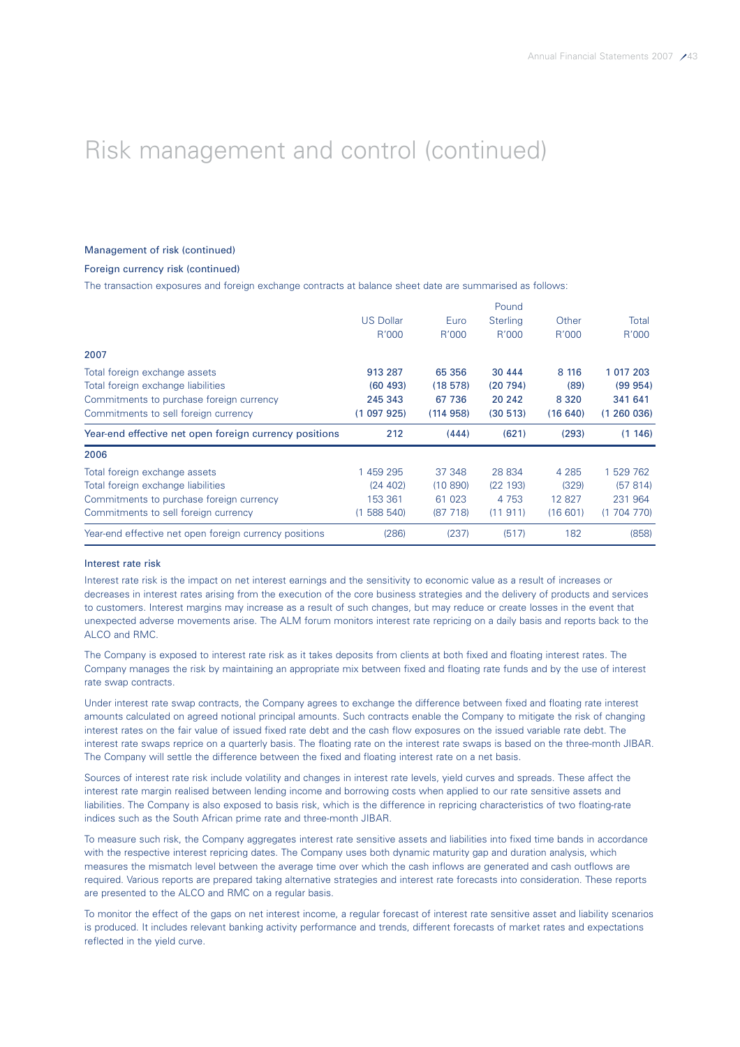# Risk management and control (continued)

### Management of risk (continued)

#### Foreign currency risk (continued)

The transaction exposures and foreign exchange contracts at balance sheet date are summarised as follows:

| | US Dollar R'000 | Euro R'000 | Pound Sterling R'000 | Other R'000 | Total R'000 |
|---|---|---|---|---|---|
| **2007** | | | | | |
| Total foreign exchange assets | **913 287** | **65 356** | **30 444** | **8 116** | **1 017 203** |
| Total foreign exchange liabilities | **(60 493)** | **(18 578)** | **(20 794)** | **(89)** | **(99 954)** |
| Commitments to purchase foreign currency | **245 343** | **67 736** | **20 242** | **8 320** | **341 641** |
| Commitments to sell foreign currency | **(1 097 925)** | **(114 958)** | **(30 513)** | **(16 640)** | **(1 260 036)** |
| Year-end effective net open foreign currency positions | **212** | **(444)** | **(621)** | **(293)** | **(1 146)** |
| **2006** | | | | | |
| Total foreign exchange assets | 1 459 295 | 37 348 | 28 834 | 4 285 | 1 529 762 |
| Total foreign exchange liabilities | (24 402) | (10 890) | (22 193) | (329) | (57 814) |
| Commitments to purchase foreign currency | 153 361 | 61 023 | 4 753 | 12 827 | 231 964 |
| Commitments to sell foreign currency | (1 588 540) | (87 718) | (11 911) | (16 601) | (1 704 770) |
| Year-end effective net open foreign currency positions | (286) | (237) | (517) | 182 | (858) |

#### Interest rate risk

Interest rate risk is the impact on net interest earnings and the sensitivity to economic value as a result of increases or decreases in interest rates arising from the execution of the core business strategies and the delivery of products and services to customers. Interest margins may increase as a result of such changes, but may reduce or create losses in the event that unexpected adverse movements arise. The ALM forum monitors interest rate repricing on a daily basis and reports back to the ALCO and RMC.

The Company is exposed to interest rate risk as it takes deposits from clients at both fixed and floating interest rates. The Company manages the risk by maintaining an appropriate mix between fixed and floating rate funds and by the use of interest rate swap contracts.

Under interest rate swap contracts, the Company agrees to exchange the difference between fixed and floating rate interest amounts calculated on agreed notional principal amounts. Such contracts enable the Company to mitigate the risk of changing interest rates on the fair value of issued fixed rate debt and the cash flow exposures on the issued variable rate debt. The interest rate swaps reprice on a quarterly basis. The floating rate on the interest rate swaps is based on the three-month JIBAR. The Company will settle the difference between the fixed and floating interest rate on a net basis.

Sources of interest rate risk include volatility and changes in interest rate levels, yield curves and spreads. These affect the interest rate margin realised between lending income and borrowing costs when applied to our rate sensitive assets and liabilities. The Company is also exposed to basis risk, which is the difference in repricing characteristics of two floating-rate indices such as the South African prime rate and three-month JIBAR.

To measure such risk, the Company aggregates interest rate sensitive assets and liabilities into fixed time bands in accordance with the respective interest repricing dates. The Company uses both dynamic maturity gap and duration analysis, which measures the mismatch level between the average time over which the cash inflows are generated and cash outflows are required. Various reports are prepared taking alternative strategies and interest rate forecasts into consideration. These reports are presented to the ALCO and RMC on a regular basis.

To monitor the effect of the gaps on net interest income, a regular forecast of interest rate sensitive asset and liability scenarios is produced. It includes relevant banking activity performance and trends, different forecasts of market rates and expectations reflected in the yield curve.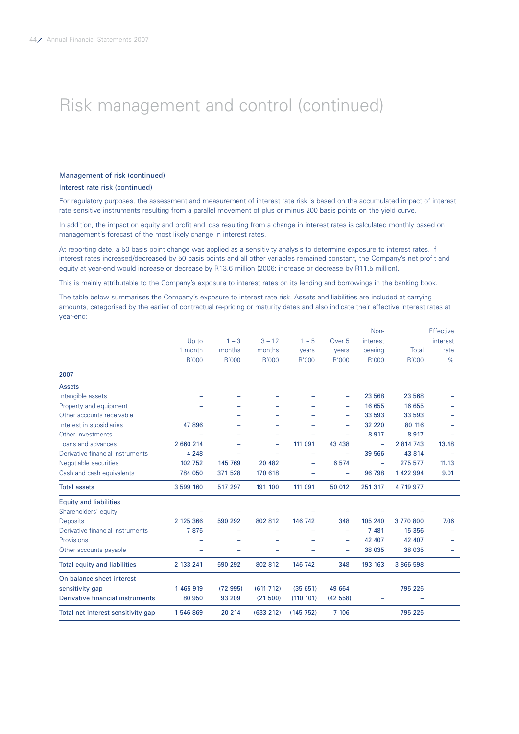# Risk management and control (continued)

### Management of risk (continued)

#### Interest rate risk (continued)

For regulatory purposes, the assessment and measurement of interest rate risk is based on the accumulated impact of interest rate sensitive instruments resulting from a parallel movement of plus or minus 200 basis points on the yield curve.

In addition, the impact on equity and profit and loss resulting from a change in interest rates is calculated monthly based on management's forecast of the most likely change in interest rates.

At reporting date, a 50 basis point change was applied as a sensitivity analysis to determine exposure to interest rates. If interest rates increased/decreased by 50 basis points and all other variables remained constant, the Company's net profit and equity at year-end would increase or decrease by R13.6 million (2006: increase or decrease by R11.5 million).

This is mainly attributable to the Company's exposure to interest rates on its lending and borrowings in the banking book.

The table below summarises the Company's exposure to interest rate risk. Assets and liabilities are included at carrying amounts, categorised by the earlier of contractual re-pricing or maturity dates and also indicate their effective interest rates at year-end:

| | Up to 1 month R'000 | 1 – 3 months R'000 | 3 – 12 months R'000 | 1 – 5 years R'000 | Over 5 years R'000 | Non-interest bearing R'000 | Total R'000 | Effective interest rate % |
|---|---|---|---|---|---|---|---|---|
| **2007** | | | | | | | | |
| **Assets** | | | | | | | | |
| Intangible assets | – | – | – | – | – | 23 568 | 23 568 | – |
| Property and equipment | – | – | – | – | – | 16 655 | 16 655 | – |
| Other accounts receivable | | – | – | – | – | 33 593 | 33 593 | – |
| Interest in subsidiaries | 47 896 | – | – | – | – | 32 220 | 80 116 | – |
| Other investments | – | – | – | – | – | 8 917 | 8 917 | – |
| Loans and advances | 2 660 214 | – | – | 111 091 | 43 438 | – | 2 814 743 | 13.48 |
| Derivative financial instruments | 4 248 | – | – | – | – | 39 566 | 43 814 | – |
| Negotiable securities | 102 752 | 145 769 | 20 482 | – | 6 574 | – | 275 577 | 11.13 |
| Cash and cash equivalents | 784 050 | 371 528 | 170 618 | – | – | 96 798 | 1 422 994 | 9.01 |
| **Total assets** | 3 599 160 | 517 297 | 191 100 | 111 091 | 50 012 | 251 317 | 4 719 977 | |
| **Equity and liabilities** | | | | | | | | |
| Shareholders' equity | – | – | – | – | – | – | – | – |
| Deposits | 2 125 366 | 590 292 | 802 812 | 146 742 | 348 | 105 240 | 3 770 800 | 7.06 |
| Derivative financial instruments | 7 875 | – | – | – | – | 7 481 | 15 356 | – |
| Provisions | – | – | – | – | – | 42 407 | 42 407 | – |
| Other accounts payable | – | – | – | – | – | 38 035 | 38 035 | – |
| **Total equity and liabilities** | 2 133 241 | 590 292 | 802 812 | 146 742 | 348 | 193 163 | 3 866 598 | |
| On balance sheet interest sensitivity gap | 1 465 919 | (72 995) | (611 712) | (35 651) | 49 664 | – | 795 225 | |
| Derivative financial instruments | 80 950 | 93 209 | (21 500) | (110 101) | (42 558) | – | – | |
| **Total net interest sensitivity gap** | 1 546 869 | 20 214 | (633 212) | (145 752) | 7 106 | – | 795 225 | |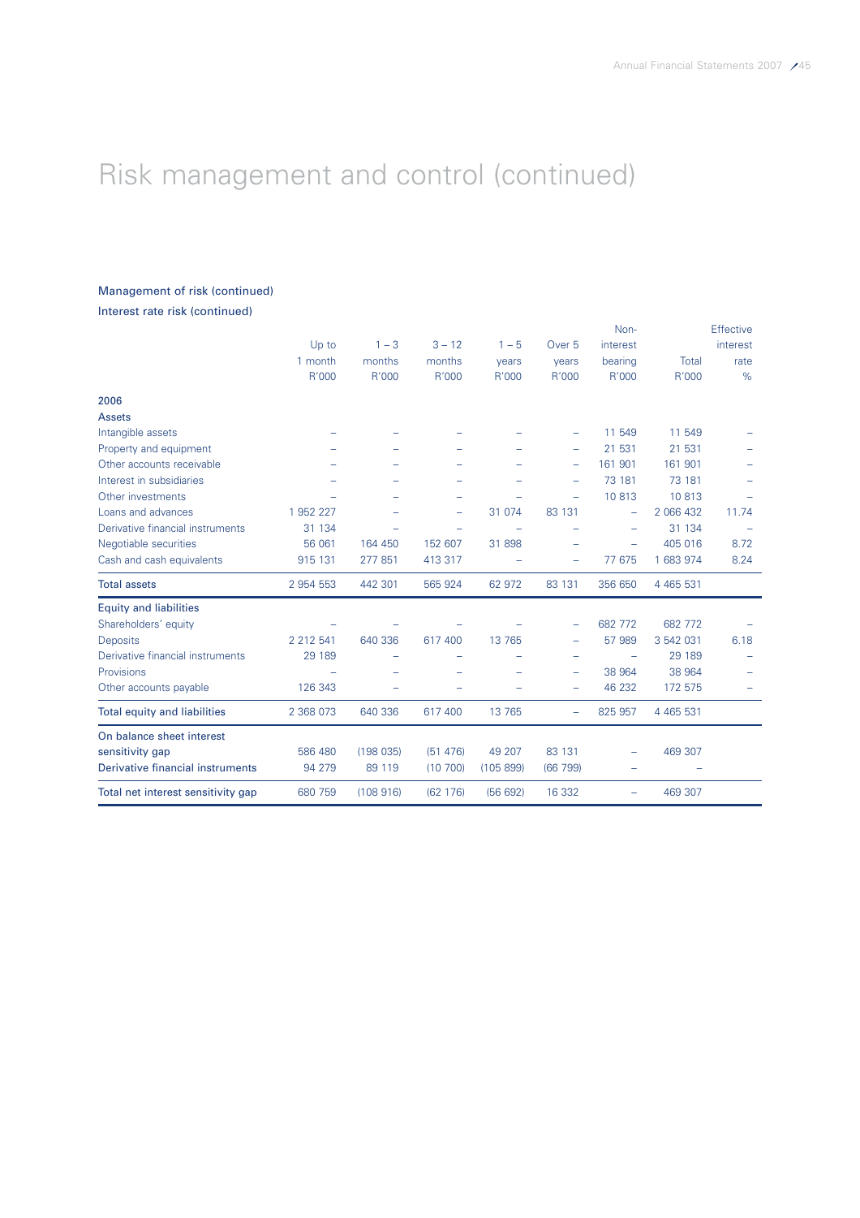# Risk management and control (continued)

### Management of risk (continued)

Interest rate risk (continued)

| | Up to 1 month R'000 | 1 – 3 months R'000 | 3 – 12 months R'000 | 1 – 5 years R'000 | Over 5 years R'000 | Non-interest bearing R'000 | Total R'000 | Effective interest rate % |
|---|---|---|---|---|---|---|---|---|
| **2006** | | | | | | | | |
| **Assets** | | | | | | | | |
| Intangible assets | – | – | – | – | – | 11 549 | 11 549 | – |
| Property and equipment | – | – | – | – | – | 21 531 | 21 531 | – |
| Other accounts receivable | – | – | – | – | – | 161 901 | 161 901 | – |
| Interest in subsidiaries | – | – | – | – | – | 73 181 | 73 181 | – |
| Other investments | – | – | – | – | – | 10 813 | 10 813 | – |
| Loans and advances | 1 952 227 | – | – | 31 074 | 83 131 | – | 2 066 432 | 11.74 |
| Derivative financial instruments | 31 134 | – | – | – | – | – | 31 134 | – |
| Negotiable securities | 56 061 | 164 450 | 152 607 | 31 898 | – | – | 405 016 | 8.72 |
| Cash and cash equivalents | 915 131 | 277 851 | 413 317 | – | – | 77 675 | 1 683 974 | 8.24 |
| **Total assets** | 2 954 553 | 442 301 | 565 924 | 62 972 | 83 131 | 356 650 | 4 465 531 | |
| **Equity and liabilities** | | | | | | | | |
| Shareholders' equity | – | – | – | – | – | 682 772 | 682 772 | – |
| Deposits | 2 212 541 | 640 336 | 617 400 | 13 765 | – | 57 989 | 3 542 031 | 6.18 |
| Derivative financial instruments | 29 189 | – | – | – | – | – | 29 189 | – |
| Provisions | – | – | – | – | – | 38 964 | 38 964 | – |
| Other accounts payable | 126 343 | – | – | – | – | 46 232 | 172 575 | – |
| **Total equity and liabilities** | 2 368 073 | 640 336 | 617 400 | 13 765 | – | 825 957 | 4 465 531 | |
| **On balance sheet interest sensitivity gap** | 586 480 | (198 035) | (51 476) | 49 207 | 83 131 | – | 469 307 | |
| **Derivative financial instruments** | 94 279 | 89 119 | (10 700) | (105 899) | (66 799) | – | – | |
| **Total net interest sensitivity gap** | 680 759 | (108 916) | (62 176) | (56 692) | 16 332 | – | 469 307 | |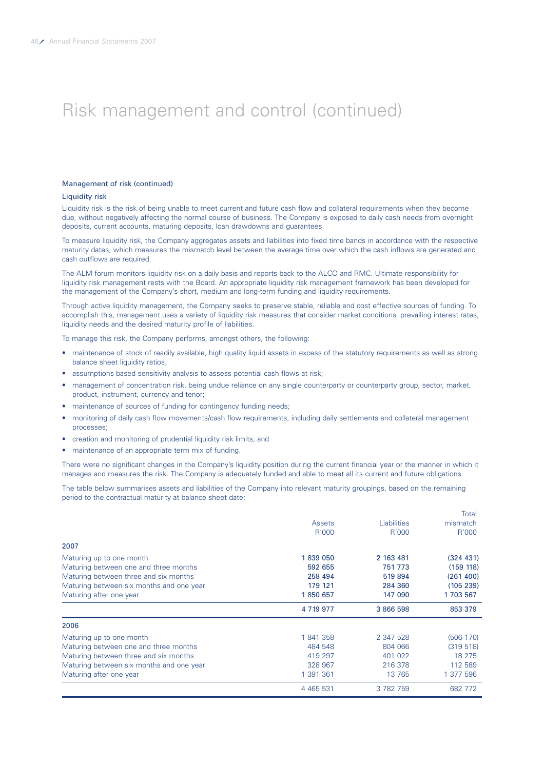# Risk management and control (continued)

### Management of risk (continued)

#### Liquidity risk

Liquidity risk is the risk of being unable to meet current and future cash flow and collateral requirements when they become due, without negatively affecting the normal course of business. The Company is exposed to daily cash needs from overnight deposits, current accounts, maturing deposits, loan drawdowns and guarantees.

To measure liquidity risk, the Company aggregates assets and liabilities into fixed time bands in accordance with the respective maturity dates, which measures the mismatch level between the average time over which the cash inflows are generated and cash outflows are required.

The ALM forum monitors liquidity risk on a daily basis and reports back to the ALCO and RMC. Ultimate responsibility for liquidity risk management rests with the Board. An appropriate liquidity risk management framework has been developed for the management of the Company's short, medium and long-term funding and liquidity requirements.

Through active liquidity management, the Company seeks to preserve stable, reliable and cost effective sources of funding. To accomplish this, management uses a variety of liquidity risk measures that consider market conditions, prevailing interest rates, liquidity needs and the desired maturity profile of liabilities.

To manage this risk, the Company performs, amongst others, the following:

- maintenance of stock of readily available, high quality liquid assets in excess of the statutory requirements as well as strong balance sheet liquidity ratios;
- assumptions based sensitivity analysis to assess potential cash flows at risk;
- management of concentration risk, being undue reliance on any single counterparty or counterparty group, sector, market, product, instrument, currency and tenor;
- maintenance of sources of funding for contingency funding needs;
- monitoring of daily cash flow movements/cash flow requirements, including daily settlements and collateral management processes;
- creation and monitoring of prudential liquidity risk limits; and
- maintenance of an appropriate term mix of funding.

There were no significant changes in the Company's liquidity position during the current financial year or the manner in which it manages and measures the risk. The Company is adequately funded and able to meet all its current and future obligations.

The table below summarises assets and liabilities of the Company into relevant maturity groupings, based on the remaining period to the contractual maturity at balance sheet date:

| | Assets R'000 | Liabilities R'000 | Total mismatch R'000 |
|---|---|---|---|
| **2007** | | | |
| Maturing up to one month | **1 839 050** | **2 163 481** | **(324 431)** |
| Maturing between one and three months | **592 655** | **751 773** | **(159 118)** |
| Maturing between three and six months | **258 494** | **519 894** | **(261 400)** |
| Maturing between six months and one year | **179 121** | **284 360** | **(105 239)** |
| Maturing after one year | **1 850 657** | **147 090** | **1 703 567** |
| | **4 719 977** | **3 866 598** | **853 379** |
| **2006** | | | |
| Maturing up to one month | 1 841 358 | 2 347 528 | (506 170) |
| Maturing between one and three months | 484 548 | 804 066 | (319 518) |
| Maturing between three and six months | 419 297 | 401 022 | 18 275 |
| Maturing between six months and one year | 328 967 | 216 378 | 112 589 |
| Maturing after one year | 1 391 361 | 13 765 | 1 377 596 |
| | 4 465 531 | 3 782 759 | 682 772 |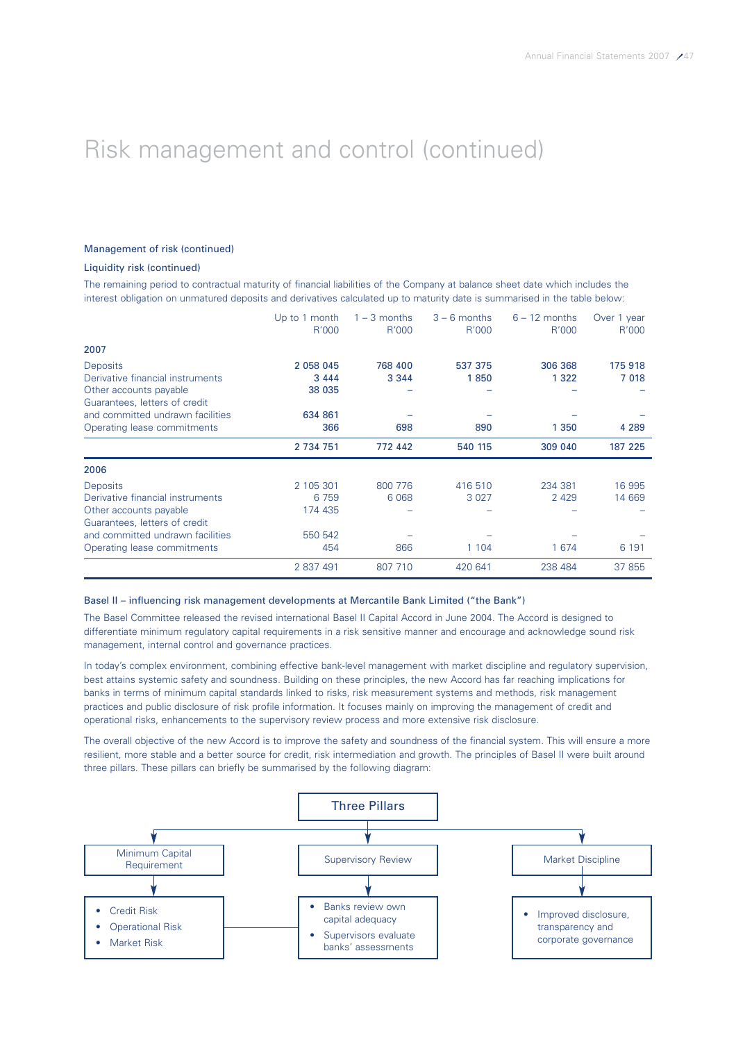# Risk management and control (continued)

### Management of risk (continued)

#### Liquidity risk (continued)

The remaining period to contractual maturity of financial liabilities of the Company at balance sheet date which includes the interest obligation on unmatured deposits and derivatives calculated up to maturity date is summarised in the table below:

| | Up to 1 month R'000 | 1 – 3 months R'000 | 3 – 6 months R'000 | 6 – 12 months R'000 | Over 1 year R'000 |
|---|---|---|---|---|---|
| **2007** | | | | | |
| Deposits | **2 058 045** | **768 400** | **537 375** | **306 368** | **175 918** |
| Derivative financial instruments | **3 444** | **3 344** | **1 850** | **1 322** | **7 018** |
| Other accounts payable | **38 035** | – | – | – | – |
| Guarantees, letters of credit and committed undrawn facilities | **634 861** | – | – | – | – |
| Operating lease commitments | **366** | **698** | **890** | **1 350** | **4 289** |
| | **2 734 751** | **772 442** | **540 115** | **309 040** | **187 225** |
| **2006** | | | | | |
| Deposits | 2 105 301 | 800 776 | 416 510 | 234 381 | 16 995 |
| Derivative financial instruments | 6 759 | 6 068 | 3 027 | 2 429 | 14 669 |
| Other accounts payable | 174 435 | – | – | – | – |
| Guarantees, letters of credit and committed undrawn facilities | 550 542 | – | – | – | – |
| Operating lease commitments | 454 | 866 | 1 104 | 1 674 | 6 191 |
| | 2 837 491 | 807 710 | 420 641 | 238 484 | 37 855 |

### Basel II – influencing risk management developments at Mercantile Bank Limited ("the Bank")

The Basel Committee released the revised international Basel II Capital Accord in June 2004. The Accord is designed to differentiate minimum regulatory capital requirements in a risk sensitive manner and encourage and acknowledge sound risk management, internal control and governance practices.

In today's complex environment, combining effective bank-level management with market discipline and regulatory supervision, best attains systemic safety and soundness. Building on these principles, the new Accord has far reaching implications for banks in terms of minimum capital standards linked to risks, risk measurement systems and methods, risk management practices and public disclosure of risk profile information. It focuses mainly on improving the management of credit and operational risks, enhancements to the supervisory review process and more extensive risk disclosure.

The overall objective of the new Accord is to improve the safety and soundness of the financial system. This will ensure a more resilient, more stable and a better source for credit, risk intermediation and growth. The principles of Basel II were built around three pillars. These pillars can briefly be summarised by the following diagram:

**Three Pillars**

- **Minimum Capital Requirement**
  - Credit Risk
  - Operational Risk
  - Market Risk
- **Supervisory Review**
  - Banks review own capital adequacy
  - Supervisors evaluate banks' assessments
- **Market Discipline**
  - Improved disclosure, transparency and corporate governance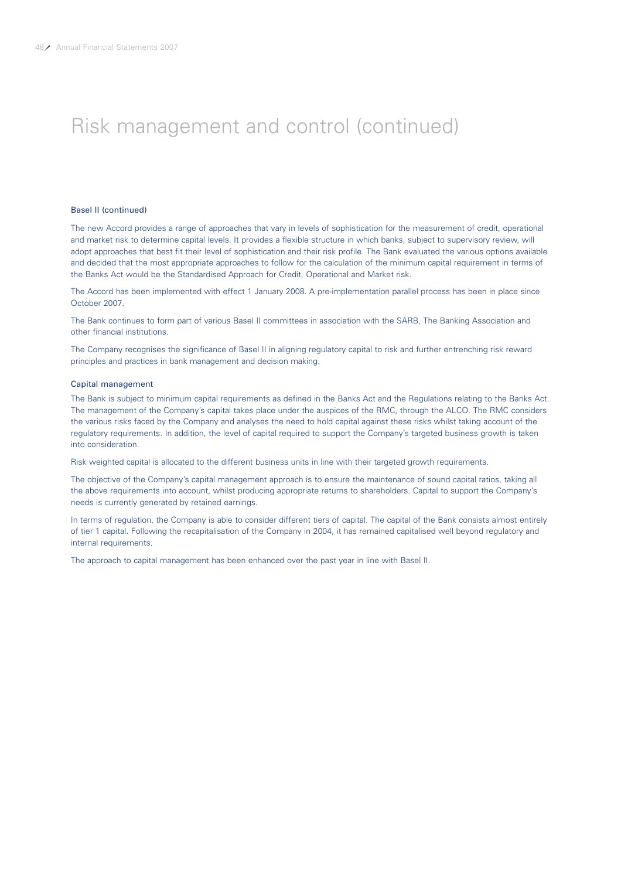# Risk management and control (continued)

### Basel II (continued)

The new Accord provides a range of approaches that vary in levels of sophistication for the measurement of credit, operational and market risk to determine capital levels. It provides a flexible structure in which banks, subject to supervisory review, will adopt approaches that best fit their level of sophistication and their risk profile. The Bank evaluated the various options available and decided that the most appropriate approaches to follow for the calculation of the minimum capital requirement in terms of the Banks Act would be the Standardised Approach for Credit, Operational and Market risk.

The Accord has been implemented with effect 1 January 2008. A pre-implementation parallel process has been in place since October 2007.

The Bank continues to form part of various Basel II committees in association with the SARB, The Banking Association and other financial institutions.

The Company recognises the significance of Basel II in aligning regulatory capital to risk and further entrenching risk reward principles and practices in bank management and decision making.

### Capital management

The Bank is subject to minimum capital requirements as defined in the Banks Act and the Regulations relating to the Banks Act. The management of the Company's capital takes place under the auspices of the RMC, through the ALCO. The RMC considers the various risks faced by the Company and analyses the need to hold capital against these risks whilst taking account of the regulatory requirements. In addition, the level of capital required to support the Company's targeted business growth is taken into consideration.

Risk weighted capital is allocated to the different business units in line with their targeted growth requirements.

The objective of the Company's capital management approach is to ensure the maintenance of sound capital ratios, taking all the above requirements into account, whilst producing appropriate returns to shareholders. Capital to support the Company's needs is currently generated by retained earnings.

In terms of regulation, the Company is able to consider different tiers of capital. The capital of the Bank consists almost entirely of tier 1 capital. Following the recapitalisation of the Company in 2004, it has remained capitalised well beyond regulatory and internal requirements.

The approach to capital management has been enhanced over the past year in line with Basel II.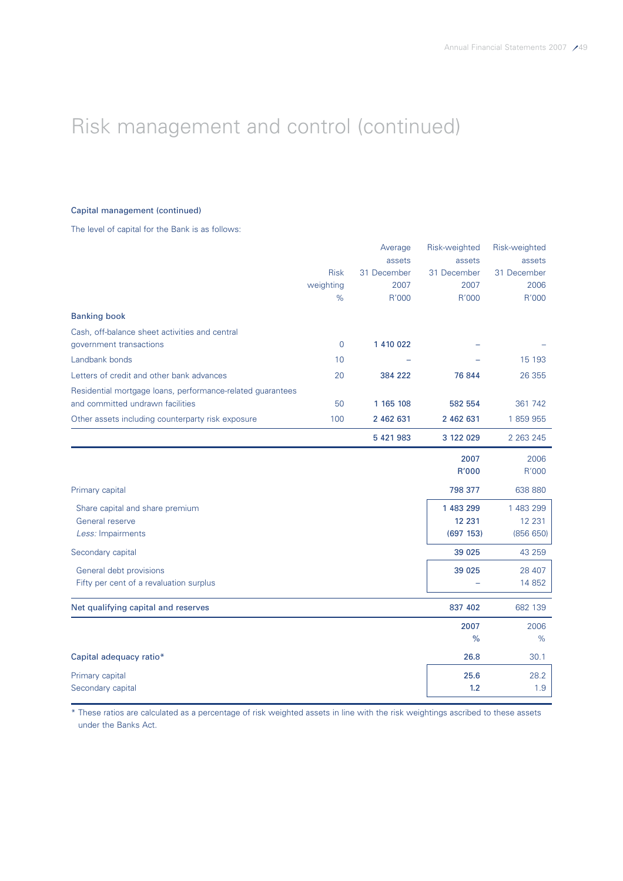# Risk management and control (continued)

### Capital management (continued)

The level of capital for the Bank is as follows:

| | Risk weighting % | Average assets 31 December 2007 R'000 | Risk-weighted assets 31 December 2007 R'000 | Risk-weighted assets 31 December 2006 R'000 |
|---|---|---|---|---|
| **Banking book** | | | | |
| Cash, off-balance sheet activities and central government transactions | 0 | **1 410 022** | **–** | – |
| Landbank bonds | 10 | **–** | **–** | 15 193 |
| Letters of credit and other bank advances | 20 | **384 222** | **76 844** | 26 355 |
| Residential mortgage loans, performance-related guarantees and committed undrawn facilities | 50 | **1 165 108** | **582 554** | 361 742 |
| Other assets including counterparty risk exposure | 100 | **2 462 631** | **2 462 631** | 1 859 955 |
| | | **5 421 983** | **3 122 029** | 2 263 245 |

| | 2007 R'000 | 2006 R'000 |
|---|---|---|
| Primary capital | **798 377** | 638 880 |
| Share capital and share premium | **1 483 299** | 1 483 299 |
| General reserve | **12 231** | 12 231 |
| *Less:* Impairments | **(697 153)** | (856 650) |
| Secondary capital | **39 025** | 43 259 |
| General debt provisions | **39 025** | 28 407 |
| Fifty per cent of a revaluation surplus | **–** | 14 852 |
| **Net qualifying capital and reserves** | **837 402** | 682 139 |

| | 2007 % | 2006 % |
|---|---|---|
| Capital adequacy ratio* | **26.8** | 30.1 |
| Primary capital | **25.6** | 28.2 |
| Secondary capital | **1.2** | 1.9 |

\* These ratios are calculated as a percentage of risk weighted assets in line with the risk weightings ascribed to these assets under the Banks Act.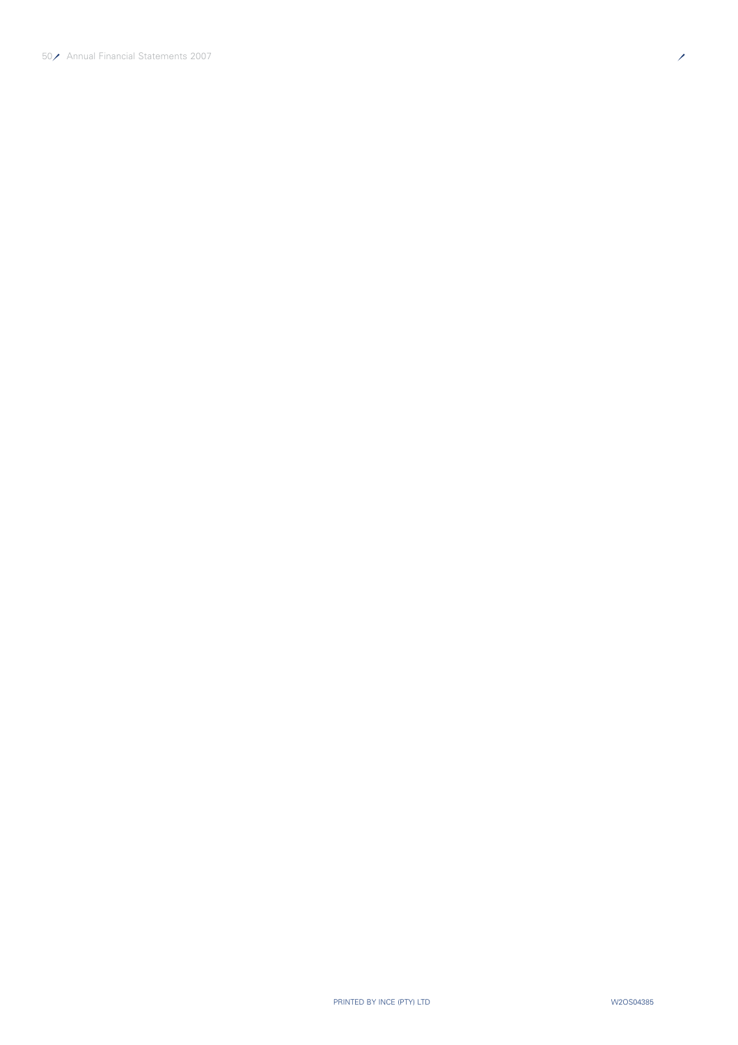PRINTED BY INCE (PTY) LTD

W2OS04385